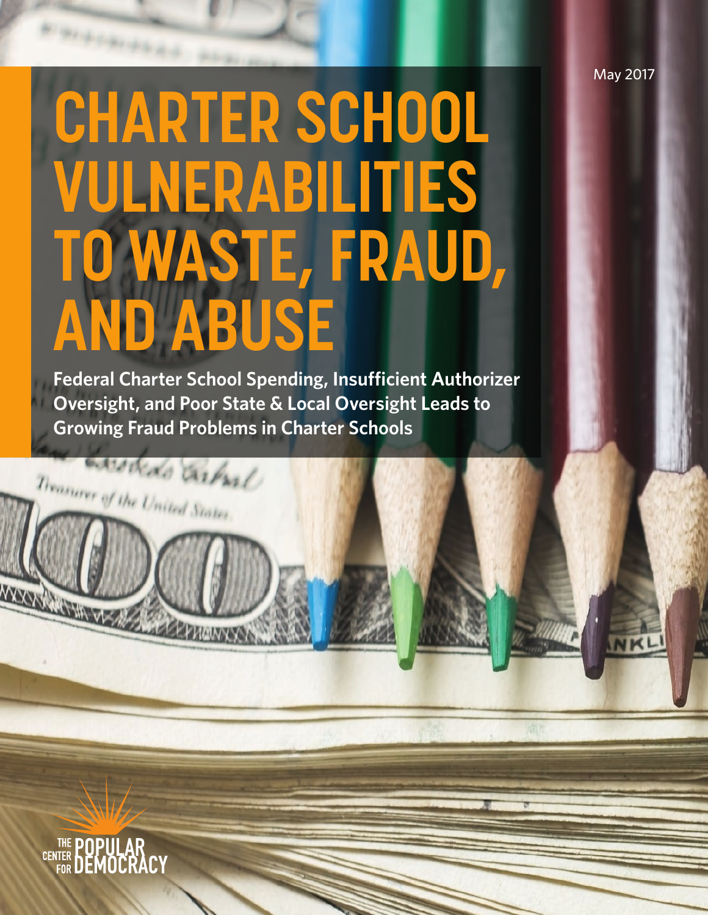May 2017

# CHARTER SCHOOL VULNERABILITIES TO WASTE, FRAUD, AND ABUSE

**Federal Charter School Spending, Insufficient Authorizer Oversight, and Poor State & Local Oversight Leads to Growing Fraud Problems in Charter Schools**

THE CENTER FOR POPULAR DEMOCRACY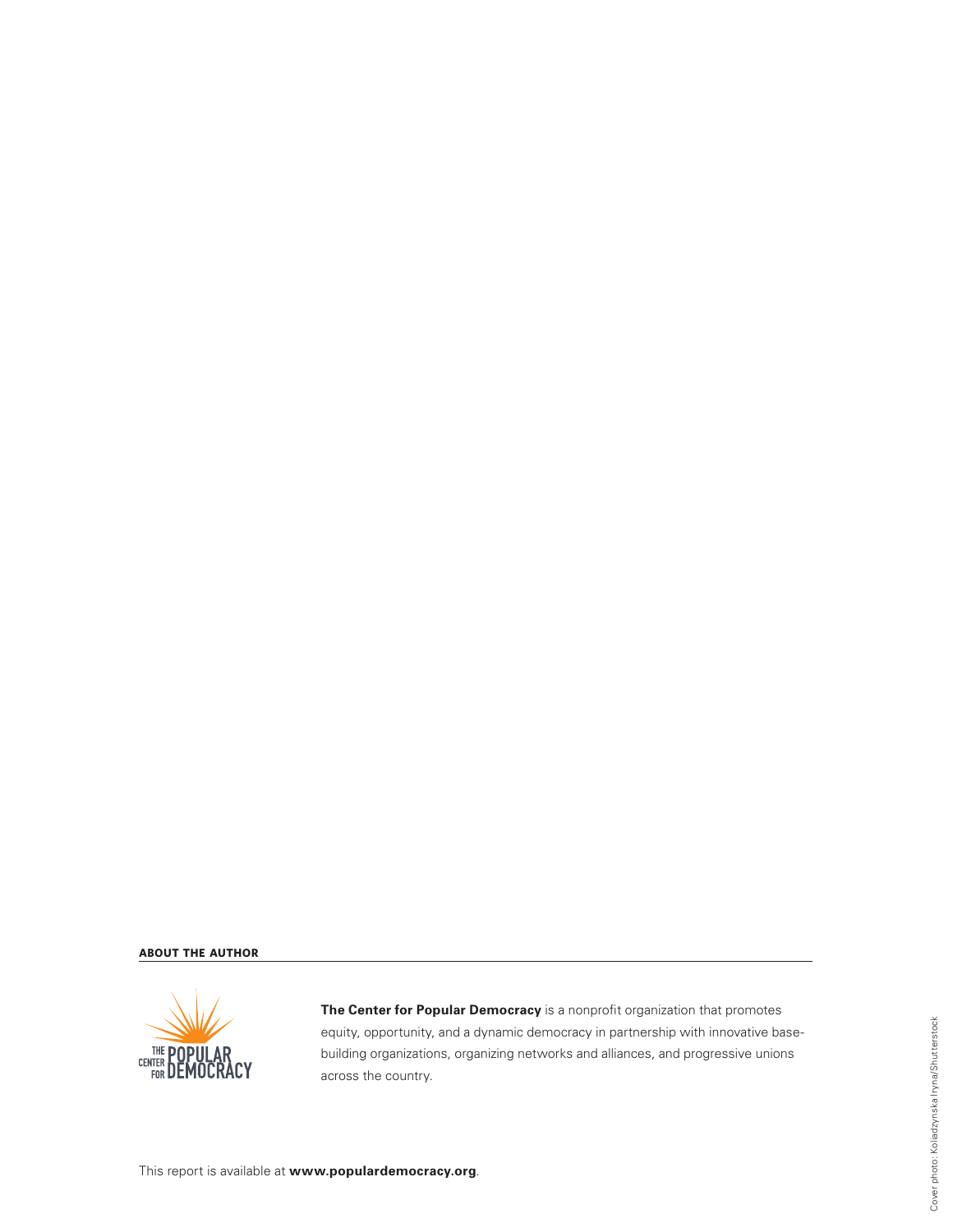**ABOUT THE AUTHOR**

**The Center for Popular Democracy** is a nonprofit organization that promotes equity, opportunity, and a dynamic democracy in partnership with innovative base-building organizations, organizing networks and alliances, and progressive unions across the country.

This report is available at **www.populardemocracy.org**.

Cover photo: Koladzynska Iryna/Shutterstock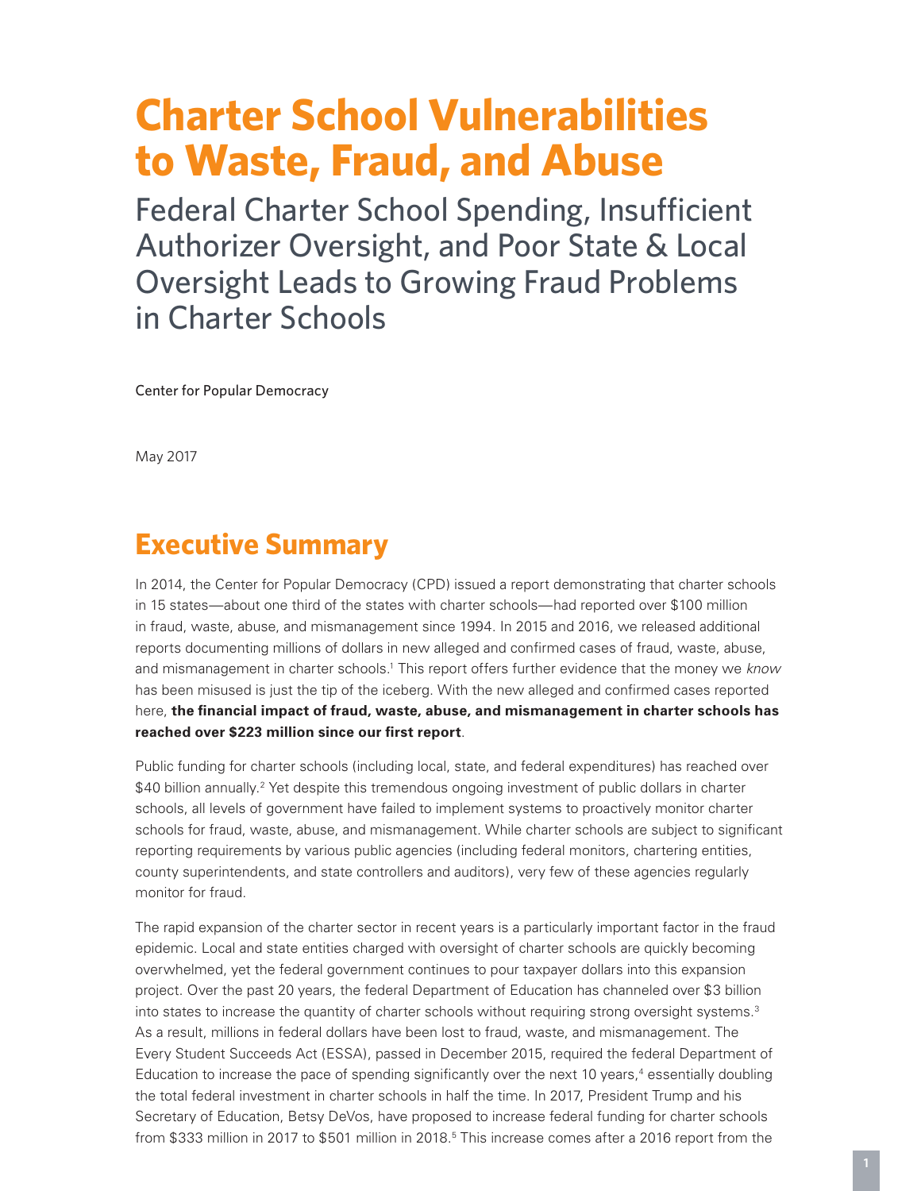# Charter School Vulnerabilities to Waste, Fraud, and Abuse

## Federal Charter School Spending, Insufficient Authorizer Oversight, and Poor State & Local Oversight Leads to Growing Fraud Problems in Charter Schools

Center for Popular Democracy

May 2017

## Executive Summary

In 2014, the Center for Popular Democracy (CPD) issued a report demonstrating that charter schools in 15 states—about one third of the states with charter schools—had reported over $100 million in fraud, waste, abuse, and mismanagement since 1994. In 2015 and 2016, we released additional reports documenting millions of dollars in new alleged and confirmed cases of fraud, waste, abuse, and mismanagement in charter schools.[1] This report offers further evidence that the money we *know* has been misused is just the tip of the iceberg. With the new alleged and confirmed cases reported here, **the financial impact of fraud, waste, abuse, and mismanagement in charter schools has reached over $223 million since our first report**.

Public funding for charter schools (including local, state, and federal expenditures) has reached over $40 billion annually.[2] Yet despite this tremendous ongoing investment of public dollars in charter schools, all levels of government have failed to implement systems to proactively monitor charter schools for fraud, waste, abuse, and mismanagement. While charter schools are subject to significant reporting requirements by various public agencies (including federal monitors, chartering entities, county superintendents, and state controllers and auditors), very few of these agencies regularly monitor for fraud.

The rapid expansion of the charter sector in recent years is a particularly important factor in the fraud epidemic. Local and state entities charged with oversight of charter schools are quickly becoming overwhelmed, yet the federal government continues to pour taxpayer dollars into this expansion project. Over the past 20 years, the federal Department of Education has channeled over $3 billion into states to increase the quantity of charter schools without requiring strong oversight systems.[3] As a result, millions in federal dollars have been lost to fraud, waste, and mismanagement. The Every Student Succeeds Act (ESSA), passed in December 2015, required the federal Department of Education to increase the pace of spending significantly over the next 10 years,[4] essentially doubling the total federal investment in charter schools in half the time. In 2017, President Trump and his Secretary of Education, Betsy DeVos, have proposed to increase federal funding for charter schools from $333 million in 2017 to $501 million in 2018.[5] This increase comes after a 2016 report from the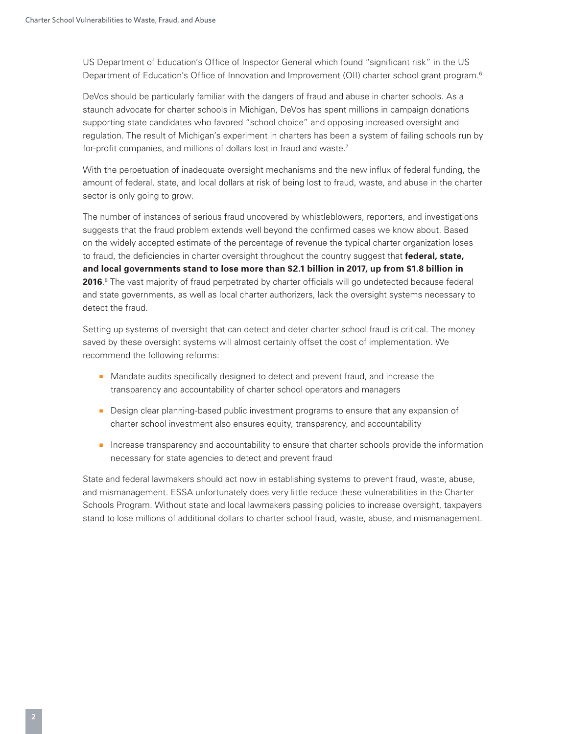US Department of Education's Office of Inspector General which found "significant risk" in the US Department of Education's Office of Innovation and Improvement (OII) charter school grant program.[6]

DeVos should be particularly familiar with the dangers of fraud and abuse in charter schools. As a staunch advocate for charter schools in Michigan, DeVos has spent millions in campaign donations supporting state candidates who favored "school choice" and opposing increased oversight and regulation. The result of Michigan's experiment in charters has been a system of failing schools run by for-profit companies, and millions of dollars lost in fraud and waste.[7]

With the perpetuation of inadequate oversight mechanisms and the new influx of federal funding, the amount of federal, state, and local dollars at risk of being lost to fraud, waste, and abuse in the charter sector is only going to grow.

The number of instances of serious fraud uncovered by whistleblowers, reporters, and investigations suggests that the fraud problem extends well beyond the confirmed cases we know about. Based on the widely accepted estimate of the percentage of revenue the typical charter organization loses to fraud, the deficiencies in charter oversight throughout the country suggest that **federal, state, and local governments stand to lose more than $2.1 billion in 2017, up from $1.8 billion in 2016**.[8] The vast majority of fraud perpetrated by charter officials will go undetected because federal and state governments, as well as local charter authorizers, lack the oversight systems necessary to detect the fraud.

Setting up systems of oversight that can detect and deter charter school fraud is critical. The money saved by these oversight systems will almost certainly offset the cost of implementation. We recommend the following reforms:

- Mandate audits specifically designed to detect and prevent fraud, and increase the transparency and accountability of charter school operators and managers
- Design clear planning-based public investment programs to ensure that any expansion of charter school investment also ensures equity, transparency, and accountability
- Increase transparency and accountability to ensure that charter schools provide the information necessary for state agencies to detect and prevent fraud

State and federal lawmakers should act now in establishing systems to prevent fraud, waste, abuse, and mismanagement. ESSA unfortunately does very little reduce these vulnerabilities in the Charter Schools Program. Without state and local lawmakers passing policies to increase oversight, taxpayers stand to lose millions of additional dollars to charter school fraud, waste, abuse, and mismanagement.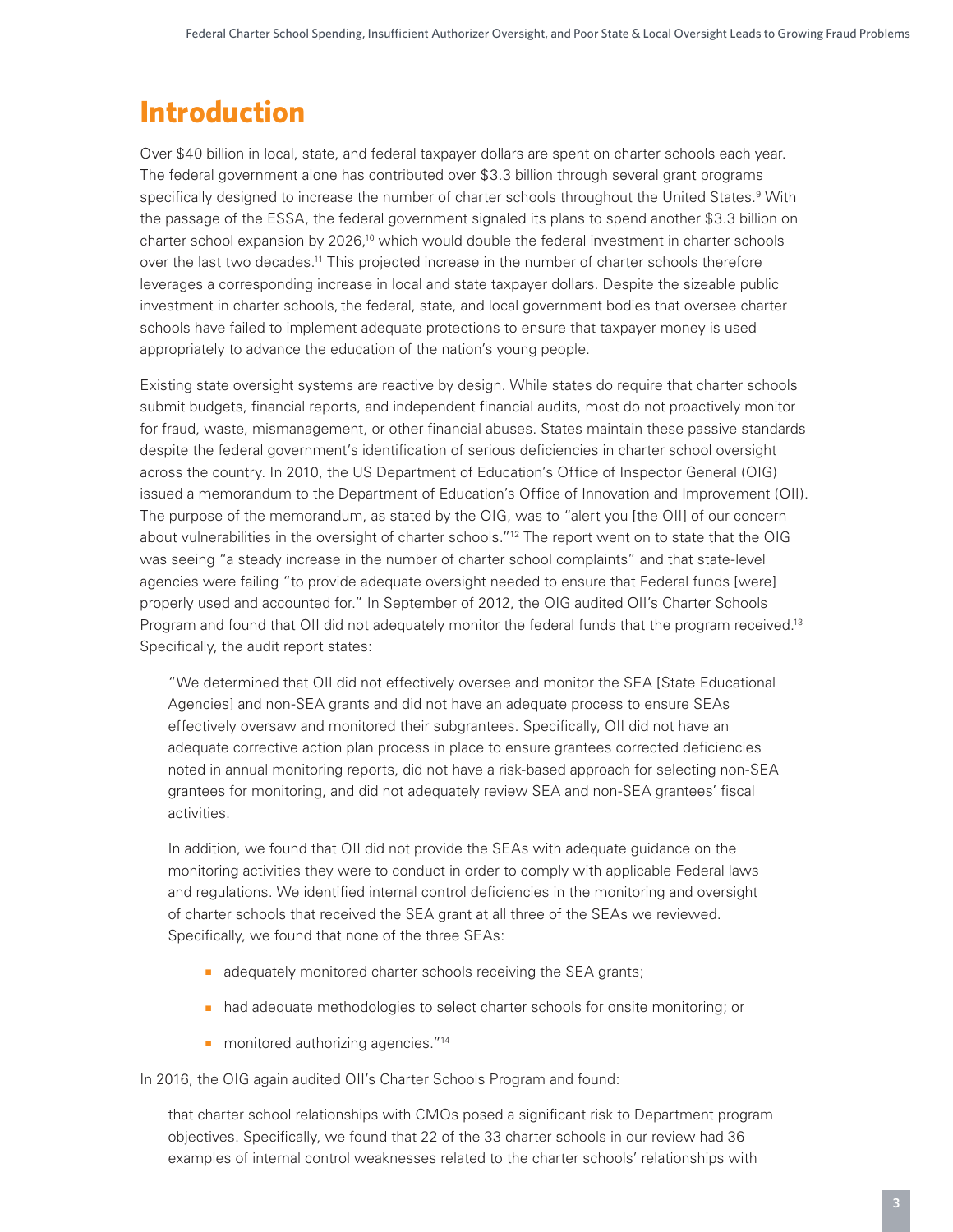# Introduction

Over $40 billion in local, state, and federal taxpayer dollars are spent on charter schools each year. The federal government alone has contributed over $3.3 billion through several grant programs specifically designed to increase the number of charter schools throughout the United States.[9] With the passage of the ESSA, the federal government signaled its plans to spend another $3.3 billion on charter school expansion by 2026,[10] which would double the federal investment in charter schools over the last two decades.[11] This projected increase in the number of charter schools therefore leverages a corresponding increase in local and state taxpayer dollars. Despite the sizeable public investment in charter schools, the federal, state, and local government bodies that oversee charter schools have failed to implement adequate protections to ensure that taxpayer money is used appropriately to advance the education of the nation's young people.

Existing state oversight systems are reactive by design. While states do require that charter schools submit budgets, financial reports, and independent financial audits, most do not proactively monitor for fraud, waste, mismanagement, or other financial abuses. States maintain these passive standards despite the federal government's identification of serious deficiencies in charter school oversight across the country. In 2010, the US Department of Education's Office of Inspector General (OIG) issued a memorandum to the Department of Education's Office of Innovation and Improvement (OII). The purpose of the memorandum, as stated by the OIG, was to "alert you [the OII] of our concern about vulnerabilities in the oversight of charter schools."[12] The report went on to state that the OIG was seeing "a steady increase in the number of charter school complaints" and that state-level agencies were failing "to provide adequate oversight needed to ensure that Federal funds [were] properly used and accounted for." In September of 2012, the OIG audited OII's Charter Schools Program and found that OII did not adequately monitor the federal funds that the program received.[13] Specifically, the audit report states:

> "We determined that OII did not effectively oversee and monitor the SEA [State Educational Agencies] and non-SEA grants and did not have an adequate process to ensure SEAs effectively oversaw and monitored their subgrantees. Specifically, OII did not have an adequate corrective action plan process in place to ensure grantees corrected deficiencies noted in annual monitoring reports, did not have a risk-based approach for selecting non-SEA grantees for monitoring, and did not adequately review SEA and non-SEA grantees' fiscal activities.
>
> In addition, we found that OII did not provide the SEAs with adequate guidance on the monitoring activities they were to conduct in order to comply with applicable Federal laws and regulations. We identified internal control deficiencies in the monitoring and oversight of charter schools that received the SEA grant at all three of the SEAs we reviewed. Specifically, we found that none of the three SEAs:
>
> - adequately monitored charter schools receiving the SEA grants;
> - had adequate methodologies to select charter schools for onsite monitoring; or
> - monitored authorizing agencies."[14]

In 2016, the OIG again audited OII's Charter Schools Program and found:

> that charter school relationships with CMOs posed a significant risk to Department program objectives. Specifically, we found that 22 of the 33 charter schools in our review had 36 examples of internal control weaknesses related to the charter schools' relationships with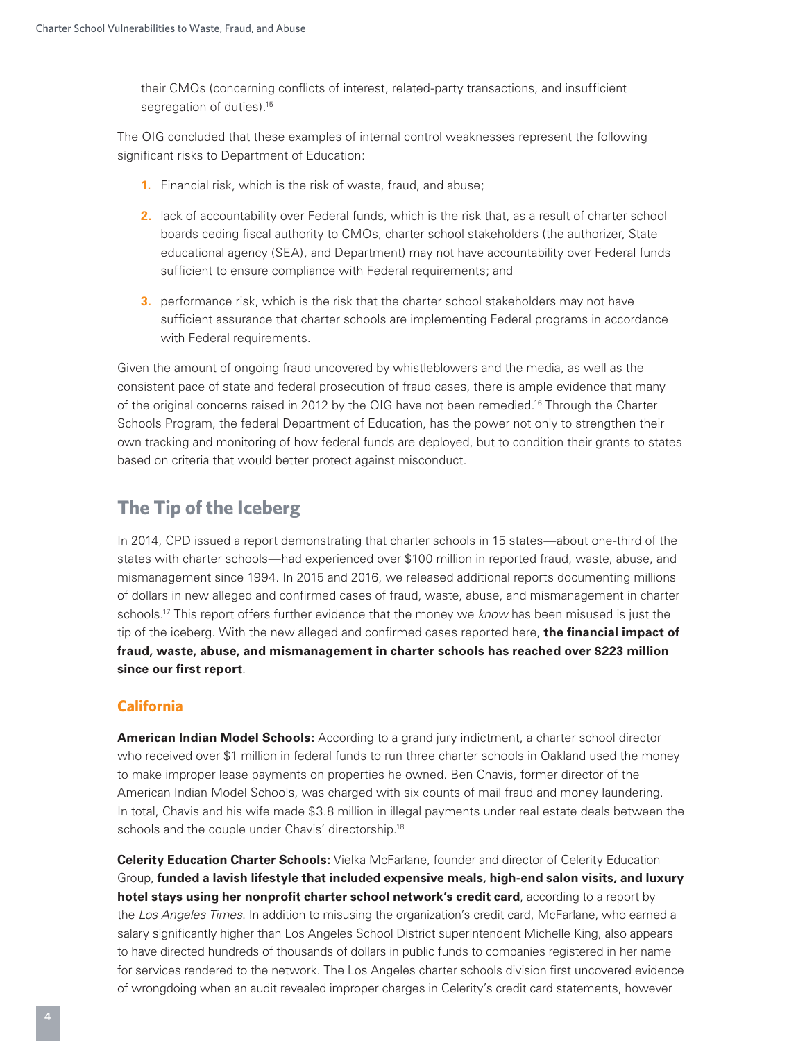their CMOs (concerning conflicts of interest, related-party transactions, and insufficient segregation of duties).[15]

The OIG concluded that these examples of internal control weaknesses represent the following significant risks to Department of Education:

1. Financial risk, which is the risk of waste, fraud, and abuse;
2. lack of accountability over Federal funds, which is the risk that, as a result of charter school boards ceding fiscal authority to CMOs, charter school stakeholders (the authorizer, State educational agency (SEA), and Department) may not have accountability over Federal funds sufficient to ensure compliance with Federal requirements; and
3. performance risk, which is the risk that the charter school stakeholders may not have sufficient assurance that charter schools are implementing Federal programs in accordance with Federal requirements.

Given the amount of ongoing fraud uncovered by whistleblowers and the media, as well as the consistent pace of state and federal prosecution of fraud cases, there is ample evidence that many of the original concerns raised in 2012 by the OIG have not been remedied.[16] Through the Charter Schools Program, the federal Department of Education, has the power not only to strengthen their own tracking and monitoring of how federal funds are deployed, but to condition their grants to states based on criteria that would better protect against misconduct.

## The Tip of the Iceberg

In 2014, CPD issued a report demonstrating that charter schools in 15 states—about one-third of the states with charter schools—had experienced over $100 million in reported fraud, waste, abuse, and mismanagement since 1994. In 2015 and 2016, we released additional reports documenting millions of dollars in new alleged and confirmed cases of fraud, waste, abuse, and mismanagement in charter schools.[17] This report offers further evidence that the money we *know* has been misused is just the tip of the iceberg. With the new alleged and confirmed cases reported here, **the financial impact of fraud, waste, abuse, and mismanagement in charter schools has reached over $223 million since our first report**.

### California

**American Indian Model Schools:** According to a grand jury indictment, a charter school director who received over $1 million in federal funds to run three charter schools in Oakland used the money to make improper lease payments on properties he owned. Ben Chavis, former director of the American Indian Model Schools, was charged with six counts of mail fraud and money laundering. In total, Chavis and his wife made $3.8 million in illegal payments under real estate deals between the schools and the couple under Chavis' directorship.[18]

**Celerity Education Charter Schools:** Vielka McFarlane, founder and director of Celerity Education Group, **funded a lavish lifestyle that included expensive meals, high-end salon visits, and luxury hotel stays using her nonprofit charter school network's credit card**, according to a report by the *Los Angeles Times*. In addition to misusing the organization's credit card, McFarlane, who earned a salary significantly higher than Los Angeles School District superintendent Michelle King, also appears to have directed hundreds of thousands of dollars in public funds to companies registered in her name for services rendered to the network. The Los Angeles charter schools division first uncovered evidence of wrongdoing when an audit revealed improper charges in Celerity's credit card statements, however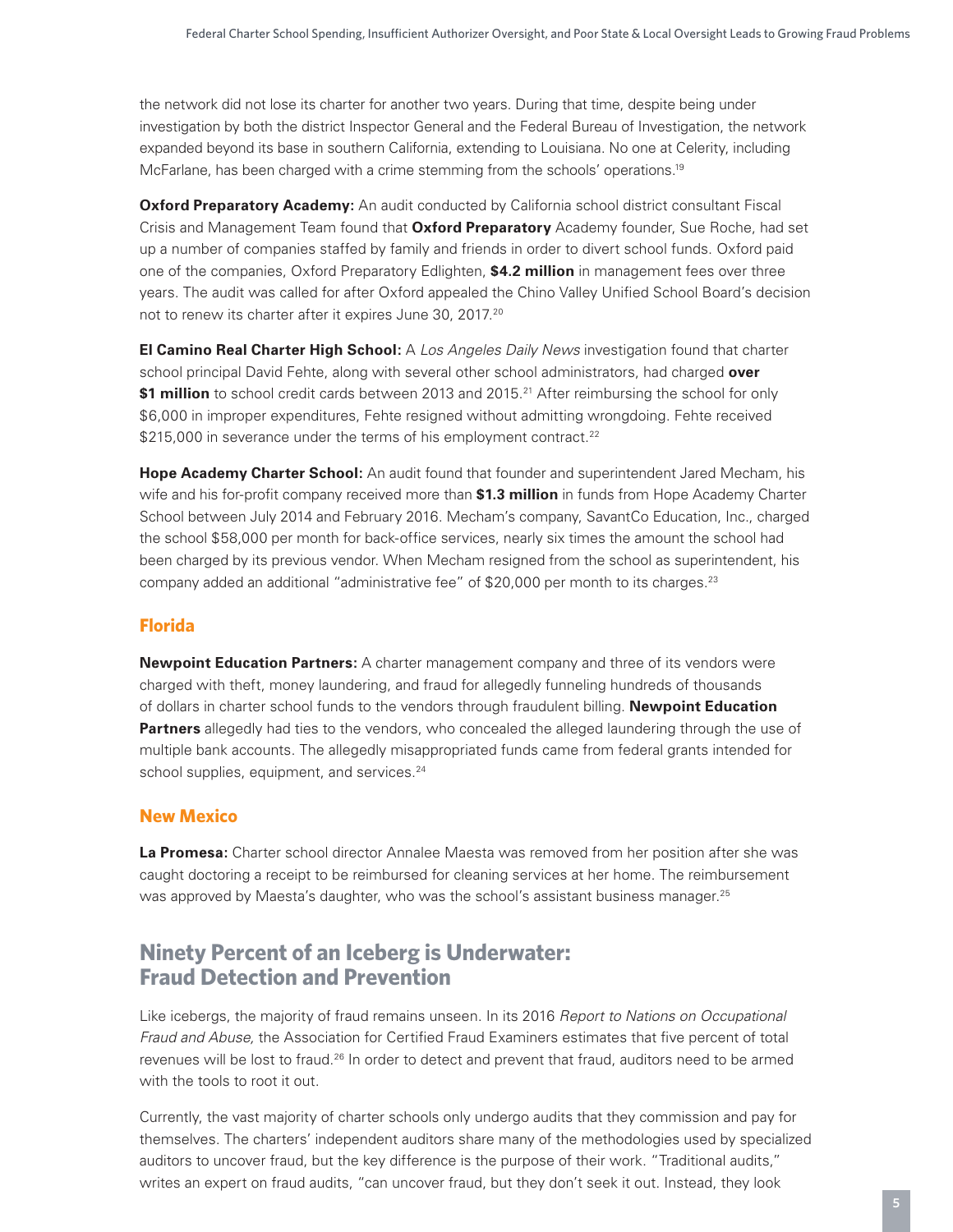the network did not lose its charter for another two years. During that time, despite being under investigation by both the district Inspector General and the Federal Bureau of Investigation, the network expanded beyond its base in southern California, extending to Louisiana. No one at Celerity, including McFarlane, has been charged with a crime stemming from the schools' operations.[19]

**Oxford Preparatory Academy:** An audit conducted by California school district consultant Fiscal Crisis and Management Team found that **Oxford Preparatory** Academy founder, Sue Roche, had set up a number of companies staffed by family and friends in order to divert school funds. Oxford paid one of the companies, Oxford Preparatory Edlighten, **$4.2 million** in management fees over three years. The audit was called for after Oxford appealed the Chino Valley Unified School Board's decision not to renew its charter after it expires June 30, 2017.[20]

**El Camino Real Charter High School:** A *Los Angeles Daily News* investigation found that charter school principal David Fehte, along with several other school administrators, had charged **over $1 million** to school credit cards between 2013 and 2015.[21] After reimbursing the school for only $6,000 in improper expenditures, Fehte resigned without admitting wrongdoing. Fehte received $215,000 in severance under the terms of his employment contract.[22]

**Hope Academy Charter School:** An audit found that founder and superintendent Jared Mecham, his wife and his for-profit company received more than **$1.3 million** in funds from Hope Academy Charter School between July 2014 and February 2016. Mecham's company, SavantCo Education, Inc., charged the school $58,000 per month for back-office services, nearly six times the amount the school had been charged by its previous vendor. When Mecham resigned from the school as superintendent, his company added an additional "administrative fee" of $20,000 per month to its charges.[23]

### Florida

**Newpoint Education Partners:** A charter management company and three of its vendors were charged with theft, money laundering, and fraud for allegedly funneling hundreds of thousands of dollars in charter school funds to the vendors through fraudulent billing. **Newpoint Education Partners** allegedly had ties to the vendors, who concealed the alleged laundering through the use of multiple bank accounts. The allegedly misappropriated funds came from federal grants intended for school supplies, equipment, and services.[24]

### New Mexico

**La Promesa:** Charter school director Annalee Maesta was removed from her position after she was caught doctoring a receipt to be reimbursed for cleaning services at her home. The reimbursement was approved by Maesta's daughter, who was the school's assistant business manager.[25]

## Ninety Percent of an Iceberg is Underwater: Fraud Detection and Prevention

Like icebergs, the majority of fraud remains unseen. In its 2016 *Report to Nations on Occupational Fraud and Abuse,* the Association for Certified Fraud Examiners estimates that five percent of total revenues will be lost to fraud.[26] In order to detect and prevent that fraud, auditors need to be armed with the tools to root it out.

Currently, the vast majority of charter schools only undergo audits that they commission and pay for themselves. The charters' independent auditors share many of the methodologies used by specialized auditors to uncover fraud, but the key difference is the purpose of their work. "Traditional audits," writes an expert on fraud audits, "can uncover fraud, but they don't seek it out. Instead, they look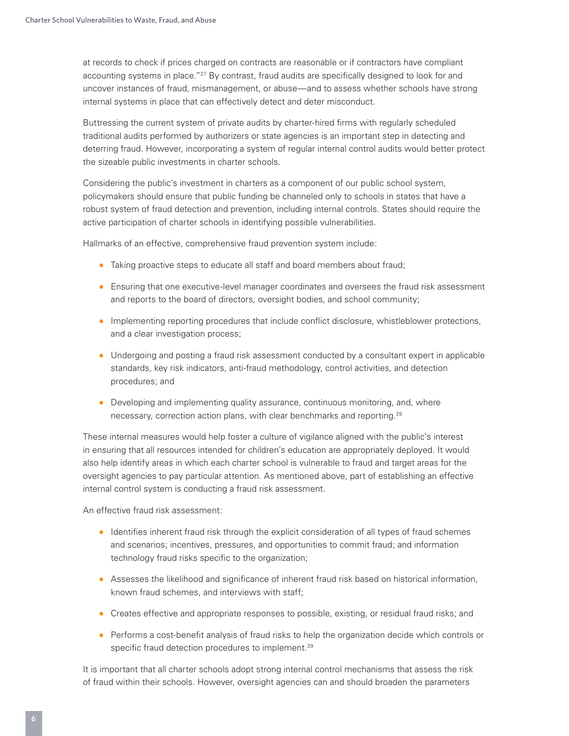at records to check if prices charged on contracts are reasonable or if contractors have compliant accounting systems in place."[27] By contrast, fraud audits are specifically designed to look for and uncover instances of fraud, mismanagement, or abuse—and to assess whether schools have strong internal systems in place that can effectively detect and deter misconduct.

Buttressing the current system of private audits by charter-hired firms with regularly scheduled traditional audits performed by authorizers or state agencies is an important step in detecting and deterring fraud. However, incorporating a system of regular internal control audits would better protect the sizeable public investments in charter schools.

Considering the public's investment in charters as a component of our public school system, policymakers should ensure that public funding be channeled only to schools in states that have a robust system of fraud detection and prevention, including internal controls. States should require the active participation of charter schools in identifying possible vulnerabilities.

Hallmarks of an effective, comprehensive fraud prevention system include:

- Taking proactive steps to educate all staff and board members about fraud;
- Ensuring that one executive-level manager coordinates and oversees the fraud risk assessment and reports to the board of directors, oversight bodies, and school community;
- Implementing reporting procedures that include conflict disclosure, whistleblower protections, and a clear investigation process;
- Undergoing and posting a fraud risk assessment conducted by a consultant expert in applicable standards, key risk indicators, anti-fraud methodology, control activities, and detection procedures; and
- Developing and implementing quality assurance, continuous monitoring, and, where necessary, correction action plans, with clear benchmarks and reporting.[28]

These internal measures would help foster a culture of vigilance aligned with the public's interest in ensuring that all resources intended for children's education are appropriately deployed. It would also help identify areas in which each charter school is vulnerable to fraud and target areas for the oversight agencies to pay particular attention. As mentioned above, part of establishing an effective internal control system is conducting a fraud risk assessment.

An effective fraud risk assessment:

- Identifies inherent fraud risk through the explicit consideration of all types of fraud schemes and scenarios; incentives, pressures, and opportunities to commit fraud; and information technology fraud risks specific to the organization;
- Assesses the likelihood and significance of inherent fraud risk based on historical information, known fraud schemes, and interviews with staff;
- Creates effective and appropriate responses to possible, existing, or residual fraud risks; and
- Performs a cost-benefit analysis of fraud risks to help the organization decide which controls or specific fraud detection procedures to implement.[29]

It is important that all charter schools adopt strong internal control mechanisms that assess the risk of fraud within their schools. However, oversight agencies can and should broaden the parameters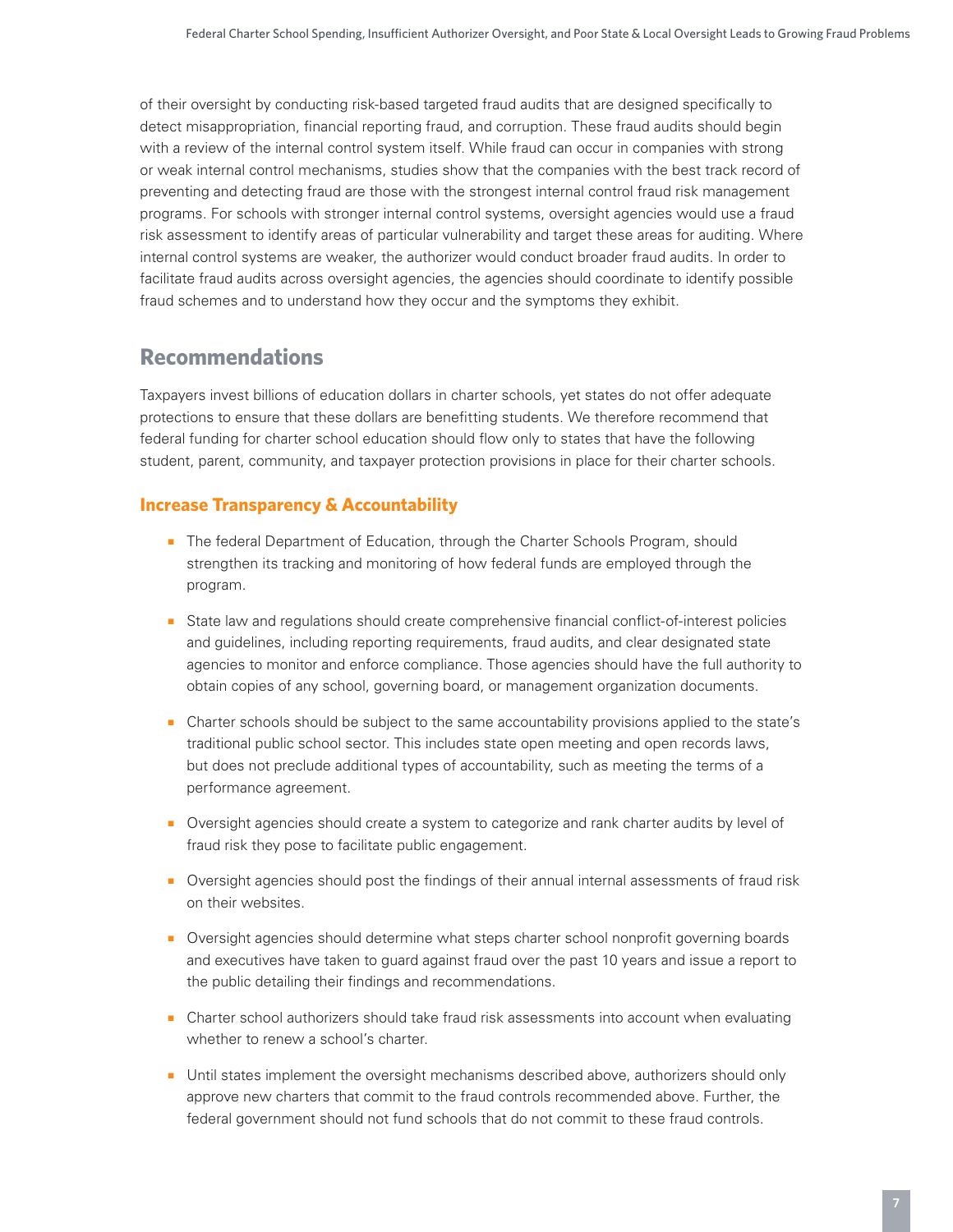of their oversight by conducting risk-based targeted fraud audits that are designed specifically to detect misappropriation, financial reporting fraud, and corruption. These fraud audits should begin with a review of the internal control system itself. While fraud can occur in companies with strong or weak internal control mechanisms, studies show that the companies with the best track record of preventing and detecting fraud are those with the strongest internal control fraud risk management programs. For schools with stronger internal control systems, oversight agencies would use a fraud risk assessment to identify areas of particular vulnerability and target these areas for auditing. Where internal control systems are weaker, the authorizer would conduct broader fraud audits. In order to facilitate fraud audits across oversight agencies, the agencies should coordinate to identify possible fraud schemes and to understand how they occur and the symptoms they exhibit.

## Recommendations

Taxpayers invest billions of education dollars in charter schools, yet states do not offer adequate protections to ensure that these dollars are benefitting students. We therefore recommend that federal funding for charter school education should flow only to states that have the following student, parent, community, and taxpayer protection provisions in place for their charter schools.

### Increase Transparency & Accountability

- The federal Department of Education, through the Charter Schools Program, should strengthen its tracking and monitoring of how federal funds are employed through the program.
- State law and regulations should create comprehensive financial conflict-of-interest policies and guidelines, including reporting requirements, fraud audits, and clear designated state agencies to monitor and enforce compliance. Those agencies should have the full authority to obtain copies of any school, governing board, or management organization documents.
- Charter schools should be subject to the same accountability provisions applied to the state's traditional public school sector. This includes state open meeting and open records laws, but does not preclude additional types of accountability, such as meeting the terms of a performance agreement.
- Oversight agencies should create a system to categorize and rank charter audits by level of fraud risk they pose to facilitate public engagement.
- Oversight agencies should post the findings of their annual internal assessments of fraud risk on their websites.
- Oversight agencies should determine what steps charter school nonprofit governing boards and executives have taken to guard against fraud over the past 10 years and issue a report to the public detailing their findings and recommendations.
- Charter school authorizers should take fraud risk assessments into account when evaluating whether to renew a school's charter.
- Until states implement the oversight mechanisms described above, authorizers should only approve new charters that commit to the fraud controls recommended above. Further, the federal government should not fund schools that do not commit to these fraud controls.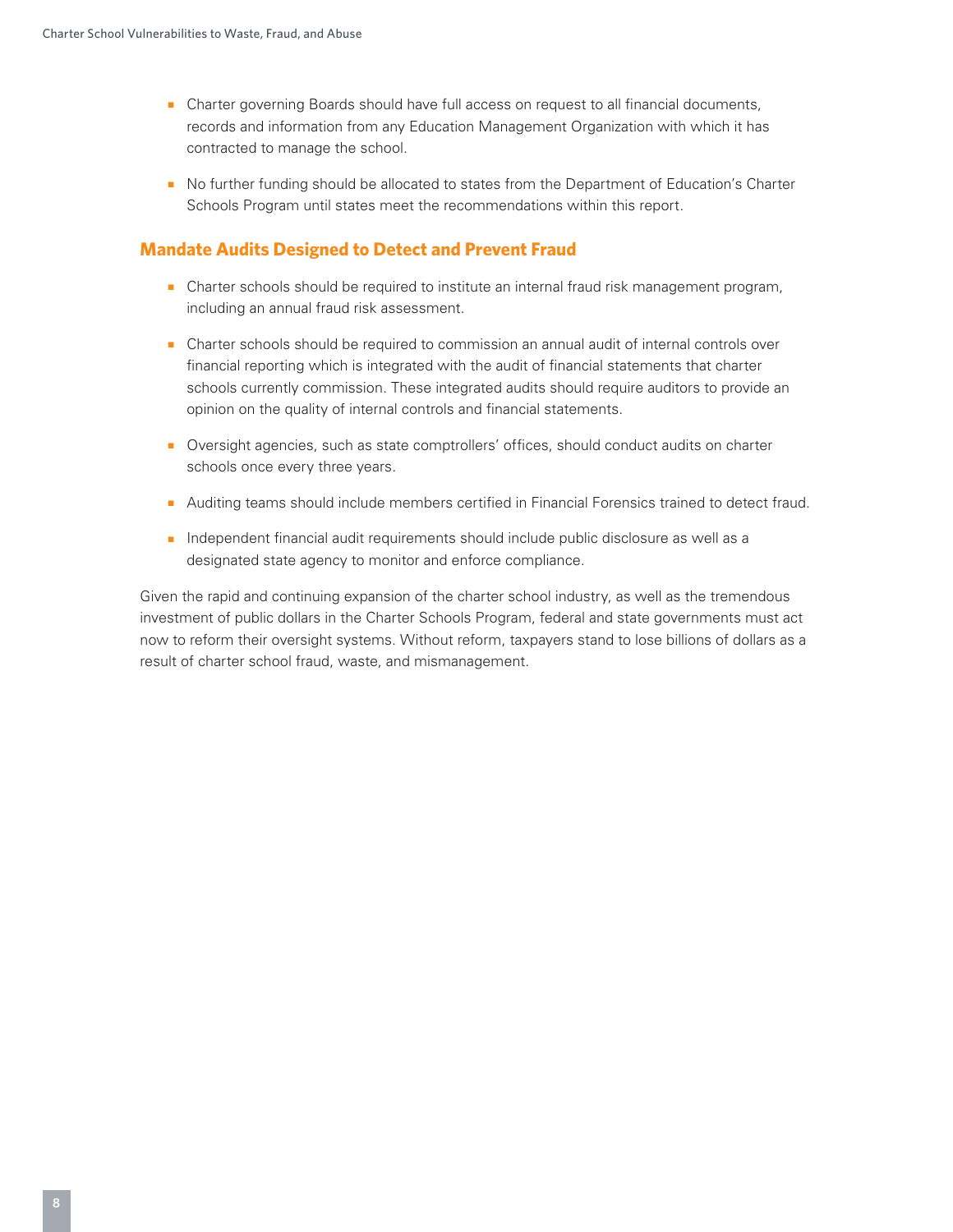- Charter governing Boards should have full access on request to all financial documents, records and information from any Education Management Organization with which it has contracted to manage the school.

- No further funding should be allocated to states from the Department of Education's Charter Schools Program until states meet the recommendations within this report.

## Mandate Audits Designed to Detect and Prevent Fraud

- Charter schools should be required to institute an internal fraud risk management program, including an annual fraud risk assessment.

- Charter schools should be required to commission an annual audit of internal controls over financial reporting which is integrated with the audit of financial statements that charter schools currently commission. These integrated audits should require auditors to provide an opinion on the quality of internal controls and financial statements.

- Oversight agencies, such as state comptrollers' offices, should conduct audits on charter schools once every three years.

- Auditing teams should include members certified in Financial Forensics trained to detect fraud.

- Independent financial audit requirements should include public disclosure as well as a designated state agency to monitor and enforce compliance.

Given the rapid and continuing expansion of the charter school industry, as well as the tremendous investment of public dollars in the Charter Schools Program, federal and state governments must act now to reform their oversight systems. Without reform, taxpayers stand to lose billions of dollars as a result of charter school fraud, waste, and mismanagement.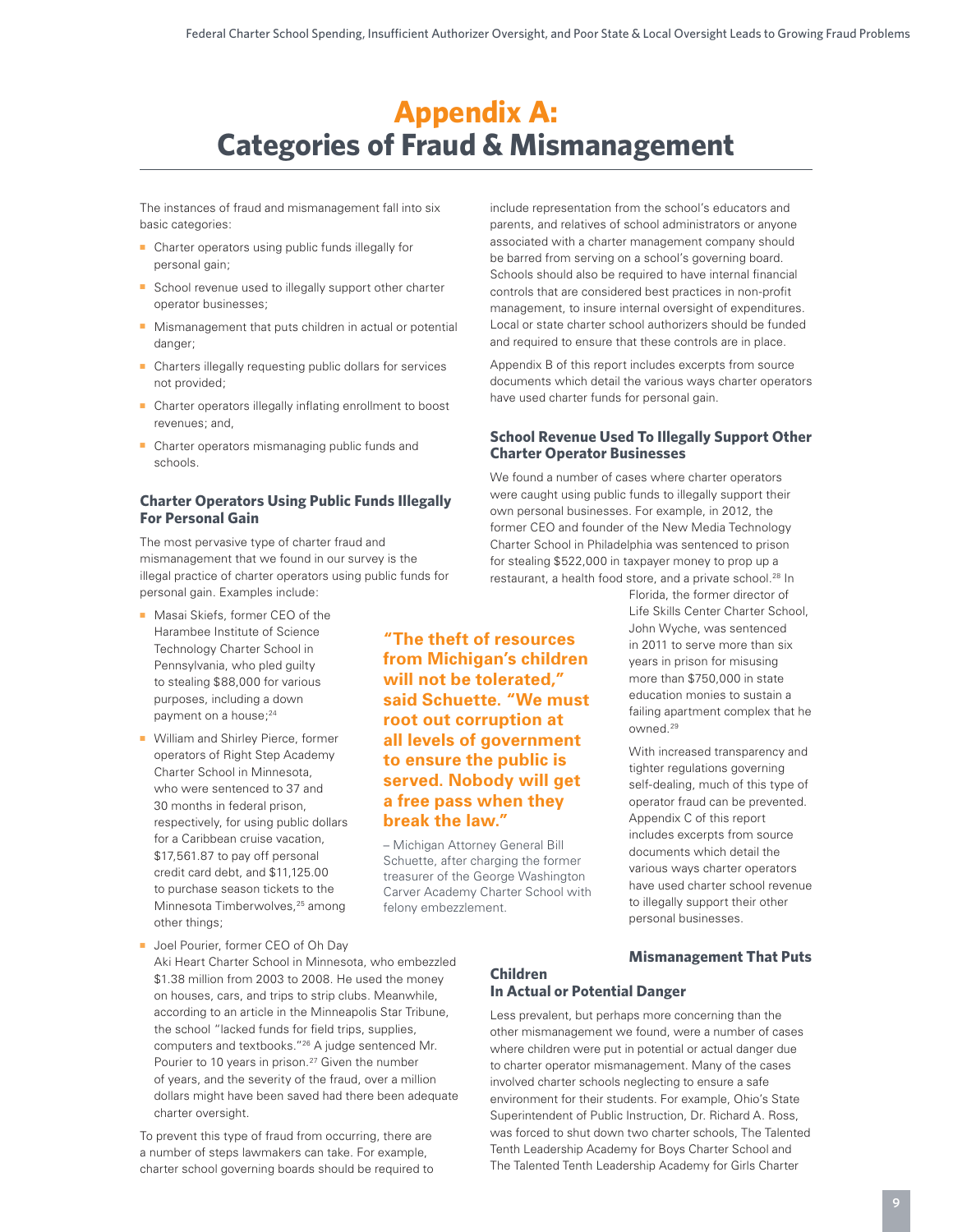# Appendix A: Categories of Fraud & Mismanagement

The instances of fraud and mismanagement fall into six basic categories:

- Charter operators using public funds illegally for personal gain;
- School revenue used to illegally support other charter operator businesses;
- Mismanagement that puts children in actual or potential danger;
- Charters illegally requesting public dollars for services not provided;
- Charter operators illegally inflating enrollment to boost revenues; and,
- Charter operators mismanaging public funds and schools.

### Charter Operators Using Public Funds Illegally For Personal Gain

The most pervasive type of charter fraud and mismanagement that we found in our survey is the illegal practice of charter operators using public funds for personal gain. Examples include:

- Masai Skiefs, former CEO of the Harambee Institute of Science Technology Charter School in Pennsylvania, who pled guilty to stealing $88,000 for various purposes, including a down payment on a house;[24]
- William and Shirley Pierce, former operators of Right Step Academy Charter School in Minnesota, who were sentenced to 37 and 30 months in federal prison, respectively, for using public dollars for a Caribbean cruise vacation, $17,561.87 to pay off personal credit card debt, and $11,125.00 to purchase season tickets to the Minnesota Timberwolves,[25] among other things;
- Joel Pourier, former CEO of Oh Day Aki Heart Charter School in Minnesota, who embezzled $1.38 million from 2003 to 2008. He used the money on houses, cars, and trips to strip clubs. Meanwhile, according to an article in the Minneapolis Star Tribune, the school "lacked funds for field trips, supplies, computers and textbooks."[26] A judge sentenced Mr. Pourier to 10 years in prison.[27] Given the number of years, and the severity of the fraud, over a million dollars might have been saved had there been adequate charter oversight.

**"The theft of resources from Michigan's children will not be tolerated," said Schuette. "We must root out corruption at all levels of government to ensure the public is served. Nobody will get a free pass when they break the law."**

– Michigan Attorney General Bill Schuette, after charging the former treasurer of the George Washington Carver Academy Charter School with felony embezzlement.

To prevent this type of fraud from occurring, there are a number of steps lawmakers can take. For example, charter school governing boards should be required to include representation from the school's educators and parents, and relatives of school administrators or anyone associated with a charter management company should be barred from serving on a school's governing board. Schools should also be required to have internal financial controls that are considered best practices in non-profit management, to insure internal oversight of expenditures. Local or state charter school authorizers should be funded and required to ensure that these controls are in place.

Appendix B of this report includes excerpts from source documents which detail the various ways charter operators have used charter funds for personal gain.

### School Revenue Used To Illegally Support Other Charter Operator Businesses

We found a number of cases where charter operators were caught using public funds to illegally support their own personal businesses. For example, in 2012, the former CEO and founder of the New Media Technology Charter School in Philadelphia was sentenced to prison for stealing $522,000 in taxpayer money to prop up a restaurant, a health food store, and a private school.[28] In Florida, the former director of Life Skills Center Charter School, John Wyche, was sentenced in 2011 to serve more than six years in prison for misusing more than $750,000 in state education monies to sustain a failing apartment complex that he owned.[29]

With increased transparency and tighter regulations governing self-dealing, much of this type of operator fraud can be prevented. Appendix C of this report includes excerpts from source documents which detail the various ways charter operators have used charter school revenue to illegally support their other personal businesses.

### Mismanagement That Puts Children In Actual or Potential Danger

Less prevalent, but perhaps more concerning than the other mismanagement we found, were a number of cases where children were put in potential or actual danger due to charter operator mismanagement. Many of the cases involved charter schools neglecting to ensure a safe environment for their students. For example, Ohio's State Superintendent of Public Instruction, Dr. Richard A. Ross, was forced to shut down two charter schools, The Talented Tenth Leadership Academy for Boys Charter School and The Talented Tenth Leadership Academy for Girls Charter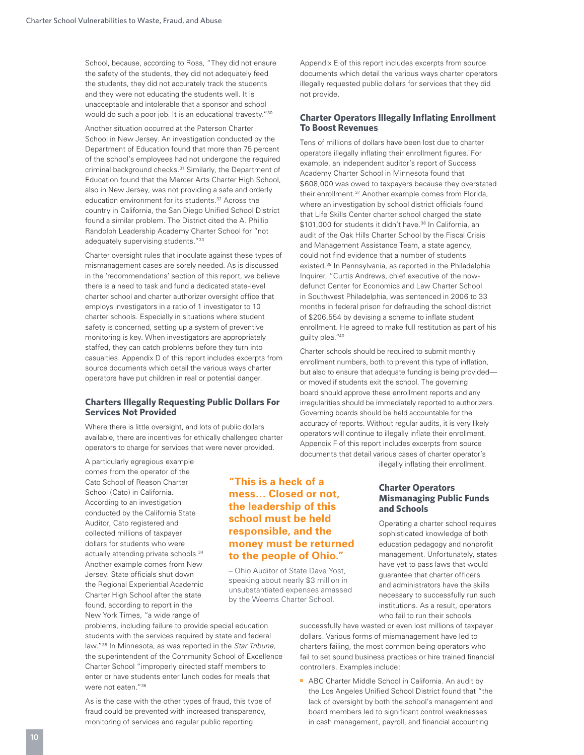School, because, according to Ross, "They did not ensure the safety of the students, they did not adequately feed the students, they did not accurately track the students and they were not educating the students well. It is unacceptable and intolerable that a sponsor and school would do such a poor job. It is an educational travesty."[30]

Another situation occurred at the Paterson Charter School in New Jersey. An investigation conducted by the Department of Education found that more than 75 percent of the school's employees had not undergone the required criminal background checks.[31] Similarly, the Department of Education found that the Mercer Arts Charter High School, also in New Jersey, was not providing a safe and orderly education environment for its students.[32] Across the country in California, the San Diego Unified School District found a similar problem. The District cited the A. Phillip Randolph Leadership Academy Charter School for "not adequately supervising students."[33]

Charter oversight rules that inoculate against these types of mismanagement cases are sorely needed. As is discussed in the 'recommendations' section of this report, we believe there is a need to task and fund a dedicated state-level charter school and charter authorizer oversight office that employs investigators in a ratio of 1 investigator to 10 charter schools. Especially in situations where student safety is concerned, setting up a system of preventive monitoring is key. When investigators are appropriately staffed, they can catch problems before they turn into casualties. Appendix D of this report includes excerpts from source documents which detail the various ways charter operators have put children in real or potential danger.

### Charters Illegally Requesting Public Dollars For Services Not Provided

Where there is little oversight, and lots of public dollars available, there are incentives for ethically challenged charter operators to charge for services that were never provided.

A particularly egregious example comes from the operator of the Cato School of Reason Charter School (Cato) in California. According to an investigation conducted by the California State Auditor, Cato registered and collected millions of taxpayer dollars for students who were actually attending private schools.[34] Another example comes from New Jersey. State officials shut down the Regional Experiential Academic Charter High School after the state found, according to report in the New York Times, "a wide range of problems, including failure to provide special education students with the services required by state and federal law."[35] In Minnesota, as was reported in the *Star Tribune*, the superintendent of the Community School of Excellence Charter School "improperly directed staff members to enter or have students enter lunch codes for meals that were not eaten."[36]

As is the case with the other types of fraud, this type of fraud could be prevented with increased transparency, monitoring of services and regular public reporting.

**"This is a heck of a mess… Closed or not, the leadership of this school must be held responsible, and the money must be returned to the people of Ohio."**

– Ohio Auditor of State Dave Yost, speaking about nearly $3 million in unsubstantiated expenses amassed by the Weems Charter School.

Appendix E of this report includes excerpts from source documents which detail the various ways charter operators illegally requested public dollars for services that they did not provide.

### Charter Operators Illegally Inflating Enrollment To Boost Revenues

Tens of millions of dollars have been lost due to charter operators illegally inflating their enrollment figures. For example, an independent auditor's report of Success Academy Charter School in Minnesota found that $608,000 was owed to taxpayers because they overstated their enrollment.[37] Another example comes from Florida, where an investigation by school district officials found that Life Skills Center charter school charged the state $101,000 for students it didn't have.[38] In California, an audit of the Oak Hills Charter School by the Fiscal Crisis and Management Assistance Team, a state agency, could not find evidence that a number of students existed.[39] In Pennsylvania, as reported in the Philadelphia Inquirer, "Curtis Andrews, chief executive of the now-defunct Center for Economics and Law Charter School in Southwest Philadelphia, was sentenced in 2006 to 33 months in federal prison for defrauding the school district of $206,554 by devising a scheme to inflate student enrollment. He agreed to make full restitution as part of his guilty plea."[40]

Charter schools should be required to submit monthly enrollment numbers, both to prevent this type of inflation, but also to ensure that adequate funding is being provided—or moved if students exit the school. The governing board should approve these enrollment reports and any irregularities should be immediately reported to authorizers. Governing boards should be held accountable for the accuracy of reports. Without regular audits, it is very likely operators will continue to illegally inflate their enrollment. Appendix F of this report includes excerpts from source documents that detail various cases of charter operator's illegally inflating their enrollment.

### Charter Operators Mismanaging Public Funds and Schools

Operating a charter school requires sophisticated knowledge of both education pedagogy and nonprofit management. Unfortunately, states have yet to pass laws that would guarantee that charter officers and administrators have the skills necessary to successfully run such institutions. As a result, operators who fail to run their schools successfully have wasted or even lost millions of taxpayer dollars. Various forms of mismanagement have led to charters failing, the most common being operators who fail to set sound business practices or hire trained financial controllers. Examples include:

- ABC Charter Middle School in California. An audit by the Los Angeles Unified School District found that "the lack of oversight by both the school's management and board members led to significant control weaknesses in cash management, payroll, and financial accounting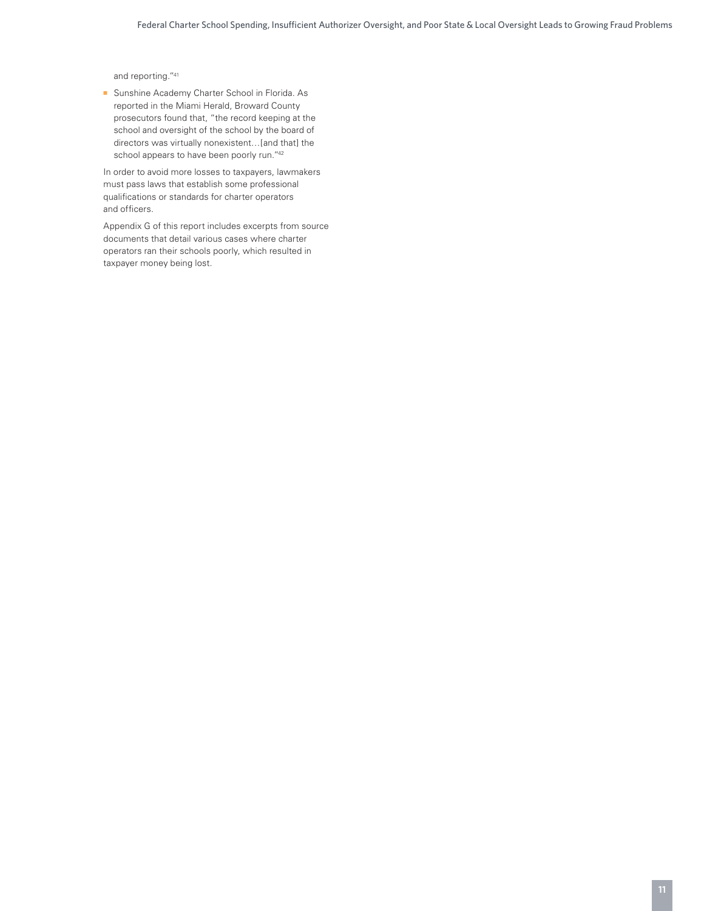and reporting."[41]

- Sunshine Academy Charter School in Florida. As reported in the Miami Herald, Broward County prosecutors found that, "the record keeping at the school and oversight of the school by the board of directors was virtually nonexistent…[and that] the school appears to have been poorly run."[42]

In order to avoid more losses to taxpayers, lawmakers must pass laws that establish some professional qualifications or standards for charter operators and officers.

Appendix G of this report includes excerpts from source documents that detail various cases where charter operators ran their schools poorly, which resulted in taxpayer money being lost.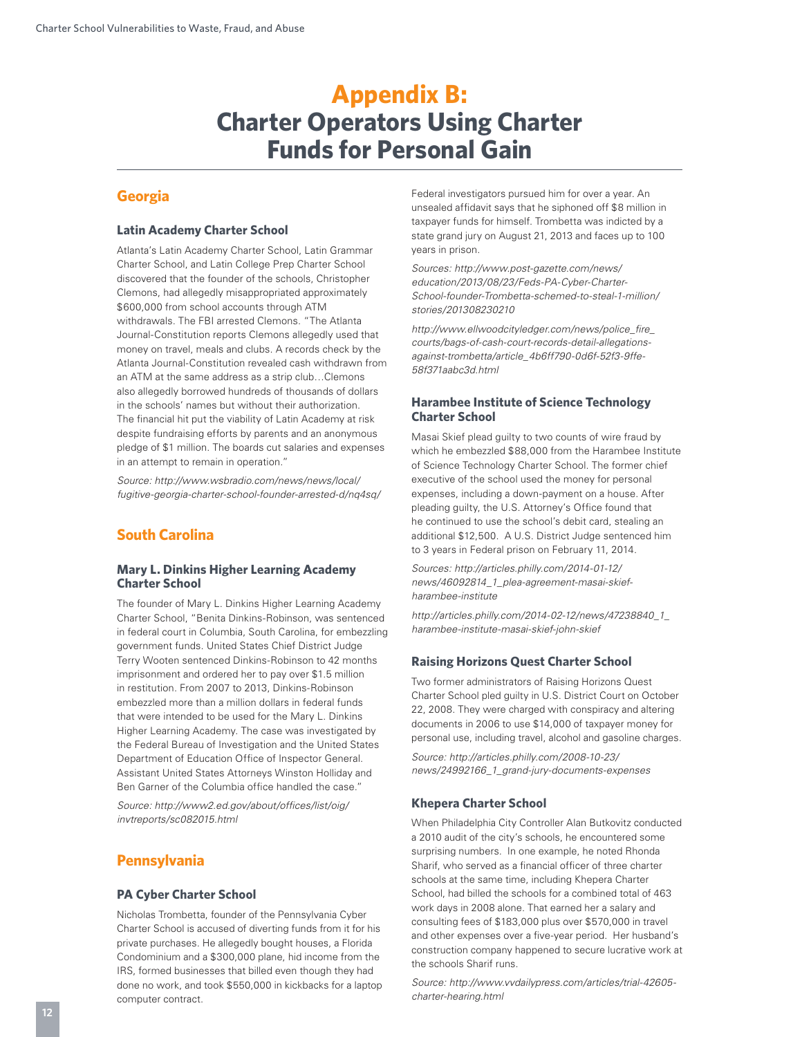# Appendix B: Charter Operators Using Charter Funds for Personal Gain

## Georgia

### Latin Academy Charter School

Atlanta's Latin Academy Charter School, Latin Grammar Charter School, and Latin College Prep Charter School discovered that the founder of the schools, Christopher Clemons, had allegedly misappropriated approximately $600,000 from school accounts through ATM withdrawals. The FBI arrested Clemons. "The Atlanta Journal-Constitution reports Clemons allegedly used that money on travel, meals and clubs. A records check by the Atlanta Journal-Constitution revealed cash withdrawn from an ATM at the same address as a strip club…Clemons also allegedly borrowed hundreds of thousands of dollars in the schools' names but without their authorization. The financial hit put the viability of Latin Academy at risk despite fundraising efforts by parents and an anonymous pledge of $1 million. The boards cut salaries and expenses in an attempt to remain in operation."

*Source: http://www.wsbradio.com/news/news/local/fugitive-georgia-charter-school-founder-arrested-d/nq4sq/*

## South Carolina

### Mary L. Dinkins Higher Learning Academy Charter School

The founder of Mary L. Dinkins Higher Learning Academy Charter School, "Benita Dinkins-Robinson, was sentenced in federal court in Columbia, South Carolina, for embezzling government funds. United States Chief District Judge Terry Wooten sentenced Dinkins-Robinson to 42 months imprisonment and ordered her to pay over $1.5 million in restitution. From 2007 to 2013, Dinkins-Robinson embezzled more than a million dollars in federal funds that were intended to be used for the Mary L. Dinkins Higher Learning Academy. The case was investigated by the Federal Bureau of Investigation and the United States Department of Education Office of Inspector General. Assistant United States Attorneys Winston Holliday and Ben Garner of the Columbia office handled the case."

*Source: http://www2.ed.gov/about/offices/list/oig/invtreports/sc082015.html*

## Pennsylvania

### PA Cyber Charter School

Nicholas Trombetta, founder of the Pennsylvania Cyber Charter School is accused of diverting funds from it for his private purchases. He allegedly bought houses, a Florida Condominium and a $300,000 plane, hid income from the IRS, formed businesses that billed even though they had done no work, and took $550,000 in kickbacks for a laptop computer contract.

Federal investigators pursued him for over a year. An unsealed affidavit says that he siphoned off $8 million in taxpayer funds for himself. Trombetta was indicted by a state grand jury on August 21, 2013 and faces up to 100 years in prison.

*Sources: http://www.post-gazette.com/news/education/2013/08/23/Feds-PA-Cyber-Charter-School-founder-Trombetta-schemed-to-steal-1-million/stories/201308230210*

*http://www.ellwoodcityledger.com/news/police_fire_courts/bags-of-cash-court-records-detail-allegations-against-trombetta/article_4b6ff790-0d6f-52f3-9ffe-58f371aabc3d.html*

### Harambee Institute of Science Technology Charter School

Masai Skief plead guilty to two counts of wire fraud by which he embezzled $88,000 from the Harambee Institute of Science Technology Charter School. The former chief executive of the school used the money for personal expenses, including a down-payment on a house. After pleading guilty, the U.S. Attorney's Office found that he continued to use the school's debit card, stealing an additional $12,500. A U.S. District Judge sentenced him to 3 years in Federal prison on February 11, 2014.

*Sources: http://articles.philly.com/2014-01-12/news/46092814_1_plea-agreement-masai-skief-harambee-institute*

*http://articles.philly.com/2014-02-12/news/47238840_1_harambee-institute-masai-skief-john-skief*

### Raising Horizons Quest Charter School

Two former administrators of Raising Horizons Quest Charter School pled guilty in U.S. District Court on October 22, 2008. They were charged with conspiracy and altering documents in 2006 to use $14,000 of taxpayer money for personal use, including travel, alcohol and gasoline charges.

*Source: http://articles.philly.com/2008-10-23/news/24992166_1_grand-jury-documents-expenses*

### Khepera Charter School

When Philadelphia City Controller Alan Butkovitz conducted a 2010 audit of the city's schools, he encountered some surprising numbers. In one example, he noted Rhonda Sharif, who served as a financial officer of three charter schools at the same time, including Khepera Charter School, had billed the schools for a combined total of 463 work days in 2008 alone. That earned her a salary and consulting fees of $183,000 plus over $570,000 in travel and other expenses over a five-year period. Her husband's construction company happened to secure lucrative work at the schools Sharif runs.

*Source: http://www.vvdailypress.com/articles/trial-42605-charter-hearing.html*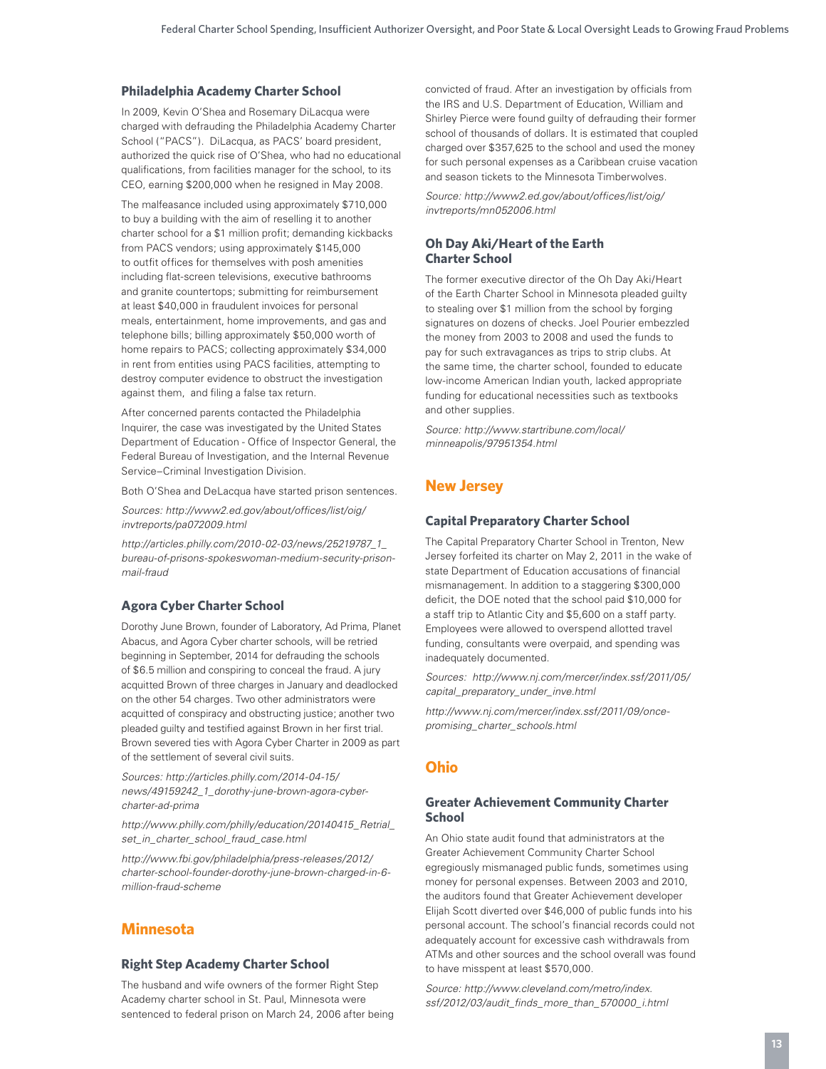### Philadelphia Academy Charter School

In 2009, Kevin O'Shea and Rosemary DiLacqua were charged with defrauding the Philadelphia Academy Charter School ("PACS"). DiLacqua, as PACS' board president, authorized the quick rise of O'Shea, who had no educational qualifications, from facilities manager for the school, to its CEO, earning $200,000 when he resigned in May 2008.

The malfeasance included using approximately $710,000 to buy a building with the aim of reselling it to another charter school for a $1 million profit; demanding kickbacks from PACS vendors; using approximately $145,000 to outfit offices for themselves with posh amenities including flat-screen televisions, executive bathrooms and granite countertops; submitting for reimbursement at least $40,000 in fraudulent invoices for personal meals, entertainment, home improvements, and gas and telephone bills; billing approximately $50,000 worth of home repairs to PACS; collecting approximately $34,000 in rent from entities using PACS facilities, attempting to destroy computer evidence to obstruct the investigation against them, and filing a false tax return.

After concerned parents contacted the Philadelphia Inquirer, the case was investigated by the United States Department of Education - Office of Inspector General, the Federal Bureau of Investigation, and the Internal Revenue Service–Criminal Investigation Division.

Both O'Shea and DeLacqua have started prison sentences.

*Sources: http://www2.ed.gov/about/offices/list/oig/invtreports/pa072009.html*

*http://articles.philly.com/2010-02-03/news/25219787_1_bureau-of-prisons-spokeswoman-medium-security-prison-mail-fraud*

### Agora Cyber Charter School

Dorothy June Brown, founder of Laboratory, Ad Prima, Planet Abacus, and Agora Cyber charter schools, will be retried beginning in September, 2014 for defrauding the schools of $6.5 million and conspiring to conceal the fraud. A jury acquitted Brown of three charges in January and deadlocked on the other 54 charges. Two other administrators were acquitted of conspiracy and obstructing justice; another two pleaded guilty and testified against Brown in her first trial. Brown severed ties with Agora Cyber Charter in 2009 as part of the settlement of several civil suits.

*Sources: http://articles.philly.com/2014-04-15/news/49159242_1_dorothy-june-brown-agora-cyber-charter-ad-prima*

*http://www.philly.com/philly/education/20140415_Retrial_set_in_charter_school_fraud_case.html*

*http://www.fbi.gov/philadelphia/press-releases/2012/charter-school-founder-dorothy-june-brown-charged-in-6-million-fraud-scheme*

## Minnesota

### Right Step Academy Charter School

The husband and wife owners of the former Right Step Academy charter school in St. Paul, Minnesota were sentenced to federal prison on March 24, 2006 after being convicted of fraud. After an investigation by officials from the IRS and U.S. Department of Education, William and Shirley Pierce were found guilty of defrauding their former school of thousands of dollars. It is estimated that coupled charged over $357,625 to the school and used the money for such personal expenses as a Caribbean cruise vacation and season tickets to the Minnesota Timberwolves.

*Source: http://www2.ed.gov/about/offices/list/oig/invtreports/mn052006.html*

### Oh Day Aki/Heart of the Earth Charter School

The former executive director of the Oh Day Aki/Heart of the Earth Charter School in Minnesota pleaded guilty to stealing over $1 million from the school by forging signatures on dozens of checks. Joel Pourier embezzled the money from 2003 to 2008 and used the funds to pay for such extravagances as trips to strip clubs. At the same time, the charter school, founded to educate low-income American Indian youth, lacked appropriate funding for educational necessities such as textbooks and other supplies.

*Source: http://www.startribune.com/local/minneapolis/97951354.html*

## New Jersey

### Capital Preparatory Charter School

The Capital Preparatory Charter School in Trenton, New Jersey forfeited its charter on May 2, 2011 in the wake of state Department of Education accusations of financial mismanagement. In addition to a staggering $300,000 deficit, the DOE noted that the school paid $10,000 for a staff trip to Atlantic City and $5,600 on a staff party. Employees were allowed to overspend allotted travel funding, consultants were overpaid, and spending was inadequately documented.

*Sources: http://www.nj.com/mercer/index.ssf/2011/05/capital_preparatory_under_inve.html*

*http://www.nj.com/mercer/index.ssf/2011/09/once-promising_charter_schools.html*

## Ohio

### Greater Achievement Community Charter School

An Ohio state audit found that administrators at the Greater Achievement Community Charter School egregiously mismanaged public funds, sometimes using money for personal expenses. Between 2003 and 2010, the auditors found that Greater Achievement developer Elijah Scott diverted over $46,000 of public funds into his personal account. The school's financial records could not adequately account for excessive cash withdrawals from ATMs and other sources and the school overall was found to have misspent at least $570,000.

*Source: http://www.cleveland.com/metro/index.ssf/2012/03/audit_finds_more_than_570000_i.html*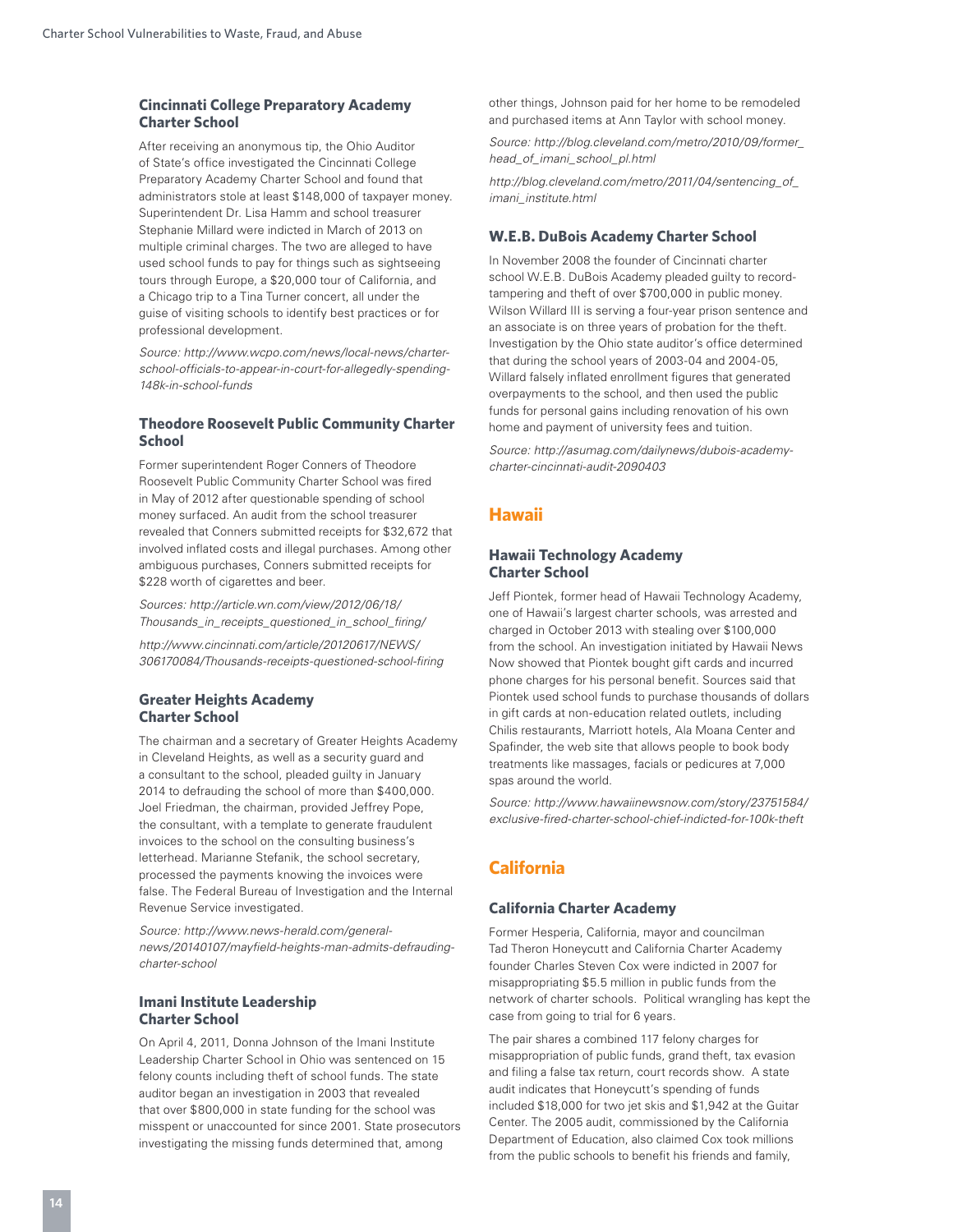### Cincinnati College Preparatory Academy Charter School

After receiving an anonymous tip, the Ohio Auditor of State's office investigated the Cincinnati College Preparatory Academy Charter School and found that administrators stole at least $148,000 of taxpayer money. Superintendent Dr. Lisa Hamm and school treasurer Stephanie Millard were indicted in March of 2013 on multiple criminal charges. The two are alleged to have used school funds to pay for things such as sightseeing tours through Europe, a $20,000 tour of California, and a Chicago trip to a Tina Turner concert, all under the guise of visiting schools to identify best practices or for professional development.

*Source: http://www.wcpo.com/news/local-news/charter-school-officials-to-appear-in-court-for-allegedly-spending-148k-in-school-funds*

### Theodore Roosevelt Public Community Charter School

Former superintendent Roger Conners of Theodore Roosevelt Public Community Charter School was fired in May of 2012 after questionable spending of school money surfaced. An audit from the school treasurer revealed that Conners submitted receipts for $32,672 that involved inflated costs and illegal purchases. Among other ambiguous purchases, Conners submitted receipts for $228 worth of cigarettes and beer.

*Sources: http://article.wn.com/view/2012/06/18/Thousands_in_receipts_questioned_in_school_firing/*

*http://www.cincinnati.com/article/20120617/NEWS/306170084/Thousands-receipts-questioned-school-firing*

### Greater Heights Academy Charter School

The chairman and a secretary of Greater Heights Academy in Cleveland Heights, as well as a security guard and a consultant to the school, pleaded guilty in January 2014 to defrauding the school of more than $400,000. Joel Friedman, the chairman, provided Jeffrey Pope, the consultant, with a template to generate fraudulent invoices to the school on the consulting business's letterhead. Marianne Stefanik, the school secretary, processed the payments knowing the invoices were false. The Federal Bureau of Investigation and the Internal Revenue Service investigated.

*Source: http://www.news-herald.com/general-news/20140107/mayfield-heights-man-admits-defrauding-charter-school*

### Imani Institute Leadership Charter School

On April 4, 2011, Donna Johnson of the Imani Institute Leadership Charter School in Ohio was sentenced on 15 felony counts including theft of school funds. The state auditor began an investigation in 2003 that revealed that over $800,000 in state funding for the school was misspent or unaccounted for since 2001. State prosecutors investigating the missing funds determined that, among other things, Johnson paid for her home to be remodeled and purchased items at Ann Taylor with school money.

*Source: http://blog.cleveland.com/metro/2010/09/former_head_of_imani_school_pl.html*

*http://blog.cleveland.com/metro/2011/04/sentencing_of_imani_institute.html*

### W.E.B. DuBois Academy Charter School

In November 2008 the founder of Cincinnati charter school W.E.B. DuBois Academy pleaded guilty to record-tampering and theft of over $700,000 in public money. Wilson Willard III is serving a four-year prison sentence and an associate is on three years of probation for the theft. Investigation by the Ohio state auditor's office determined that during the school years of 2003-04 and 2004-05, Willard falsely inflated enrollment figures that generated overpayments to the school, and then used the public funds for personal gains including renovation of his own home and payment of university fees and tuition.

*Source: http://asumag.com/dailynews/dubois-academy-charter-cincinnati-audit-2090403*

## Hawaii

### Hawaii Technology Academy Charter School

Jeff Piontek, former head of Hawaii Technology Academy, one of Hawaii's largest charter schools, was arrested and charged in October 2013 with stealing over $100,000 from the school. An investigation initiated by Hawaii News Now showed that Piontek bought gift cards and incurred phone charges for his personal benefit. Sources said that Piontek used school funds to purchase thousands of dollars in gift cards at non-education related outlets, including Chilis restaurants, Marriott hotels, Ala Moana Center and Spafinder, the web site that allows people to book body treatments like massages, facials or pedicures at 7,000 spas around the world.

*Source: http://www.hawaiinewsnow.com/story/23751584/exclusive-fired-charter-school-chief-indicted-for-100k-theft*

## California

### California Charter Academy

Former Hesperia, California, mayor and councilman Tad Theron Honeycutt and California Charter Academy founder Charles Steven Cox were indicted in 2007 for misappropriating $5.5 million in public funds from the network of charter schools. Political wrangling has kept the case from going to trial for 6 years.

The pair shares a combined 117 felony charges for misappropriation of public funds, grand theft, tax evasion and filing a false tax return, court records show. A state audit indicates that Honeycutt's spending of funds included $18,000 for two jet skis and $1,942 at the Guitar Center. The 2005 audit, commissioned by the California Department of Education, also claimed Cox took millions from the public schools to benefit his friends and family,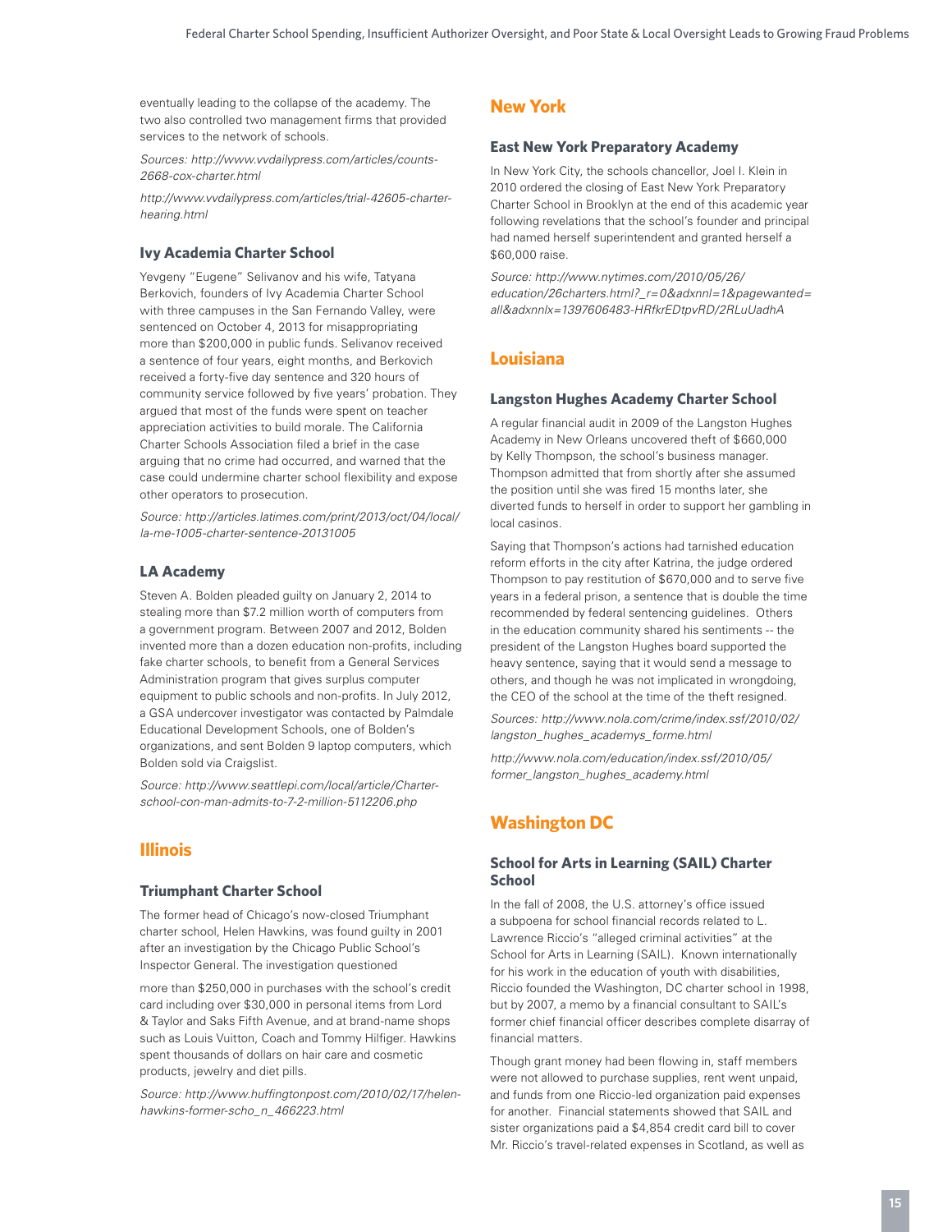eventually leading to the collapse of the academy. The two also controlled two management firms that provided services to the network of schools.

*Sources: http://www.vvdailypress.com/articles/counts-2668-cox-charter.html*

*http://www.vvdailypress.com/articles/trial-42605-charter-hearing.html*

### Ivy Academia Charter School

Yevgeny "Eugene" Selivanov and his wife, Tatyana Berkovich, founders of Ivy Academia Charter School with three campuses in the San Fernando Valley, were sentenced on October 4, 2013 for misappropriating more than $200,000 in public funds. Selivanov received a sentence of four years, eight months, and Berkovich received a forty-five day sentence and 320 hours of community service followed by five years' probation. They argued that most of the funds were spent on teacher appreciation activities to build morale. The California Charter Schools Association filed a brief in the case arguing that no crime had occurred, and warned that the case could undermine charter school flexibility and expose other operators to prosecution.

*Source: http://articles.latimes.com/print/2013/oct/04/local/la-me-1005-charter-sentence-20131005*

### LA Academy

Steven A. Bolden pleaded guilty on January 2, 2014 to stealing more than $7.2 million worth of computers from a government program. Between 2007 and 2012, Bolden invented more than a dozen education non-profits, including fake charter schools, to benefit from a General Services Administration program that gives surplus computer equipment to public schools and non-profits. In July 2012, a GSA undercover investigator was contacted by Palmdale Educational Development Schools, one of Bolden's organizations, and sent Bolden 9 laptop computers, which Bolden sold via Craigslist.

*Source: http://www.seattlepi.com/local/article/Charter-school-con-man-admits-to-7-2-million-5112206.php*

## Illinois

### Triumphant Charter School

The former head of Chicago's now-closed Triumphant charter school, Helen Hawkins, was found guilty in 2001 after an investigation by the Chicago Public School's Inspector General. The investigation questioned more than $250,000 in purchases with the school's credit card including over $30,000 in personal items from Lord & Taylor and Saks Fifth Avenue, and at brand-name shops such as Louis Vuitton, Coach and Tommy Hilfiger. Hawkins spent thousands of dollars on hair care and cosmetic products, jewelry and diet pills.

*Source: http://www.huffingtonpost.com/2010/02/17/helen-hawkins-former-scho_n_466223.html*

## New York

### East New York Preparatory Academy

In New York City, the schools chancellor, Joel I. Klein in 2010 ordered the closing of East New York Preparatory Charter School in Brooklyn at the end of this academic year following revelations that the school's founder and principal had named herself superintendent and granted herself a $60,000 raise.

*Source: http://www.nytimes.com/2010/05/26/education/26charters.html?_r=0&adxnnl=1&pagewanted=all&adxnnlx=1397606483-HRfkrEDtpvRD/2RLuUadhA*

## Louisiana

### Langston Hughes Academy Charter School

A regular financial audit in 2009 of the Langston Hughes Academy in New Orleans uncovered theft of $660,000 by Kelly Thompson, the school's business manager. Thompson admitted that from shortly after she assumed the position until she was fired 15 months later, she diverted funds to herself in order to support her gambling in local casinos.

Saying that Thompson's actions had tarnished education reform efforts in the city after Katrina, the judge ordered Thompson to pay restitution of $670,000 and to serve five years in a federal prison, a sentence that is double the time recommended by federal sentencing guidelines. Others in the education community shared his sentiments -- the president of the Langston Hughes board supported the heavy sentence, saying that it would send a message to others, and though he was not implicated in wrongdoing, the CEO of the school at the time of the theft resigned.

*Sources: http://www.nola.com/crime/index.ssf/2010/02/langston_hughes_academys_forme.html*

*http://www.nola.com/education/index.ssf/2010/05/former_langston_hughes_academy.html*

## Washington DC

### School for Arts in Learning (SAIL) Charter School

In the fall of 2008, the U.S. attorney's office issued a subpoena for school financial records related to L. Lawrence Riccio's "alleged criminal activities" at the School for Arts in Learning (SAIL). Known internationally for his work in the education of youth with disabilities, Riccio founded the Washington, DC charter school in 1998, but by 2007, a memo by a financial consultant to SAIL's former chief financial officer describes complete disarray of financial matters.

Though grant money had been flowing in, staff members were not allowed to purchase supplies, rent went unpaid, and funds from one Riccio-led organization paid expenses for another. Financial statements showed that SAIL and sister organizations paid a $4,854 credit card bill to cover Mr. Riccio's travel-related expenses in Scotland, as well as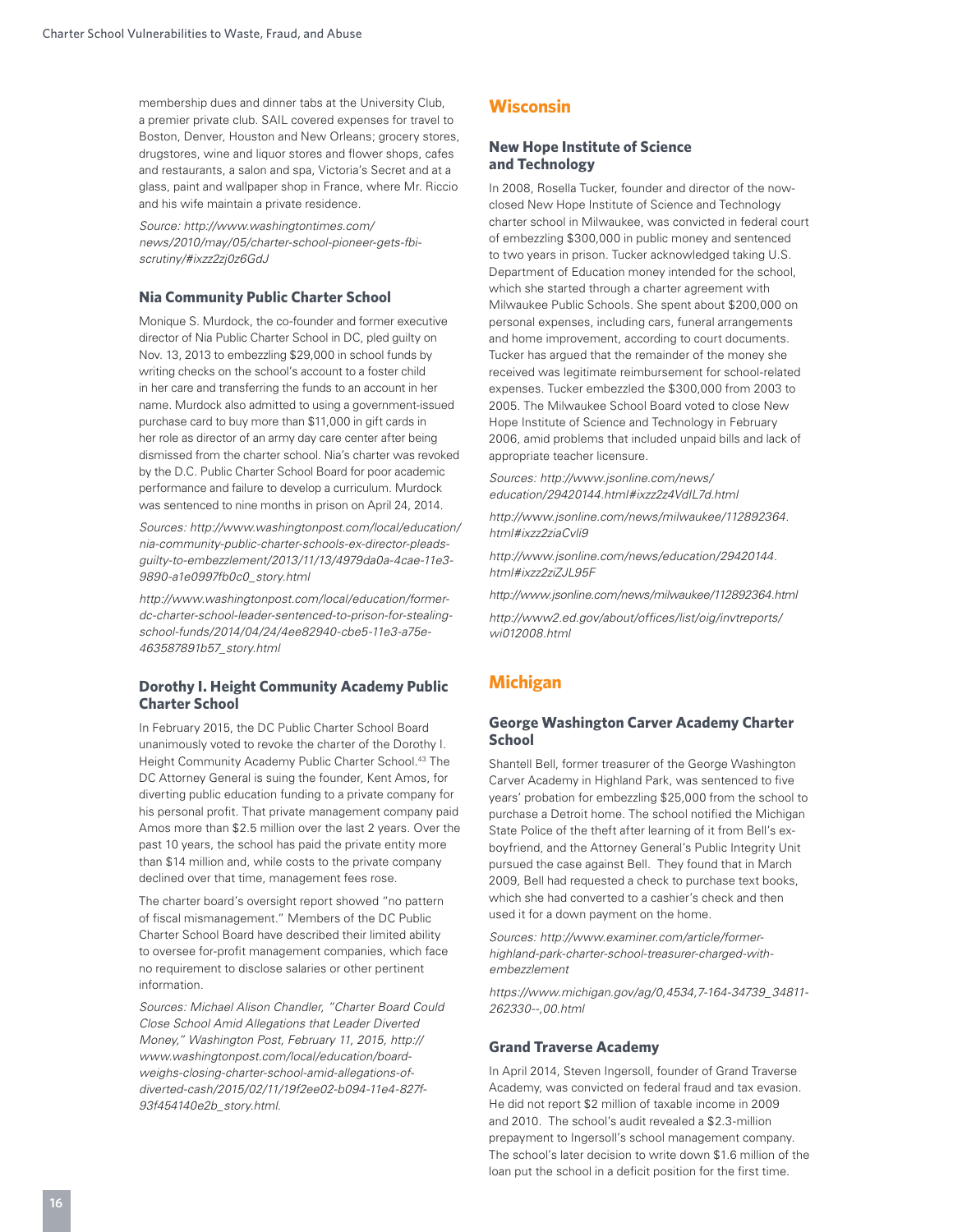membership dues and dinner tabs at the University Club, a premier private club. SAIL covered expenses for travel to Boston, Denver, Houston and New Orleans; grocery stores, drugstores, wine and liquor stores and flower shops, cafes and restaurants, a salon and spa, Victoria's Secret and at a glass, paint and wallpaper shop in France, where Mr. Riccio and his wife maintain a private residence.

*Source: http://www.washingtontimes.com/news/2010/may/05/charter-school-pioneer-gets-fbi-scrutiny/#ixzz2zj0z6GdJ*

### Nia Community Public Charter School

Monique S. Murdock, the co-founder and former executive director of Nia Public Charter School in DC, pled guilty on Nov. 13, 2013 to embezzling $29,000 in school funds by writing checks on the school's account to a foster child in her care and transferring the funds to an account in her name. Murdock also admitted to using a government-issued purchase card to buy more than $11,000 in gift cards in her role as director of an army day care center after being dismissed from the charter school. Nia's charter was revoked by the D.C. Public Charter School Board for poor academic performance and failure to develop a curriculum. Murdock was sentenced to nine months in prison on April 24, 2014.

*Sources: http://www.washingtonpost.com/local/education/nia-community-public-charter-schools-ex-director-pleads-guilty-to-embezzlement/2013/11/13/4979da0a-4cae-11e3-9890-a1e0997fb0c0_story.html*

*http://www.washingtonpost.com/local/education/former-dc-charter-school-leader-sentenced-to-prison-for-stealing-school-funds/2014/04/24/4ee82940-cbe5-11e3-a75e-463587891b57_story.html*

### Dorothy I. Height Community Academy Public Charter School

In February 2015, the DC Public Charter School Board unanimously voted to revoke the charter of the Dorothy I. Height Community Academy Public Charter School.[43] The DC Attorney General is suing the founder, Kent Amos, for diverting public education funding to a private company for his personal profit. That private management company paid Amos more than $2.5 million over the last 2 years. Over the past 10 years, the school has paid the private entity more than $14 million and, while costs to the private company declined over that time, management fees rose.

The charter board's oversight report showed "no pattern of fiscal mismanagement." Members of the DC Public Charter School Board have described their limited ability to oversee for-profit management companies, which face no requirement to disclose salaries or other pertinent information.

*Sources: Michael Alison Chandler, "Charter Board Could Close School Amid Allegations that Leader Diverted Money," Washington Post, February 11, 2015, http://www.washingtonpost.com/local/education/board-weighs-closing-charter-school-amid-allegations-of-diverted-cash/2015/02/11/19f2ee02-b094-11e4-827f-93f454140e2b_story.html.*

## Wisconsin

### New Hope Institute of Science and Technology

In 2008, Rosella Tucker, founder and director of the now-closed New Hope Institute of Science and Technology charter school in Milwaukee, was convicted in federal court of embezzling $300,000 in public money and sentenced to two years in prison. Tucker acknowledged taking U.S. Department of Education money intended for the school, which she started through a charter agreement with Milwaukee Public Schools. She spent about $200,000 on personal expenses, including cars, funeral arrangements and home improvement, according to court documents. Tucker has argued that the remainder of the money she received was legitimate reimbursement for school-related expenses. Tucker embezzled the $300,000 from 2003 to 2005. The Milwaukee School Board voted to close New Hope Institute of Science and Technology in February 2006, amid problems that included unpaid bills and lack of appropriate teacher licensure.

*Sources: http://www.jsonline.com/news/education/29420144.html#ixzz2z4VdIL7d.html*

*http://www.jsonline.com/news/milwaukee/112892364.html#ixzz2ziaCvli9*

*http://www.jsonline.com/news/education/29420144.html#ixzz2ziZJL95F*

*http://www.jsonline.com/news/milwaukee/112892364.html*

*http://www2.ed.gov/about/offices/list/oig/invtreports/wi012008.html*

## Michigan

### George Washington Carver Academy Charter School

Shantell Bell, former treasurer of the George Washington Carver Academy in Highland Park, was sentenced to five years' probation for embezzling $25,000 from the school to purchase a Detroit home. The school notified the Michigan State Police of the theft after learning of it from Bell's ex-boyfriend, and the Attorney General's Public Integrity Unit pursued the case against Bell. They found that in March 2009, Bell had requested a check to purchase text books, which she had converted to a cashier's check and then used it for a down payment on the home.

*Sources: http://www.examiner.com/article/former-highland-park-charter-school-treasurer-charged-with-embezzlement*

*https://www.michigan.gov/ag/0,4534,7-164-34739_34811-262330--,00.html*

### Grand Traverse Academy

In April 2014, Steven Ingersoll, founder of Grand Traverse Academy, was convicted on federal fraud and tax evasion. He did not report $2 million of taxable income in 2009 and 2010. The school's audit revealed a $2.3-million prepayment to Ingersoll's school management company. The school's later decision to write down $1.6 million of the loan put the school in a deficit position for the first time.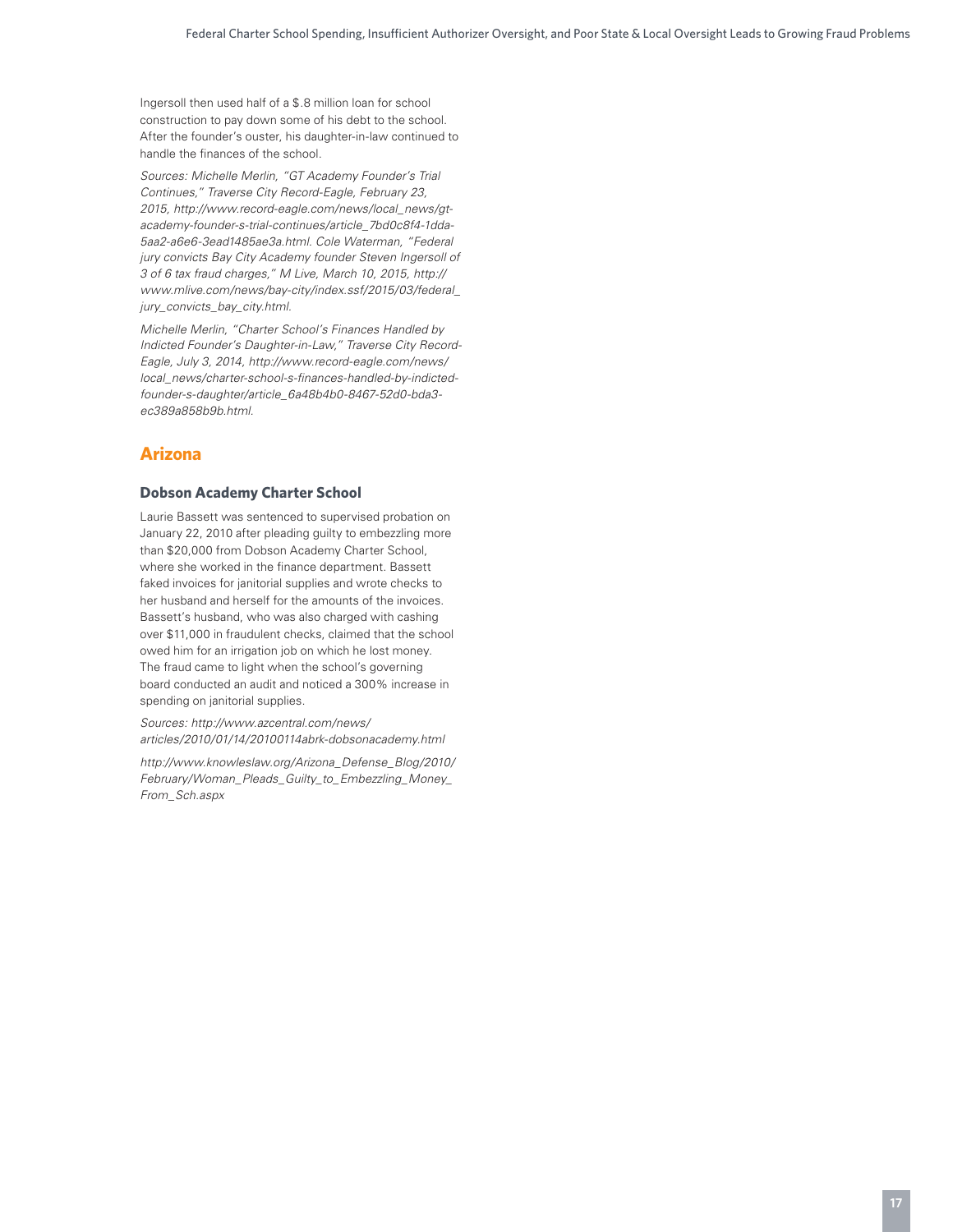Ingersoll then used half of a $.8 million loan for school construction to pay down some of his debt to the school. After the founder's ouster, his daughter-in-law continued to handle the finances of the school.

*Sources: Michelle Merlin, "GT Academy Founder's Trial Continues," Traverse City Record-Eagle, February 23, 2015, http://www.record-eagle.com/news/local_news/gt-academy-founder-s-trial-continues/article_7bd0c8f4-1dda-5aa2-a6e6-3ead1485ae3a.html. Cole Waterman, "Federal jury convicts Bay City Academy founder Steven Ingersoll of 3 of 6 tax fraud charges," M Live, March 10, 2015, http://www.mlive.com/news/bay-city/index.ssf/2015/03/federal_jury_convicts_bay_city.html.*

*Michelle Merlin, "Charter School's Finances Handled by Indicted Founder's Daughter-in-Law," Traverse City Record-Eagle, July 3, 2014, http://www.record-eagle.com/news/local_news/charter-school-s-finances-handled-by-indicted-founder-s-daughter/article_6a48b4b0-8467-52d0-bda3-ec389a858b9b.html.*

## Arizona

### Dobson Academy Charter School

Laurie Bassett was sentenced to supervised probation on January 22, 2010 after pleading guilty to embezzling more than $20,000 from Dobson Academy Charter School, where she worked in the finance department. Bassett faked invoices for janitorial supplies and wrote checks to her husband and herself for the amounts of the invoices. Bassett's husband, who was also charged with cashing over $11,000 in fraudulent checks, claimed that the school owed him for an irrigation job on which he lost money. The fraud came to light when the school's governing board conducted an audit and noticed a 300% increase in spending on janitorial supplies.

*Sources: http://www.azcentral.com/news/articles/2010/01/14/20100114abrk-dobsonacademy.html*

*http://www.knowleslaw.org/Arizona_Defense_Blog/2010/February/Woman_Pleads_Guilty_to_Embezzling_Money_From_Sch.aspx*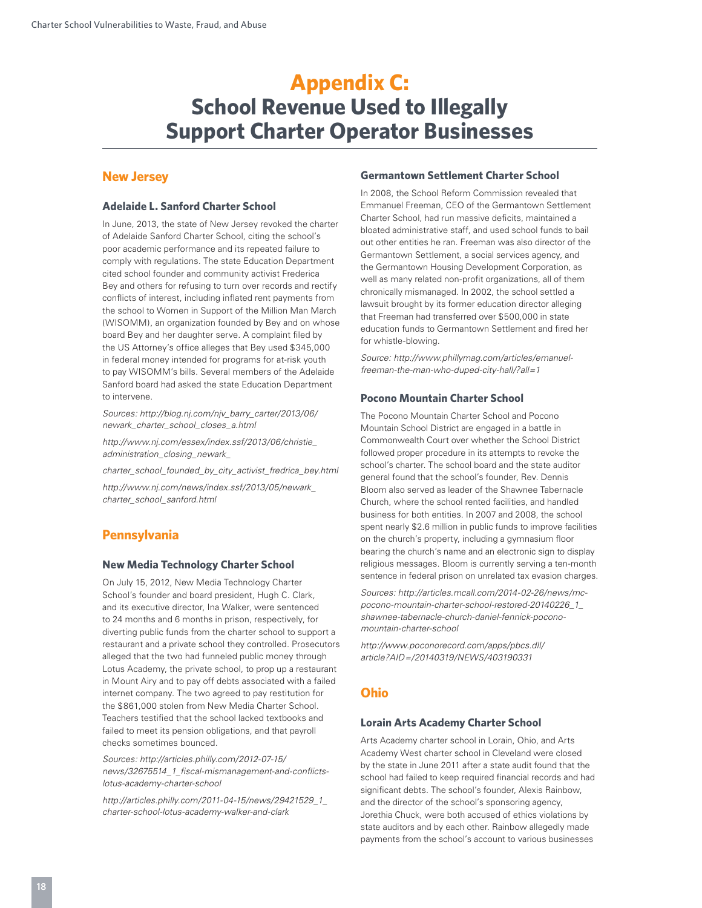# Appendix C: School Revenue Used to Illegally Support Charter Operator Businesses

## New Jersey

### Adelaide L. Sanford Charter School

In June, 2013, the state of New Jersey revoked the charter of Adelaide Sanford Charter School, citing the school's poor academic performance and its repeated failure to comply with regulations. The state Education Department cited school founder and community activist Frederica Bey and others for refusing to turn over records and rectify conflicts of interest, including inflated rent payments from the school to Women in Support of the Million Man March (WISOMM), an organization founded by Bey and on whose board Bey and her daughter serve. A complaint filed by the US Attorney's office alleges that Bey used $345,000 in federal money intended for programs for at-risk youth to pay WISOMM's bills. Several members of the Adelaide Sanford board had asked the state Education Department to intervene.

*Sources: http://blog.nj.com/njv_barry_carter/2013/06/newark_charter_school_closes_a.html*

*http://www.nj.com/essex/index.ssf/2013/06/christie_administration_closing_newark_charter_school_founded_by_city_activist_fredrica_bey.html*

*http://www.nj.com/news/index.ssf/2013/05/newark_charter_school_sanford.html*

## Pennsylvania

### New Media Technology Charter School

On July 15, 2012, New Media Technology Charter School's founder and board president, Hugh C. Clark, and its executive director, Ina Walker, were sentenced to 24 months and 6 months in prison, respectively, for diverting public funds from the charter school to support a restaurant and a private school they controlled. Prosecutors alleged that the two had funneled public money through Lotus Academy, the private school, to prop up a restaurant in Mount Airy and to pay off debts associated with a failed internet company. The two agreed to pay restitution for the $861,000 stolen from New Media Charter School. Teachers testified that the school lacked textbooks and failed to meet its pension obligations, and that payroll checks sometimes bounced.

*Sources: http://articles.philly.com/2012-07-15/news/32675514_1_fiscal-mismanagement-and-conflicts-lotus-academy-charter-school*

*http://articles.philly.com/2011-04-15/news/29421529_1_charter-school-lotus-academy-walker-and-clark*

### Germantown Settlement Charter School

In 2008, the School Reform Commission revealed that Emmanuel Freeman, CEO of the Germantown Settlement Charter School, had run massive deficits, maintained a bloated administrative staff, and used school funds to bail out other entities he ran. Freeman was also director of the Germantown Settlement, a social services agency, and the Germantown Housing Development Corporation, as well as many related non-profit organizations, all of them chronically mismanaged. In 2002, the school settled a lawsuit brought by its former education director alleging that Freeman had transferred over $500,000 in state education funds to Germantown Settlement and fired her for whistle-blowing.

*Source: http://www.phillymag.com/articles/emanuel-freeman-the-man-who-duped-city-hall/?all=1*

### Pocono Mountain Charter School

The Pocono Mountain Charter School and Pocono Mountain School District are engaged in a battle in Commonwealth Court over whether the School District followed proper procedure in its attempts to revoke the school's charter. The school board and the state auditor general found that the school's founder, Rev. Dennis Bloom also served as leader of the Shawnee Tabernacle Church, where the school rented facilities, and handled business for both entities. In 2007 and 2008, the school spent nearly $2.6 million in public funds to improve facilities on the church's property, including a gymnasium floor bearing the church's name and an electronic sign to display religious messages. Bloom is currently serving a ten-month sentence in federal prison on unrelated tax evasion charges.

*Sources: http://articles.mcall.com/2014-02-26/news/mc-pocono-mountain-charter-school-restored-20140226_1_shawnee-tabernacle-church-daniel-fennick-pocono-mountain-charter-school*

*http://www.poconorecord.com/apps/pbcs.dll/article?AID=/20140319/NEWS/403190331*

## Ohio

### Lorain Arts Academy Charter School

Arts Academy charter school in Lorain, Ohio, and Arts Academy West charter school in Cleveland were closed by the state in June 2011 after a state audit found that the school had failed to keep required financial records and had significant debts. The school's founder, Alexis Rainbow, and the director of the school's sponsoring agency, Jorethia Chuck, were both accused of ethics violations by state auditors and by each other. Rainbow allegedly made payments from the school's account to various businesses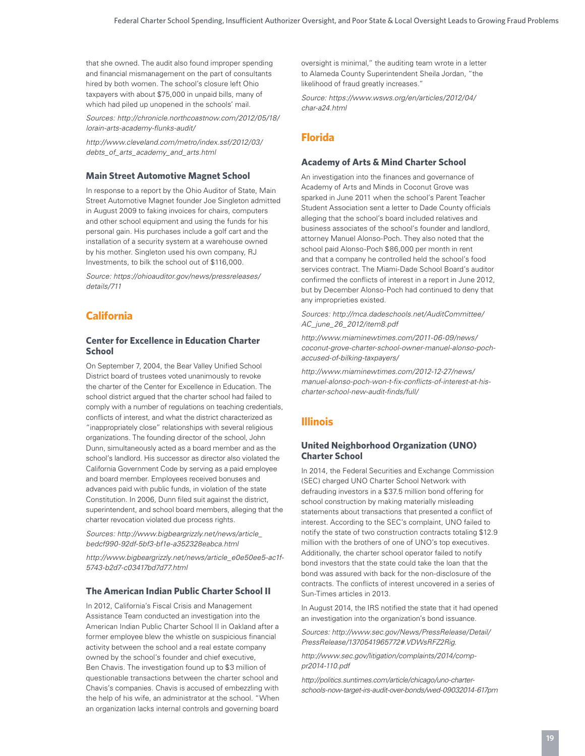that she owned. The audit also found improper spending and financial mismanagement on the part of consultants hired by both women. The school's closure left Ohio taxpayers with about $75,000 in unpaid bills, many of which had piled up unopened in the schools' mail.

*Sources: http://chronicle.northcoastnow.com/2012/05/18/lorain-arts-academy-flunks-audit/*

*http://www.cleveland.com/metro/index.ssf/2012/03/debts_of_arts_academy_and_arts.html*

### Main Street Automotive Magnet School

In response to a report by the Ohio Auditor of State, Main Street Automotive Magnet founder Joe Singleton admitted in August 2009 to faking invoices for chairs, computers and other school equipment and using the funds for his personal gain. His purchases include a golf cart and the installation of a security system at a warehouse owned by his mother. Singleton used his own company, RJ Investments, to bilk the school out of $116,000.

*Source: https://ohioauditor.gov/news/pressreleases/details/711*

## California

### Center for Excellence in Education Charter School

On September 7, 2004, the Bear Valley Unified School District board of trustees voted unanimously to revoke the charter of the Center for Excellence in Education. The school district argued that the charter school had failed to comply with a number of regulations on teaching credentials, conflicts of interest, and what the district characterized as "inappropriately close" relationships with several religious organizations. The founding director of the school, John Dunn, simultaneously acted as a board member and as the school's landlord. His successor as director also violated the California Government Code by serving as a paid employee and board member. Employees received bonuses and advances paid with public funds, in violation of the state Constitution. In 2006, Dunn filed suit against the district, superintendent, and school board members, alleging that the charter revocation violated due process rights.

*Sources: http://www.bigbeargrizzly.net/news/article_bedcf990-92df-5bf3-bf1e-a352328eabca.html*

*http://www.bigbeargrizzly.net/news/article_e0e50ee5-ac1f-5743-b2d7-c03417bd7d77.html*

### The American Indian Public Charter School II

In 2012, California's Fiscal Crisis and Management Assistance Team conducted an investigation into the American Indian Public Charter School II in Oakland after a former employee blew the whistle on suspicious financial activity between the school and a real estate company owned by the school's founder and chief executive, Ben Chavis. The investigation found up to $3 million of questionable transactions between the charter school and Chavis's companies. Chavis is accused of embezzling with the help of his wife, an administrator at the school. "When an organization lacks internal controls and governing board oversight is minimal," the auditing team wrote in a letter to Alameda County Superintendent Sheila Jordan, "the likelihood of fraud greatly increases."

*Source: https://www.wsws.org/en/articles/2012/04/char-a24.html*

## Florida

### Academy of Arts & Mind Charter School

An investigation into the finances and governance of Academy of Arts and Minds in Coconut Grove was sparked in June 2011 when the school's Parent Teacher Student Association sent a letter to Dade County officials alleging that the school's board included relatives and business associates of the school's founder and landlord, attorney Manuel Alonso-Poch. They also noted that the school paid Alonso-Poch $86,000 per month in rent and that a company he controlled held the school's food services contract. The Miami-Dade School Board's auditor confirmed the conflicts of interest in a report in June 2012, but by December Alonso-Poch had continued to deny that any improprieties existed.

*Sources: http://mca.dadeschools.net/AuditCommittee/AC_june_26_2012/item8.pdf*

*http://www.miaminewtimes.com/2011-06-09/news/coconut-grove-charter-school-owner-manuel-alonso-poch-accused-of-bilking-taxpayers/*

*http://www.miaminewtimes.com/2012-12-27/news/manuel-alonso-poch-won-t-fix-conflicts-of-interest-at-his-charter-school-new-audit-finds/full/*

## Illinois

### United Neighborhood Organization (UNO) Charter School

In 2014, the Federal Securities and Exchange Commission (SEC) charged UNO Charter School Network with defrauding investors in a $37.5 million bond offering for school construction by making materially misleading statements about transactions that presented a conflict of interest. According to the SEC's complaint, UNO failed to notify the state of two construction contracts totaling $12.9 million with the brothers of one of UNO's top executives. Additionally, the charter school operator failed to notify bond investors that the state could take the loan that the bond was assured with back for the non-disclosure of the contracts. The conflicts of interest uncovered in a series of Sun-Times articles in 2013.

In August 2014, the IRS notified the state that it had opened an investigation into the organization's bond issuance.

*Sources: http://www.sec.gov/News/PressRelease/Detail/PressRelease/1370541965772#.VDWsRFZ2Rig.*

*http://www.sec.gov/litigation/complaints/2014/comp-pr2014-110.pdf*

*http://politics.suntimes.com/article/chicago/uno-charter-schools-now-target-irs-audit-over-bonds/wed-09032014-617pm*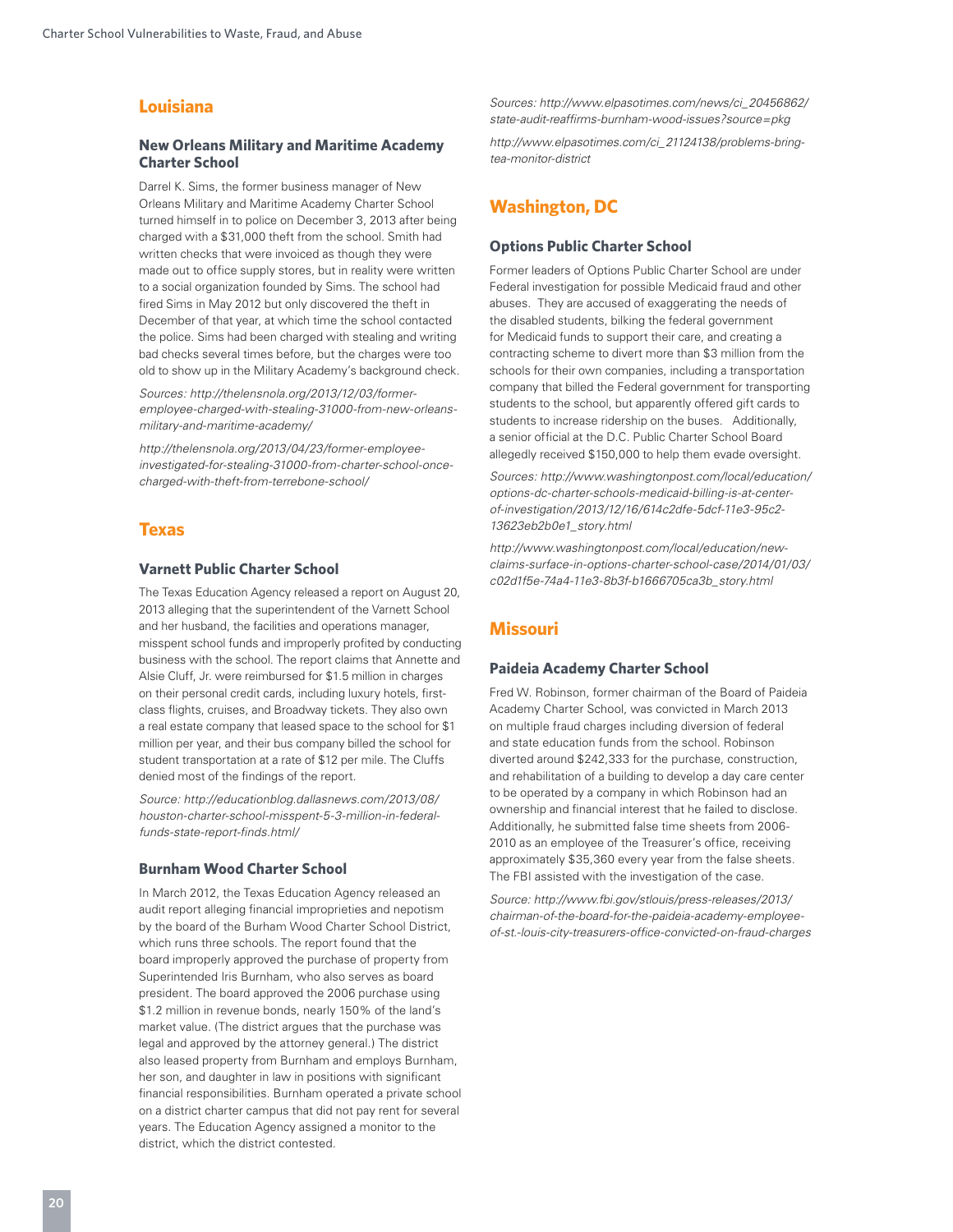## Louisiana

### New Orleans Military and Maritime Academy Charter School

Darrel K. Sims, the former business manager of New Orleans Military and Maritime Academy Charter School turned himself in to police on December 3, 2013 after being charged with a $31,000 theft from the school. Smith had written checks that were invoiced as though they were made out to office supply stores, but in reality were written to a social organization founded by Sims. The school had fired Sims in May 2012 but only discovered the theft in December of that year, at which time the school contacted the police. Sims had been charged with stealing and writing bad checks several times before, but the charges were too old to show up in the Military Academy's background check.

*Sources: http://thelensnola.org/2013/12/03/former-employee-charged-with-stealing-31000-from-new-orleans-military-and-maritime-academy/*

*http://thelensnola.org/2013/04/23/former-employee-investigated-for-stealing-31000-from-charter-school-once-charged-with-theft-from-terrebone-school/*

## Texas

### Varnett Public Charter School

The Texas Education Agency released a report on August 20, 2013 alleging that the superintendent of the Varnett School and her husband, the facilities and operations manager, misspent school funds and improperly profited by conducting business with the school. The report claims that Annette and Alsie Cluff, Jr. were reimbursed for $1.5 million in charges on their personal credit cards, including luxury hotels, first-class flights, cruises, and Broadway tickets. They also own a real estate company that leased space to the school for $1 million per year, and their bus company billed the school for student transportation at a rate of $12 per mile. The Cluffs denied most of the findings of the report.

*Source: http://educationblog.dallasnews.com/2013/08/houston-charter-school-misspent-5-3-million-in-federal-funds-state-report-finds.html/*

### Burnham Wood Charter School

In March 2012, the Texas Education Agency released an audit report alleging financial improprieties and nepotism by the board of the Burham Wood Charter School District, which runs three schools. The report found that the board improperly approved the purchase of property from Superintended Iris Burnham, who also serves as board president. The board approved the 2006 purchase using $1.2 million in revenue bonds, nearly 150% of the land's market value. (The district argues that the purchase was legal and approved by the attorney general.) The district also leased property from Burnham and employs Burnham, her son, and daughter in law in positions with significant financial responsibilities. Burnham operated a private school on a district charter campus that did not pay rent for several years. The Education Agency assigned a monitor to the district, which the district contested.

*Sources: http://www.elpasotimes.com/news/ci_20456862/state-audit-reaffirms-burnham-wood-issues?source=pkg*

*http://www.elpasotimes.com/ci_21124138/problems-bring-tea-monitor-district*

## Washington, DC

### Options Public Charter School

Former leaders of Options Public Charter School are under Federal investigation for possible Medicaid fraud and other abuses. They are accused of exaggerating the needs of the disabled students, bilking the federal government for Medicaid funds to support their care, and creating a contracting scheme to divert more than $3 million from the schools for their own companies, including a transportation company that billed the Federal government for transporting students to the school, but apparently offered gift cards to students to increase ridership on the buses. Additionally, a senior official at the D.C. Public Charter School Board allegedly received $150,000 to help them evade oversight.

*Sources: http://www.washingtonpost.com/local/education/options-dc-charter-schools-medicaid-billing-is-at-center-of-investigation/2013/12/16/614c2dfe-5dcf-11e3-95c2-13623eb2b0e1_story.html*

*http://www.washingtonpost.com/local/education/new-claims-surface-in-options-charter-school-case/2014/01/03/c02d1f5e-74a4-11e3-8b3f-b1666705ca3b_story.html*

## Missouri

### Paideia Academy Charter School

Fred W. Robinson, former chairman of the Board of Paideia Academy Charter School, was convicted in March 2013 on multiple fraud charges including diversion of federal and state education funds from the school. Robinson diverted around $242,333 for the purchase, construction, and rehabilitation of a building to develop a day care center to be operated by a company in which Robinson had an ownership and financial interest that he failed to disclose. Additionally, he submitted false time sheets from 2006-2010 as an employee of the Treasurer's office, receiving approximately $35,360 every year from the false sheets. The FBI assisted with the investigation of the case.

*Source: http://www.fbi.gov/stlouis/press-releases/2013/chairman-of-the-board-for-the-paideia-academy-employee-of-st.-louis-city-treasurers-office-convicted-on-fraud-charges*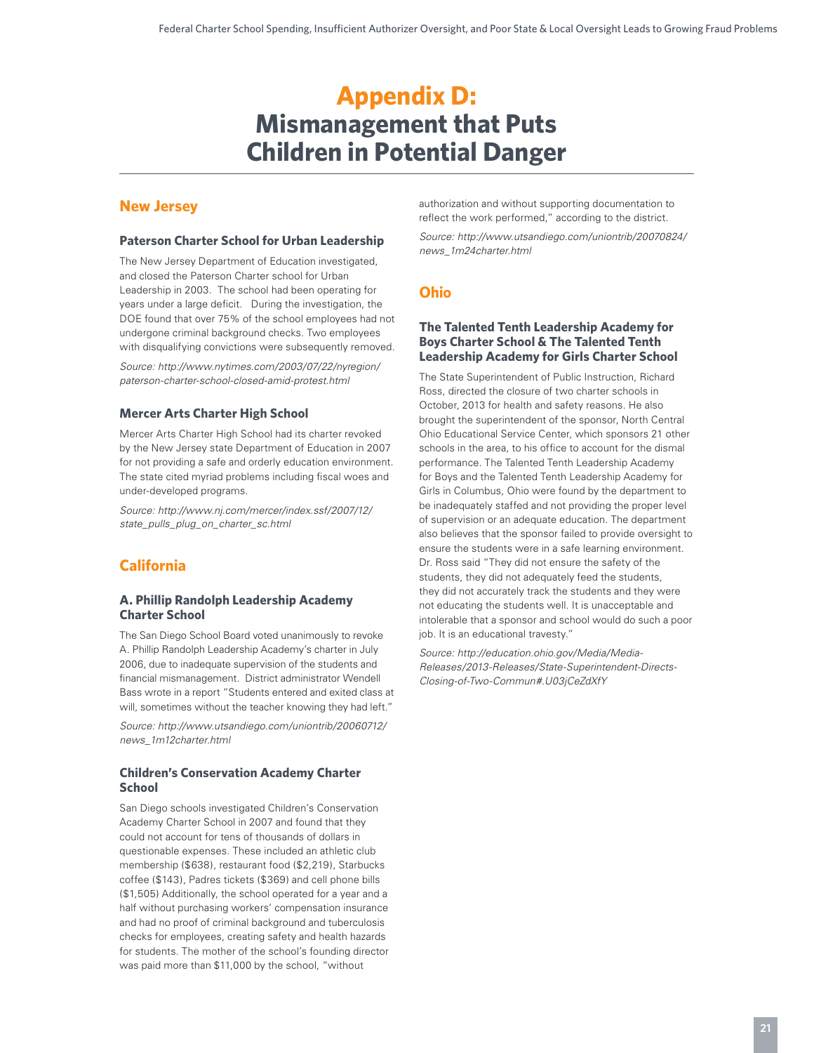# Appendix D: Mismanagement that Puts Children in Potential Danger

## New Jersey

### Paterson Charter School for Urban Leadership

The New Jersey Department of Education investigated, and closed the Paterson Charter school for Urban Leadership in 2003. The school had been operating for years under a large deficit. During the investigation, the DOE found that over 75% of the school employees had not undergone criminal background checks. Two employees with disqualifying convictions were subsequently removed.

*Source: http://www.nytimes.com/2003/07/22/nyregion/paterson-charter-school-closed-amid-protest.html*

### Mercer Arts Charter High School

Mercer Arts Charter High School had its charter revoked by the New Jersey state Department of Education in 2007 for not providing a safe and orderly education environment. The state cited myriad problems including fiscal woes and under-developed programs.

*Source: http://www.nj.com/mercer/index.ssf/2007/12/state_pulls_plug_on_charter_sc.html*

## California

### A. Phillip Randolph Leadership Academy Charter School

The San Diego School Board voted unanimously to revoke A. Phillip Randolph Leadership Academy's charter in July 2006, due to inadequate supervision of the students and financial mismanagement. District administrator Wendell Bass wrote in a report "Students entered and exited class at will, sometimes without the teacher knowing they had left."

*Source: http://www.utsandiego.com/uniontrib/20060712/news_1m12charter.html*

### Children's Conservation Academy Charter School

San Diego schools investigated Children's Conservation Academy Charter School in 2007 and found that they could not account for tens of thousands of dollars in questionable expenses. These included an athletic club membership ($638), restaurant food ($2,219), Starbucks coffee ($143), Padres tickets ($369) and cell phone bills ($1,505) Additionally, the school operated for a year and a half without purchasing workers' compensation insurance and had no proof of criminal background and tuberculosis checks for employees, creating safety and health hazards for students. The mother of the school's founding director was paid more than $11,000 by the school, "without authorization and without supporting documentation to reflect the work performed," according to the district.

*Source: http://www.utsandiego.com/uniontrib/20070824/news_1m24charter.html*

## Ohio

### The Talented Tenth Leadership Academy for Boys Charter School & The Talented Tenth Leadership Academy for Girls Charter School

The State Superintendent of Public Instruction, Richard Ross, directed the closure of two charter schools in October, 2013 for health and safety reasons. He also brought the superintendent of the sponsor, North Central Ohio Educational Service Center, which sponsors 21 other schools in the area, to his office to account for the dismal performance. The Talented Tenth Leadership Academy for Boys and the Talented Tenth Leadership Academy for Girls in Columbus, Ohio were found by the department to be inadequately staffed and not providing the proper level of supervision or an adequate education. The department also believes that the sponsor failed to provide oversight to ensure the students were in a safe learning environment. Dr. Ross said "They did not ensure the safety of the students, they did not adequately feed the students, they did not accurately track the students and they were not educating the students well. It is unacceptable and intolerable that a sponsor and school would do such a poor job. It is an educational travesty."

*Source: http://education.ohio.gov/Media/Media-Releases/2013-Releases/State-Superintendent-Directs-Closing-of-Two-Commun#.U03jCeZdXfY*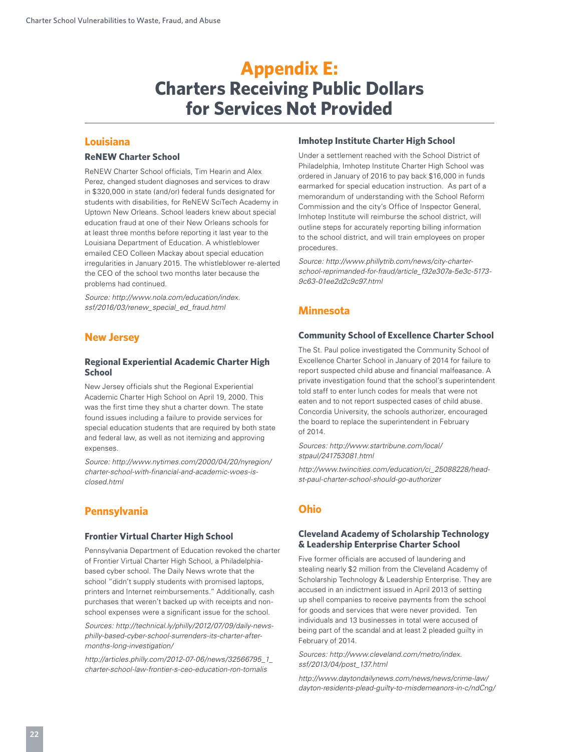# Appendix E: Charters Receiving Public Dollars for Services Not Provided

## Louisiana

### ReNEW Charter School

ReNEW Charter School officials, Tim Hearin and Alex Perez, changed student diagnoses and services to draw in $320,000 in state (and/or) federal funds designated for students with disabilities, for ReNEW SciTech Academy in Uptown New Orleans. School leaders knew about special education fraud at one of their New Orleans schools for at least three months before reporting it last year to the Louisiana Department of Education. A whistleblower emailed CEO Colleen Mackay about special education irregularities in January 2015. The whistleblower re-alerted the CEO of the school two months later because the problems had continued.

*Source: http://www.nola.com/education/index.ssf/2016/03/renew_special_ed_fraud.html*

## New Jersey

### Regional Experiential Academic Charter High School

New Jersey officials shut the Regional Experiential Academic Charter High School on April 19, 2000. This was the first time they shut a charter down. The state found issues including a failure to provide services for special education students that are required by both state and federal law, as well as not itemizing and approving expenses.

*Source: http://www.nytimes.com/2000/04/20/nyregion/charter-school-with-financial-and-academic-woes-is-closed.html*

## Pennsylvania

### Frontier Virtual Charter High School

Pennsylvania Department of Education revoked the charter of Frontier Virtual Charter High School, a Philadelphia-based cyber school. The Daily News wrote that the school "didn't supply students with promised laptops, printers and Internet reimbursements." Additionally, cash purchases that weren't backed up with receipts and non-school expenses were a significant issue for the school.

*Sources: http://technical.ly/philly/2012/07/09/daily-news-philly-based-cyber-school-surrenders-its-charter-after-months-long-investigation/*

*http://articles.philly.com/2012-07-06/news/32566795_1_charter-school-law-frontier-s-ceo-education-ron-tomalis*

### Imhotep Institute Charter High School

Under a settlement reached with the School District of Philadelphia, Imhotep Institute Charter High School was ordered in January of 2016 to pay back $16,000 in funds earmarked for special education instruction. As part of a memorandum of understanding with the School Reform Commission and the city's Office of Inspector General, Imhotep Institute will reimburse the school district, will outline steps for accurately reporting billing information to the school district, and will train employees on proper procedures.

*Source: http://www.phillytrib.com/news/city-charter-school-reprimanded-for-fraud/article_f32e307a-5e3c-5173-9c63-01ee2d2c9c97.html*

## Minnesota

### Community School of Excellence Charter School

The St. Paul police investigated the Community School of Excellence Charter School in January of 2014 for failure to report suspected child abuse and financial malfeasance. A private investigation found that the school's superintendent told staff to enter lunch codes for meals that were not eaten and to not report suspected cases of child abuse. Concordia University, the schools authorizer, encouraged the board to replace the superintendent in February of 2014.

*Sources: http://www.startribune.com/local/stpaul/241753081.html*

*http://www.twincities.com/education/ci_25088228/head-st-paul-charter-school-should-go-authorizer*

## Ohio

### Cleveland Academy of Scholarship Technology & Leadership Enterprise Charter School

Five former officials are accused of laundering and stealing nearly $2 million from the Cleveland Academy of Scholarship Technology & Leadership Enterprise. They are accused in an indictment issued in April 2013 of setting up shell companies to receive payments from the school for goods and services that were never provided. Ten individuals and 13 businesses in total were accused of being part of the scandal and at least 2 pleaded guilty in February of 2014.

*Sources: http://www.cleveland.com/metro/index.ssf/2013/04/post_137.html*

*http://www.daytondailynews.com/news/news/crime-law/dayton-residents-plead-guilty-to-misdemeanors-in-c/ndCng/*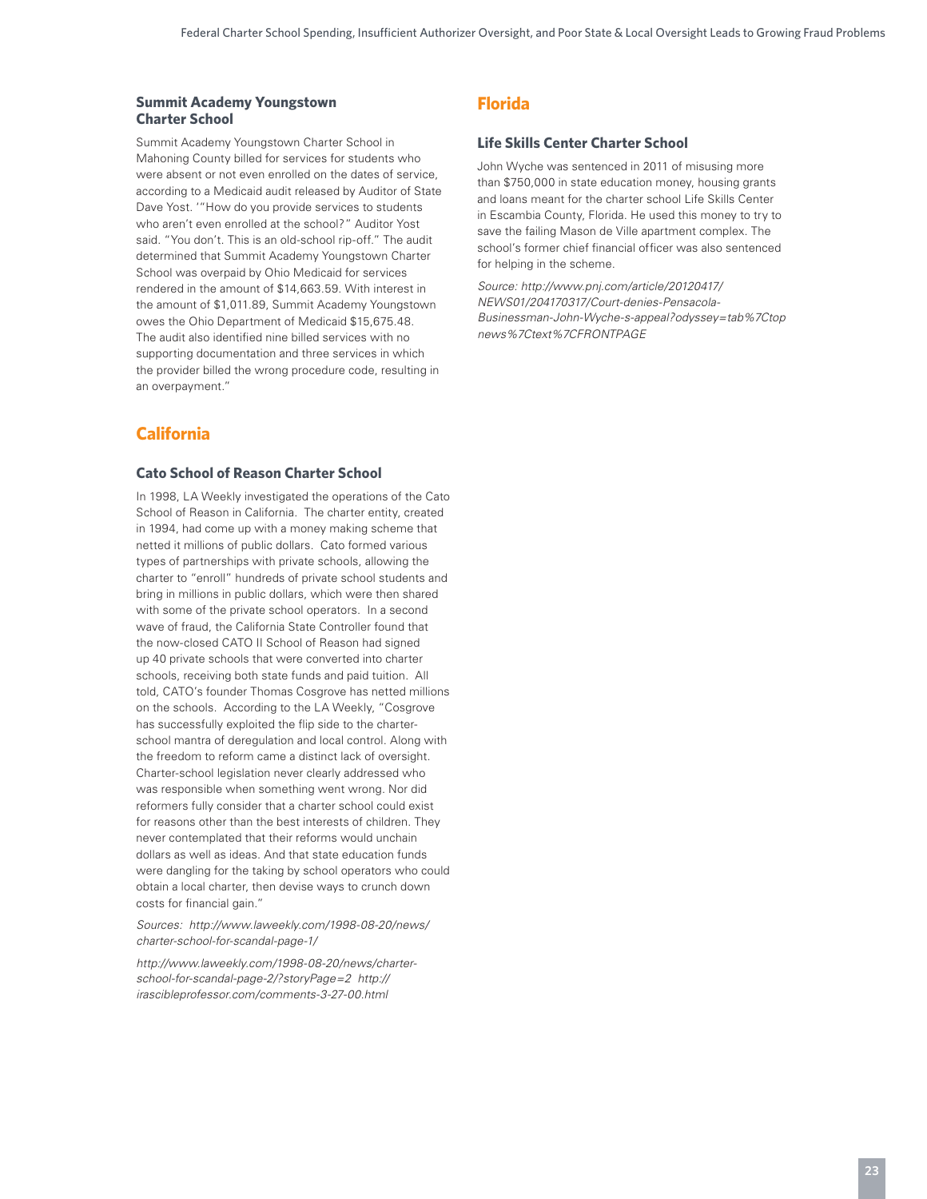### Summit Academy Youngstown Charter School

Summit Academy Youngstown Charter School in Mahoning County billed for services for students who were absent or not even enrolled on the dates of service, according to a Medicaid audit released by Auditor of State Dave Yost. '"How do you provide services to students who aren't even enrolled at the school?" Auditor Yost said. "You don't. This is an old-school rip-off." The audit determined that Summit Academy Youngstown Charter School was overpaid by Ohio Medicaid for services rendered in the amount of $14,663.59. With interest in the amount of $1,011.89, Summit Academy Youngstown owes the Ohio Department of Medicaid $15,675.48. The audit also identified nine billed services with no supporting documentation and three services in which the provider billed the wrong procedure code, resulting in an overpayment."

## California

### Cato School of Reason Charter School

In 1998, LA Weekly investigated the operations of the Cato School of Reason in California. The charter entity, created in 1994, had come up with a money making scheme that netted it millions of public dollars. Cato formed various types of partnerships with private schools, allowing the charter to "enroll" hundreds of private school students and bring in millions in public dollars, which were then shared with some of the private school operators. In a second wave of fraud, the California State Controller found that the now-closed CATO II School of Reason had signed up 40 private schools that were converted into charter schools, receiving both state funds and paid tuition. All told, CATO's founder Thomas Cosgrove has netted millions on the schools. According to the LA Weekly, "Cosgrove has successfully exploited the flip side to the charter-school mantra of deregulation and local control. Along with the freedom to reform came a distinct lack of oversight. Charter-school legislation never clearly addressed who was responsible when something went wrong. Nor did reformers fully consider that a charter school could exist for reasons other than the best interests of children. They never contemplated that their reforms would unchain dollars as well as ideas. And that state education funds were dangling for the taking by school operators who could obtain a local charter, then devise ways to crunch down costs for financial gain."

*Sources: http://www.laweekly.com/1998-08-20/news/charter-school-for-scandal-page-1/*

*http://www.laweekly.com/1998-08-20/news/charter-school-for-scandal-page-2/?storyPage=2 http://irascibleprofessor.com/comments-3-27-00.html*

## Florida

### Life Skills Center Charter School

John Wyche was sentenced in 2011 of misusing more than $750,000 in state education money, housing grants and loans meant for the charter school Life Skills Center in Escambia County, Florida. He used this money to try to save the failing Mason de Ville apartment complex. The school's former chief financial officer was also sentenced for helping in the scheme.

*Source: http://www.pnj.com/article/20120417/NEWS01/204170317/Court-denies-Pensacola-Businessman-John-Wyche-s-appeal?odyssey=tab%7Ctopnews%7Ctext%7CFRONTPAGE*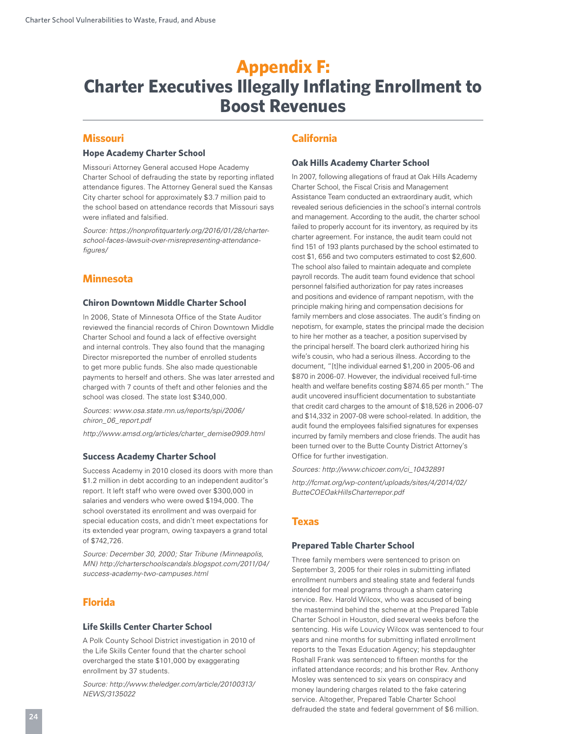# Appendix F: Charter Executives Illegally Inflating Enrollment to Boost Revenues

## Missouri

### Hope Academy Charter School

Missouri Attorney General accused Hope Academy Charter School of defrauding the state by reporting inflated attendance figures. The Attorney General sued the Kansas City charter school for approximately $3.7 million paid to the school based on attendance records that Missouri says were inflated and falsified.

*Source: https://nonprofitquarterly.org/2016/01/28/charter-school-faces-lawsuit-over-misrepresenting-attendance-figures/*

## Minnesota

### Chiron Downtown Middle Charter School

In 2006, State of Minnesota Office of the State Auditor reviewed the financial records of Chiron Downtown Middle Charter School and found a lack of effective oversight and internal controls. They also found that the managing Director misreported the number of enrolled students to get more public funds. She also made questionable payments to herself and others. She was later arrested and charged with 7 counts of theft and other felonies and the school was closed. The state lost $340,000.

*Sources: www.osa.state.mn.us/reports/spi/2006/chiron_06_report.pdf*

*http://www.amsd.org/articles/charter_demise0909.html*

### Success Academy Charter School

Success Academy in 2010 closed its doors with more than $1.2 million in debt according to an independent auditor's report. It left staff who were owed over $300,000 in salaries and venders who were owed $194,000. The school overstated its enrollment and was overpaid for special education costs, and didn't meet expectations for its extended year program, owing taxpayers a grand total of $742,726.

*Source: December 30, 2000; Star Tribune (Minneapolis, MN) http://charterschoolscandals.blogspot.com/2011/04/success-academy-two-campuses.html*

## Florida

### Life Skills Center Charter School

A Polk County School District investigation in 2010 of the Life Skills Center found that the charter school overcharged the state $101,000 by exaggerating enrollment by 37 students.

*Source: http://www.theledger.com/article/20100313/NEWS/3135022*

## California

### Oak Hills Academy Charter School

In 2007, following allegations of fraud at Oak Hills Academy Charter School, the Fiscal Crisis and Management Assistance Team conducted an extraordinary audit, which revealed serious deficiencies in the school's internal controls and management. According to the audit, the charter school failed to properly account for its inventory, as required by its charter agreement. For instance, the audit team could not find 151 of 193 plants purchased by the school estimated to cost $1, 656 and two computers estimated to cost $2,600. The school also failed to maintain adequate and complete payroll records. The audit team found evidence that school personnel falsified authorization for pay rates increases and positions and evidence of rampant nepotism, with the principle making hiring and compensation decisions for family members and close associates. The audit's finding on nepotism, for example, states the principal made the decision to hire her mother as a teacher, a position supervised by the principal herself. The board clerk authorized hiring his wife's cousin, who had a serious illness. According to the document, "[t]he individual earned $1,200 in 2005-06 and $870 in 2006-07. However, the individual received full-time health and welfare benefits costing $874.65 per month." The audit uncovered insufficient documentation to substantiate that credit card charges to the amount of $18,526 in 2006-07 and $14,332 in 2007-08 were school-related. In addition, the audit found the employees falsified signatures for expenses incurred by family members and close friends. The audit has been turned over to the Butte County District Attorney's Office for further investigation.

*Sources: http://www.chicoer.com/ci_10432891*

*http://fcmat.org/wp-content/uploads/sites/4/2014/02/ButteCOEOakHillsCharterrepor.pdf*

## Texas

### Prepared Table Charter School

Three family members were sentenced to prison on September 3, 2005 for their roles in submitting inflated enrollment numbers and stealing state and federal funds intended for meal programs through a sham catering service. Rev. Harold Wilcox, who was accused of being the mastermind behind the scheme at the Prepared Table Charter School in Houston, died several weeks before the sentencing. His wife Louvicy Wilcox was sentenced to four years and nine months for submitting inflated enrollment reports to the Texas Education Agency; his stepdaughter Roshall Frank was sentenced to fifteen months for the inflated attendance records; and his brother Rev. Anthony Mosley was sentenced to six years on conspiracy and money laundering charges related to the fake catering service. Altogether, Prepared Table Charter School defrauded the state and federal government of $6 million.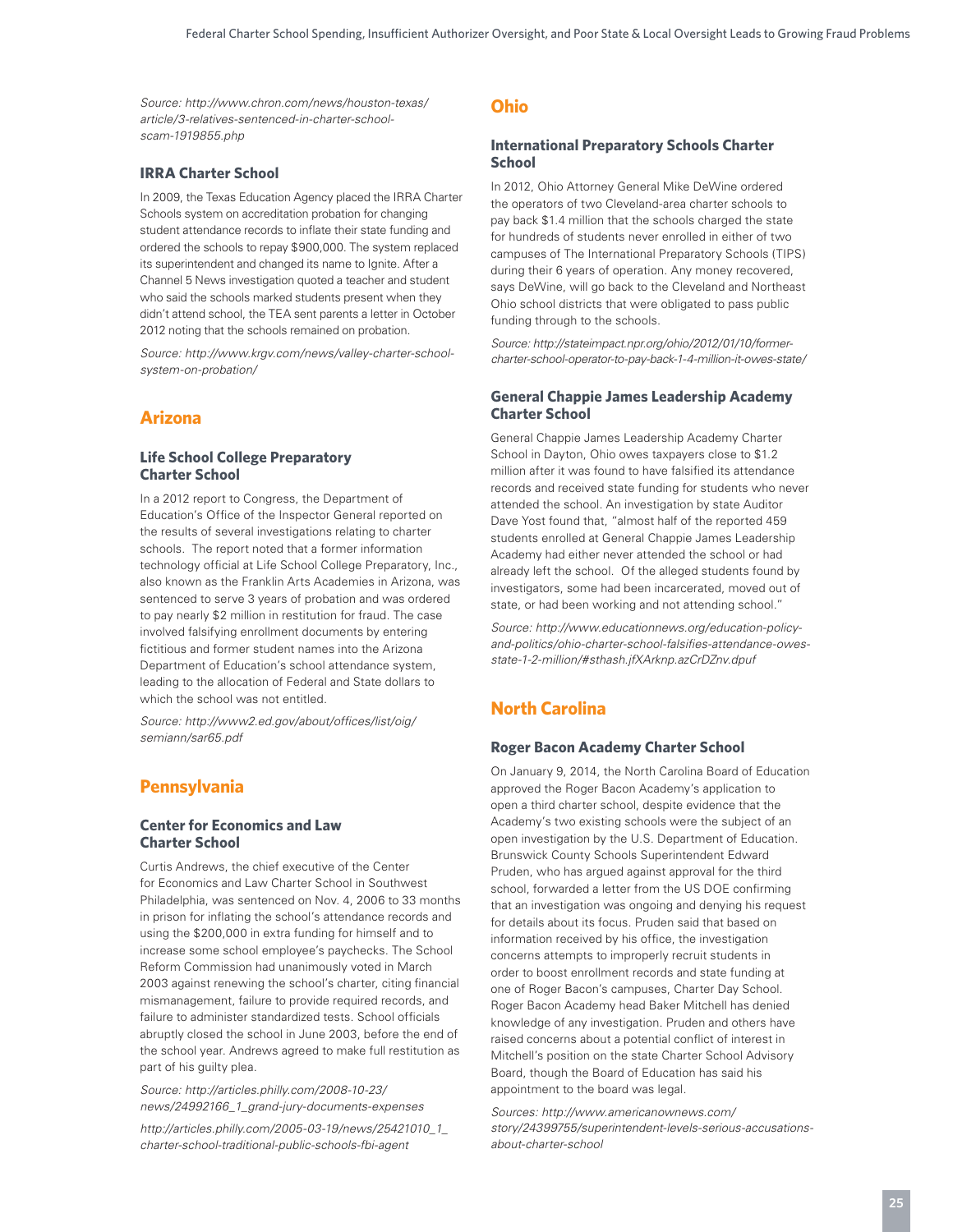*Source: http://www.chron.com/news/houston-texas/article/3-relatives-sentenced-in-charter-school-scam-1919855.php*

### IRRA Charter School

In 2009, the Texas Education Agency placed the IRRA Charter Schools system on accreditation probation for changing student attendance records to inflate their state funding and ordered the schools to repay $900,000. The system replaced its superintendent and changed its name to Ignite. After a Channel 5 News investigation quoted a teacher and student who said the schools marked students present when they didn't attend school, the TEA sent parents a letter in October 2012 noting that the schools remained on probation.

*Source: http://www.krgv.com/news/valley-charter-school-system-on-probation/*

## Arizona

### Life School College Preparatory Charter School

In a 2012 report to Congress, the Department of Education's Office of the Inspector General reported on the results of several investigations relating to charter schools. The report noted that a former information technology official at Life School College Preparatory, Inc., also known as the Franklin Arts Academies in Arizona, was sentenced to serve 3 years of probation and was ordered to pay nearly $2 million in restitution for fraud. The case involved falsifying enrollment documents by entering fictitious and former student names into the Arizona Department of Education's school attendance system, leading to the allocation of Federal and State dollars to which the school was not entitled.

*Source: http://www2.ed.gov/about/offices/list/oig/semiann/sar65.pdf*

## Pennsylvania

### Center for Economics and Law Charter School

Curtis Andrews, the chief executive of the Center for Economics and Law Charter School in Southwest Philadelphia, was sentenced on Nov. 4, 2006 to 33 months in prison for inflating the school's attendance records and using the $200,000 in extra funding for himself and to increase some school employee's paychecks. The School Reform Commission had unanimously voted in March 2003 against renewing the school's charter, citing financial mismanagement, failure to provide required records, and failure to administer standardized tests. School officials abruptly closed the school in June 2003, before the end of the school year. Andrews agreed to make full restitution as part of his guilty plea.

*Source: http://articles.philly.com/2008-10-23/news/24992166_1_grand-jury-documents-expenses*

*http://articles.philly.com/2005-03-19/news/25421010_1_charter-school-traditional-public-schools-fbi-agent*

## Ohio

### International Preparatory Schools Charter School

In 2012, Ohio Attorney General Mike DeWine ordered the operators of two Cleveland-area charter schools to pay back $1.4 million that the schools charged the state for hundreds of students never enrolled in either of two campuses of The International Preparatory Schools (TIPS) during their 6 years of operation. Any money recovered, says DeWine, will go back to the Cleveland and Northeast Ohio school districts that were obligated to pass public funding through to the schools.

*Source: http://stateimpact.npr.org/ohio/2012/01/10/former-charter-school-operator-to-pay-back-1-4-million-it-owes-state/*

### General Chappie James Leadership Academy Charter School

General Chappie James Leadership Academy Charter School in Dayton, Ohio owes taxpayers close to $1.2 million after it was found to have falsified its attendance records and received state funding for students who never attended the school. An investigation by state Auditor Dave Yost found that, "almost half of the reported 459 students enrolled at General Chappie James Leadership Academy had either never attended the school or had already left the school. Of the alleged students found by investigators, some had been incarcerated, moved out of state, or had been working and not attending school."

*Source: http://www.educationnews.org/education-policy-and-politics/ohio-charter-school-falsifies-attendance-owes-state-1-2-million/#sthash.jfXArknp.azCrDZnv.dpuf*

## North Carolina

### Roger Bacon Academy Charter School

On January 9, 2014, the North Carolina Board of Education approved the Roger Bacon Academy's application to open a third charter school, despite evidence that the Academy's two existing schools were the subject of an open investigation by the U.S. Department of Education. Brunswick County Schools Superintendent Edward Pruden, who has argued against approval for the third school, forwarded a letter from the US DOE confirming that an investigation was ongoing and denying his request for details about its focus. Pruden said that based on information received by his office, the investigation concerns attempts to improperly recruit students in order to boost enrollment records and state funding at one of Roger Bacon's campuses, Charter Day School. Roger Bacon Academy head Baker Mitchell has denied knowledge of any investigation. Pruden and others have raised concerns about a potential conflict of interest in Mitchell's position on the state Charter School Advisory Board, though the Board of Education has said his appointment to the board was legal.

*Sources: http://www.americanownews.com/story/24399755/superintendent-levels-serious-accusations-about-charter-school*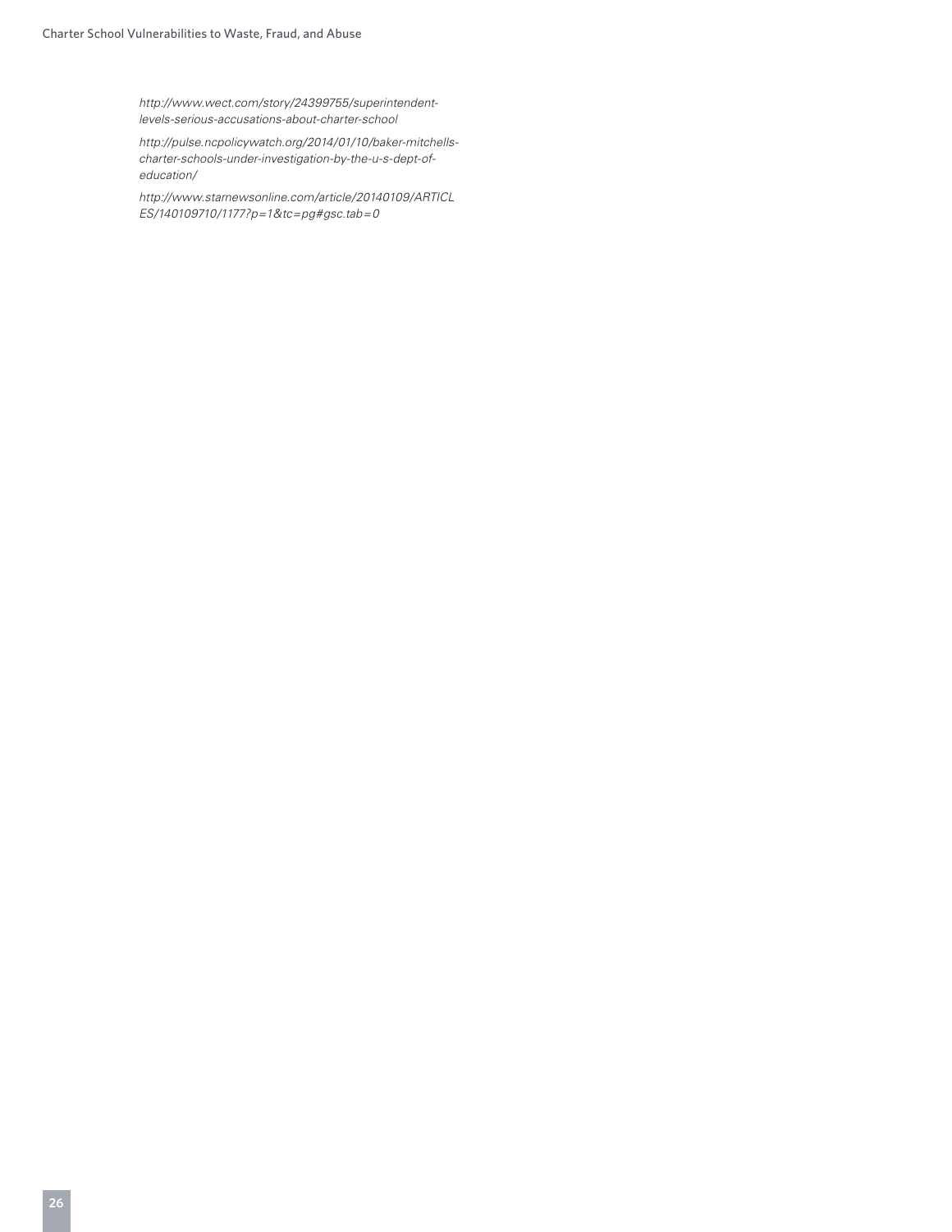*http://www.wect.com/story/24399755/superintendent-levels-serious-accusations-about-charter-school*

*http://pulse.ncpolicywatch.org/2014/01/10/baker-mitchells-charter-schools-under-investigation-by-the-u-s-dept-of-education/*

*http://www.starnewsonline.com/article/20140109/ARTICLES/140109710/1177?p=1&tc=pg#gsc.tab=0*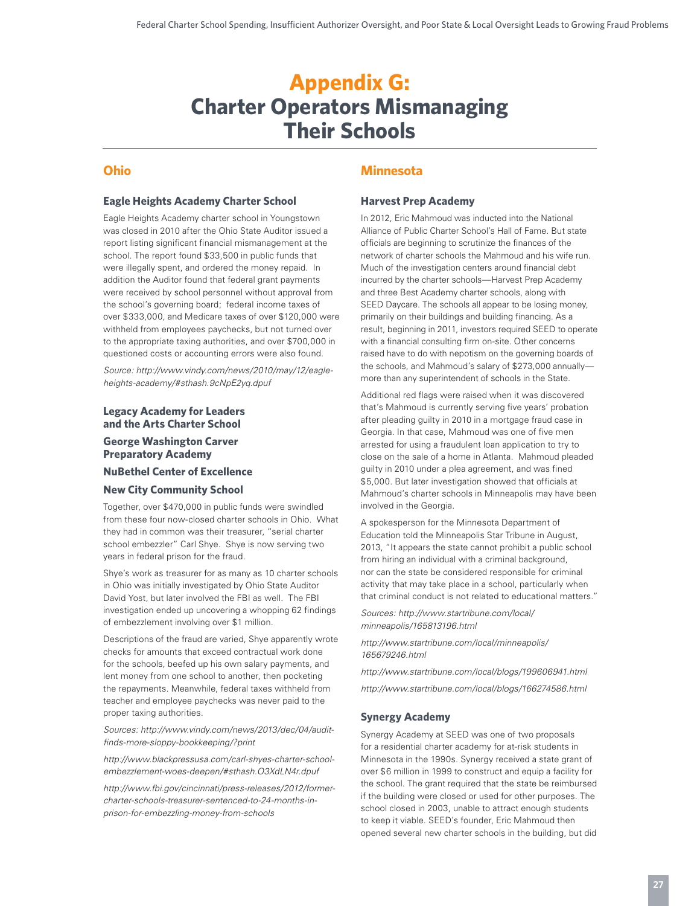# Appendix G: Charter Operators Mismanaging Their Schools

## Ohio

### Eagle Heights Academy Charter School

Eagle Heights Academy charter school in Youngstown was closed in 2010 after the Ohio State Auditor issued a report listing significant financial mismanagement at the school. The report found $33,500 in public funds that were illegally spent, and ordered the money repaid. In addition the Auditor found that federal grant payments were received by school personnel without approval from the school's governing board; federal income taxes of over $333,000, and Medicare taxes of over $120,000 were withheld from employees paychecks, but not turned over to the appropriate taxing authorities, and over $700,000 in questioned costs or accounting errors were also found.

*Source: http://www.vindy.com/news/2010/may/12/eagle-heights-academy/#sthash.9cNpE2yq.dpuf*

### Legacy Academy for Leaders and the Arts Charter School

### George Washington Carver Preparatory Academy

### NuBethel Center of Excellence

### New City Community School

Together, over $470,000 in public funds were swindled from these four now-closed charter schools in Ohio. What they had in common was their treasurer, "serial charter school embezzler" Carl Shye. Shye is now serving two years in federal prison for the fraud.

Shye's work as treasurer for as many as 10 charter schools in Ohio was initially investigated by Ohio State Auditor David Yost, but later involved the FBI as well. The FBI investigation ended up uncovering a whopping 62 findings of embezzlement involving over $1 million.

Descriptions of the fraud are varied, Shye apparently wrote checks for amounts that exceed contractual work done for the schools, beefed up his own salary payments, and lent money from one school to another, then pocketing the repayments. Meanwhile, federal taxes withheld from teacher and employee paychecks was never paid to the proper taxing authorities.

*Sources: http://www.vindy.com/news/2013/dec/04/audit-finds-more-sloppy-bookkeeping/?print*

*http://www.blackpressusa.com/carl-shyes-charter-school-embezzlement-woes-deepen/#sthash.O3XdLN4r.dpuf*

*http://www.fbi.gov/cincinnati/press-releases/2012/former-charter-schools-treasurer-sentenced-to-24-months-in-prison-for-embezzling-money-from-schools*

## Minnesota

### Harvest Prep Academy

In 2012, Eric Mahmoud was inducted into the National Alliance of Public Charter School's Hall of Fame. But state officials are beginning to scrutinize the finances of the network of charter schools the Mahmoud and his wife run. Much of the investigation centers around financial debt incurred by the charter schools—Harvest Prep Academy and three Best Academy charter schools, along with SEED Daycare. The schools all appear to be losing money, primarily on their buildings and building financing. As a result, beginning in 2011, investors required SEED to operate with a financial consulting firm on-site. Other concerns raised have to do with nepotism on the governing boards of the schools, and Mahmoud's salary of $273,000 annually—more than any superintendent of schools in the State.

Additional red flags were raised when it was discovered that's Mahmoud is currently serving five years' probation after pleading guilty in 2010 in a mortgage fraud case in Georgia. In that case, Mahmoud was one of five men arrested for using a fraudulent loan application to try to close on the sale of a home in Atlanta. Mahmoud pleaded guilty in 2010 under a plea agreement, and was fined $5,000. But later investigation showed that officials at Mahmoud's charter schools in Minneapolis may have been involved in the Georgia.

A spokesperson for the Minnesota Department of Education told the Minneapolis Star Tribune in August, 2013, "It appears the state cannot prohibit a public school from hiring an individual with a criminal background, nor can the state be considered responsible for criminal activity that may take place in a school, particularly when that criminal conduct is not related to educational matters."

*Sources: http://www.startribune.com/local/minneapolis/165813196.html*

*http://www.startribune.com/local/minneapolis/165679246.html*

*http://www.startribune.com/local/blogs/199606941.html*

*http://www.startribune.com/local/blogs/166274586.html*

### Synergy Academy

Synergy Academy at SEED was one of two proposals for a residential charter academy for at-risk students in Minnesota in the 1990s. Synergy received a state grant of over $6 million in 1999 to construct and equip a facility for the school. The grant required that the state be reimbursed if the building were closed or used for other purposes. The school closed in 2003, unable to attract enough students to keep it viable. SEED's founder, Eric Mahmoud then opened several new charter schools in the building, but did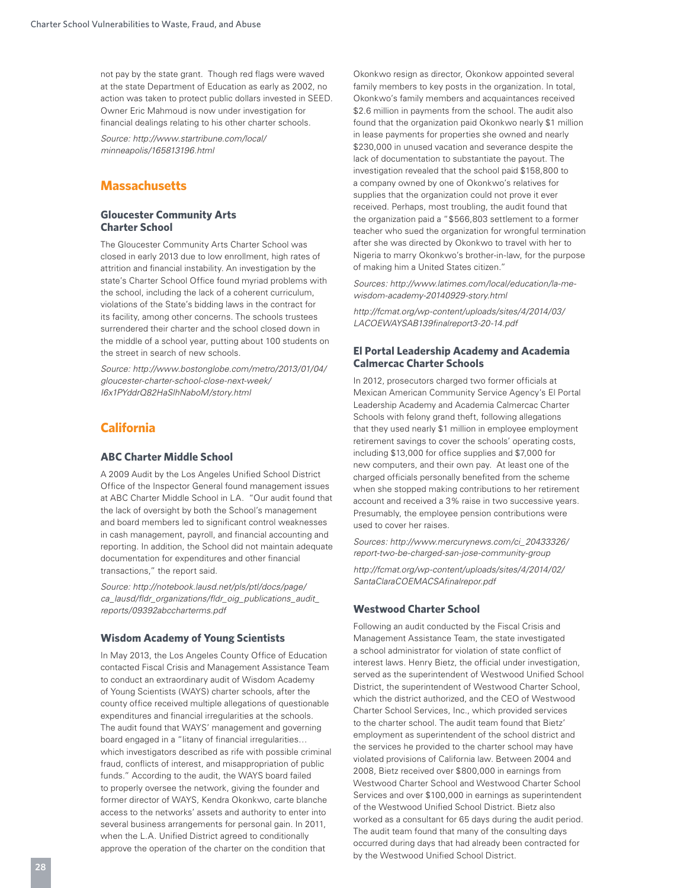not pay by the state grant. Though red flags were waved at the state Department of Education as early as 2002, no action was taken to protect public dollars invested in SEED. Owner Eric Mahmoud is now under investigation for financial dealings relating to his other charter schools.

*Source: http://www.startribune.com/local/minneapolis/165813196.html*

## Massachusetts

### Gloucester Community Arts Charter School

The Gloucester Community Arts Charter School was closed in early 2013 due to low enrollment, high rates of attrition and financial instability. An investigation by the state's Charter School Office found myriad problems with the school, including the lack of a coherent curriculum, violations of the State's bidding laws in the contract for its facility, among other concerns. The schools trustees surrendered their charter and the school closed down in the middle of a school year, putting about 100 students on the street in search of new schools.

*Source: http://www.bostonglobe.com/metro/2013/01/04/gloucester-charter-school-close-next-week/I6x1PYddrQ82HaSlhNaboM/story.html*

## California

### ABC Charter Middle School

A 2009 Audit by the Los Angeles Unified School District Office of the Inspector General found management issues at ABC Charter Middle School in LA. "Our audit found that the lack of oversight by both the School's management and board members led to significant control weaknesses in cash management, payroll, and financial accounting and reporting. In addition, the School did not maintain adequate documentation for expenditures and other financial transactions," the report said.

*Source: http://notebook.lausd.net/pls/ptl/docs/page/ca_lausd/fldr_organizations/fldr_oig_publications_audit_reports/09392abccharterms.pdf*

### Wisdom Academy of Young Scientists

In May 2013, the Los Angeles County Office of Education contacted Fiscal Crisis and Management Assistance Team to conduct an extraordinary audit of Wisdom Academy of Young Scientists (WAYS) charter schools, after the county office received multiple allegations of questionable expenditures and financial irregularities at the schools. The audit found that WAYS' management and governing board engaged in a "litany of financial irregularities… which investigators described as rife with possible criminal fraud, conflicts of interest, and misappropriation of public funds." According to the audit, the WAYS board failed to properly oversee the network, giving the founder and former director of WAYS, Kendra Okonkwo, carte blanche access to the networks' assets and authority to enter into several business arrangements for personal gain. In 2011, when the L.A. Unified District agreed to conditionally approve the operation of the charter on the condition that Okonkwo resign as director, Okonkow appointed several family members to key posts in the organization. In total, Okonkwo's family members and acquaintances received $2.6 million in payments from the school. The audit also found that the organization paid Okonkwo nearly $1 million in lease payments for properties she owned and nearly $230,000 in unused vacation and severance despite the lack of documentation to substantiate the payout. The investigation revealed that the school paid $158,800 to a company owned by one of Okonkwo's relatives for supplies that the organization could not prove it ever received. Perhaps, most troubling, the audit found that the organization paid a "$566,803 settlement to a former teacher who sued the organization for wrongful termination after she was directed by Okonkwo to travel with her to Nigeria to marry Okonkwo's brother-in-law, for the purpose of making him a United States citizen."

*Sources: http://www.latimes.com/local/education/la-me-wisdom-academy-20140929-story.html*

*http://fcmat.org/wp-content/uploads/sites/4/2014/03/LACOEWAYSAB139finalreport3-20-14.pdf*

### El Portal Leadership Academy and Academia Calmercac Charter Schools

In 2012, prosecutors charged two former officials at Mexican American Community Service Agency's El Portal Leadership Academy and Academia Calmercac Charter Schools with felony grand theft, following allegations that they used nearly $1 million in employee employment retirement savings to cover the schools' operating costs, including $13,000 for office supplies and $7,000 for new computers, and their own pay. At least one of the charged officials personally benefited from the scheme when she stopped making contributions to her retirement account and received a 3% raise in two successive years. Presumably, the employee pension contributions were used to cover her raises.

*Sources: http://www.mercurynews.com/ci_20433326/report-two-be-charged-san-jose-community-group*

*http://fcmat.org/wp-content/uploads/sites/4/2014/02/SantaClaraCOEMACSAfinalrepor.pdf*

### Westwood Charter School

Following an audit conducted by the Fiscal Crisis and Management Assistance Team, the state investigated a school administrator for violation of state conflict of interest laws. Henry Bietz, the official under investigation, served as the superintendent of Westwood Unified School District, the superintendent of Westwood Charter School, which the district authorized, and the CEO of Westwood Charter School Services, Inc., which provided services to the charter school. The audit team found that Bietz' employment as superintendent of the school district and the services he provided to the charter school may have violated provisions of California law. Between 2004 and 2008, Bietz received over $800,000 in earnings from Westwood Charter School and Westwood Charter School Services and over $100,000 in earnings as superintendent of the Westwood Unified School District. Bietz also worked as a consultant for 65 days during the audit period. The audit team found that many of the consulting days occurred during days that had already been contracted for by the Westwood Unified School District.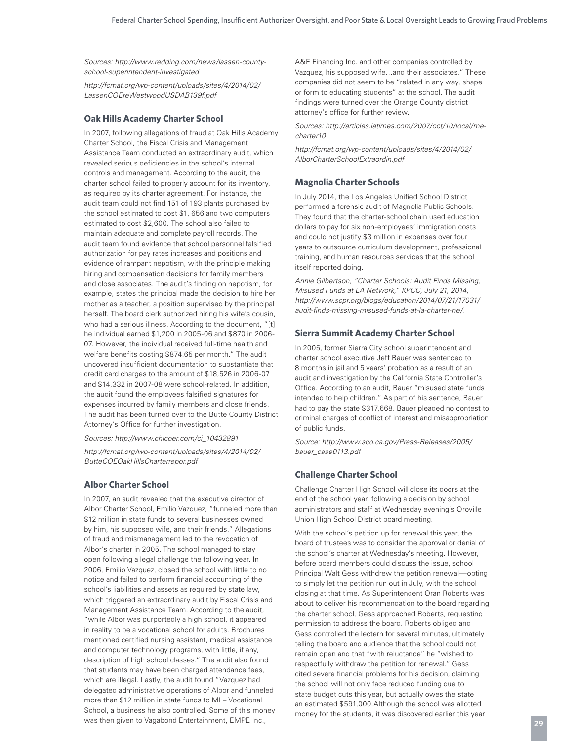*Sources: http://www.redding.com/news/lassen-county-school-superintendent-investigated*

*http://fcmat.org/wp-content/uploads/sites/4/2014/02/LassenCOEreWestwoodUSDAB139f.pdf*

### Oak Hills Academy Charter School

In 2007, following allegations of fraud at Oak Hills Academy Charter School, the Fiscal Crisis and Management Assistance Team conducted an extraordinary audit, which revealed serious deficiencies in the school's internal controls and management. According to the audit, the charter school failed to properly account for its inventory, as required by its charter agreement. For instance, the audit team could not find 151 of 193 plants purchased by the school estimated to cost $1, 656 and two computers estimated to cost $2,600. The school also failed to maintain adequate and complete payroll records. The audit team found evidence that school personnel falsified authorization for pay rates increases and positions and evidence of rampant nepotism, with the principle making hiring and compensation decisions for family members and close associates. The audit's finding on nepotism, for example, states the principal made the decision to hire her mother as a teacher, a position supervised by the principal herself. The board clerk authorized hiring his wife's cousin, who had a serious illness. According to the document, "[t]he individual earned $1,200 in 2005-06 and $870 in 2006-07. However, the individual received full-time health and welfare benefits costing $874.65 per month." The audit uncovered insufficient documentation to substantiate that credit card charges to the amount of $18,526 in 2006-07 and $14,332 in 2007-08 were school-related. In addition, the audit found the employees falsified signatures for expenses incurred by family members and close friends. The audit has been turned over to the Butte County District Attorney's Office for further investigation.

*Sources: http://www.chicoer.com/ci_10432891*

*http://fcmat.org/wp-content/uploads/sites/4/2014/02/ButteCOEOakHillsCharterrepor.pdf*

### Albor Charter School

In 2007, an audit revealed that the executive director of Albor Charter School, Emilio Vazquez, "funneled more than $12 million in state funds to several businesses owned by him, his supposed wife, and their friends." Allegations of fraud and mismanagement led to the revocation of Albor's charter in 2005. The school managed to stay open following a legal challenge the following year. In 2006, Emilio Vazquez, closed the school with little to no notice and failed to perform financial accounting of the school's liabilities and assets as required by state law, which triggered an extraordinary audit by Fiscal Crisis and Management Assistance Team. According to the audit, "while Albor was purportedly a high school, it appeared in reality to be a vocational school for adults. Brochures mentioned certified nursing assistant, medical assistance and computer technology programs, with little, if any, description of high school classes." The audit also found that students may have been charged attendance fees, which are illegal. Lastly, the audit found "Vazquez had delegated administrative operations of Albor and funneled more than $12 million in state funds to MI – Vocational School, a business he also controlled. Some of this money was then given to Vagabond Entertainment, EMPE Inc., A&E Financing Inc. and other companies controlled by Vazquez, his supposed wife…and their associates." These companies did not seem to be "related in any way, shape or form to educating students" at the school. The audit findings were turned over the Orange County district attorney's office for further review.

*Sources: http://articles.latimes.com/2007/oct/10/local/me-charter10*

*http://fcmat.org/wp-content/uploads/sites/4/2014/02/AlborCharterSchoolExtraordin.pdf*

### Magnolia Charter Schools

In July 2014, the Los Angeles Unified School District performed a forensic audit of Magnolia Public Schools. They found that the charter-school chain used education dollars to pay for six non-employees' immigration costs and could not justify $3 million in expenses over four years to outsource curriculum development, professional training, and human resources services that the school itself reported doing.

*Annie Gilbertson, "Charter Schools: Audit Finds Missing, Misused Funds at LA Network," KPCC, July 21, 2014, http://www.scpr.org/blogs/education/2014/07/21/17031/audit-finds-missing-misused-funds-at-la-charter-ne/.*

### Sierra Summit Academy Charter School

In 2005, former Sierra City school superintendent and charter school executive Jeff Bauer was sentenced to 8 months in jail and 5 years' probation as a result of an audit and investigation by the California State Controller's Office. According to an audit, Bauer "misused state funds intended to help children." As part of his sentence, Bauer had to pay the state $317,668. Bauer pleaded no contest to criminal charges of conflict of interest and misappropriation of public funds.

*Source: http://www.sco.ca.gov/Press-Releases/2005/bauer_case0113.pdf*

### Challenge Charter School

Challenge Charter High School will close its doors at the end of the school year, following a decision by school administrators and staff at Wednesday evening's Oroville Union High School District board meeting.

With the school's petition up for renewal this year, the board of trustees was to consider the approval or denial of the school's charter at Wednesday's meeting. However, before board members could discuss the issue, school Principal Walt Gess withdrew the petition renewal—opting to simply let the petition run out in July, with the school closing at that time. As Superintendent Oran Roberts was about to deliver his recommendation to the board regarding the charter school, Gess approached Roberts, requesting permission to address the board. Roberts obliged and Gess controlled the lectern for several minutes, ultimately telling the board and audience that the school could not remain open and that "with reluctance" he "wished to respectfully withdraw the petition for renewal." Gess cited severe financial problems for his decision, claiming the school will not only face reduced funding due to state budget cuts this year, but actually owes the state an estimated $591,000.Although the school was allotted money for the students, it was discovered earlier this year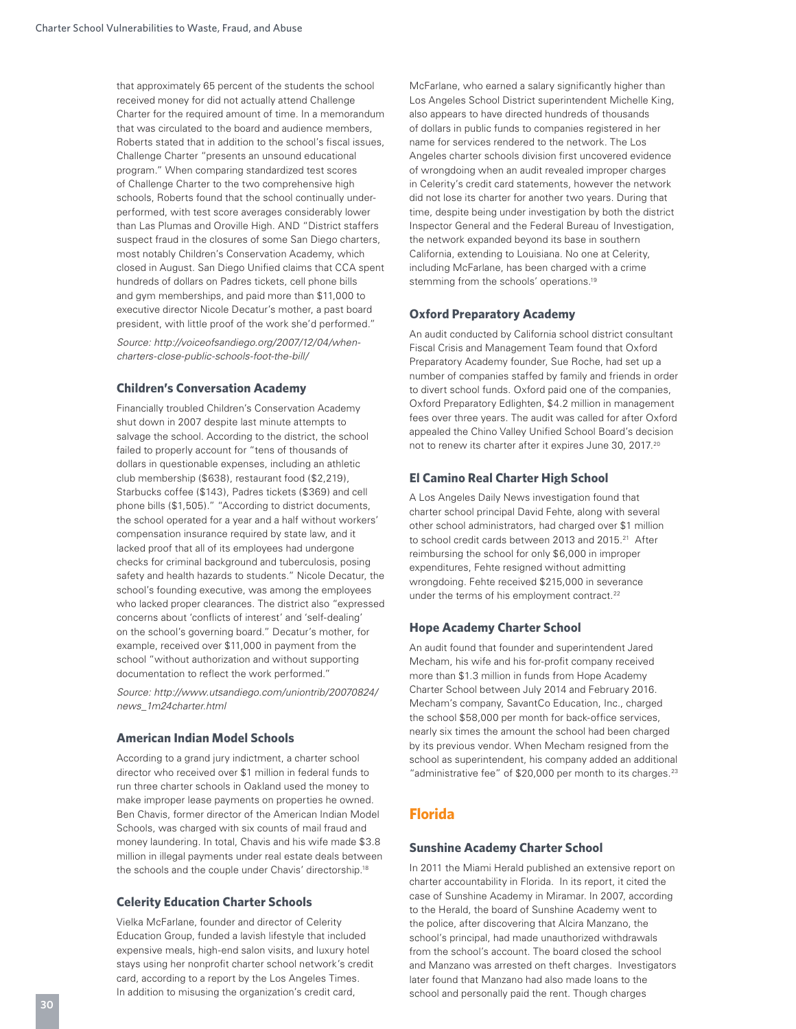that approximately 65 percent of the students the school received money for did not actually attend Challenge Charter for the required amount of time. In a memorandum that was circulated to the board and audience members, Roberts stated that in addition to the school's fiscal issues, Challenge Charter "presents an unsound educational program." When comparing standardized test scores of Challenge Charter to the two comprehensive high schools, Roberts found that the school continually under-performed, with test score averages considerably lower than Las Plumas and Oroville High. AND "District staffers suspect fraud in the closures of some San Diego charters, most notably Children's Conservation Academy, which closed in August. San Diego Unified claims that CCA spent hundreds of dollars on Padres tickets, cell phone bills and gym memberships, and paid more than $11,000 to executive director Nicole Decatur's mother, a past board president, with little proof of the work she'd performed."

*Source: http://voiceofsandiego.org/2007/12/04/when-charters-close-public-schools-foot-the-bill/*

### Children's Conversation Academy

Financially troubled Children's Conservation Academy shut down in 2007 despite last minute attempts to salvage the school. According to the district, the school failed to properly account for "tens of thousands of dollars in questionable expenses, including an athletic club membership ($638), restaurant food ($2,219), Starbucks coffee ($143), Padres tickets ($369) and cell phone bills ($1,505)." "According to district documents, the school operated for a year and a half without workers' compensation insurance required by state law, and it lacked proof that all of its employees had undergone checks for criminal background and tuberculosis, posing safety and health hazards to students." Nicole Decatur, the school's founding executive, was among the employees who lacked proper clearances. The district also "expressed concerns about 'conflicts of interest' and 'self-dealing' on the school's governing board." Decatur's mother, for example, received over $11,000 in payment from the school "without authorization and without supporting documentation to reflect the work performed."

*Source: http://www.utsandiego.com/uniontrib/20070824/news_1m24charter.html*

### American Indian Model Schools

According to a grand jury indictment, a charter school director who received over $1 million in federal funds to run three charter schools in Oakland used the money to make improper lease payments on properties he owned. Ben Chavis, former director of the American Indian Model Schools, was charged with six counts of mail fraud and money laundering. In total, Chavis and his wife made $3.8 million in illegal payments under real estate deals between the schools and the couple under Chavis' directorship.[18]

### Celerity Education Charter Schools

Vielka McFarlane, founder and director of Celerity Education Group, funded a lavish lifestyle that included expensive meals, high-end salon visits, and luxury hotel stays using her nonprofit charter school network's credit card, according to a report by the Los Angeles Times. In addition to misusing the organization's credit card, McFarlane, who earned a salary significantly higher than Los Angeles School District superintendent Michelle King, also appears to have directed hundreds of thousands of dollars in public funds to companies registered in her name for services rendered to the network. The Los Angeles charter schools division first uncovered evidence of wrongdoing when an audit revealed improper charges in Celerity's credit card statements, however the network did not lose its charter for another two years. During that time, despite being under investigation by both the district Inspector General and the Federal Bureau of Investigation, the network expanded beyond its base in southern California, extending to Louisiana. No one at Celerity, including McFarlane, has been charged with a crime stemming from the schools' operations.[19]

### Oxford Preparatory Academy

An audit conducted by California school district consultant Fiscal Crisis and Management Team found that Oxford Preparatory Academy founder, Sue Roche, had set up a number of companies staffed by family and friends in order to divert school funds. Oxford paid one of the companies, Oxford Preparatory Edlighten, $4.2 million in management fees over three years. The audit was called for after Oxford appealed the Chino Valley Unified School Board's decision not to renew its charter after it expires June 30, 2017.[20]

### El Camino Real Charter High School

A Los Angeles Daily News investigation found that charter school principal David Fehte, along with several other school administrators, had charged over $1 million to school credit cards between 2013 and 2015.[21] After reimbursing the school for only $6,000 in improper expenditures, Fehte resigned without admitting wrongdoing. Fehte received $215,000 in severance under the terms of his employment contract.[22]

### Hope Academy Charter School

An audit found that founder and superintendent Jared Mecham, his wife and his for-profit company received more than $1.3 million in funds from Hope Academy Charter School between July 2014 and February 2016. Mecham's company, SavantCo Education, Inc., charged the school $58,000 per month for back-office services, nearly six times the amount the school had been charged by its previous vendor. When Mecham resigned from the school as superintendent, his company added an additional "administrative fee" of $20,000 per month to its charges.[23]

## Florida

### Sunshine Academy Charter School

In 2011 the Miami Herald published an extensive report on charter accountability in Florida. In its report, it cited the case of Sunshine Academy in Miramar. In 2007, according to the Herald, the board of Sunshine Academy went to the police, after discovering that Alcira Manzano, the school's principal, had made unauthorized withdrawals from the school's account. The board closed the school and Manzano was arrested on theft charges. Investigators later found that Manzano had also made loans to the school and personally paid the rent. Though charges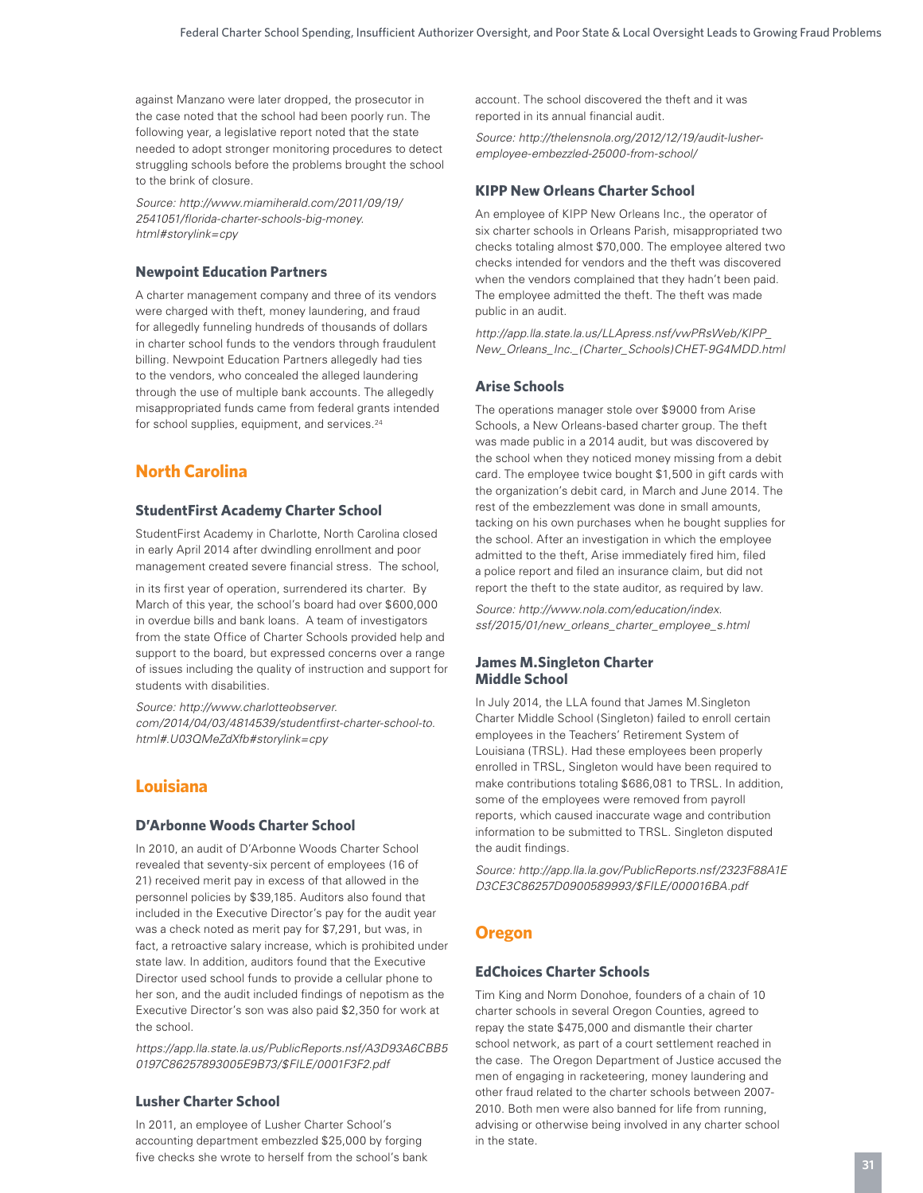against Manzano were later dropped, the prosecutor in the case noted that the school had been poorly run. The following year, a legislative report noted that the state needed to adopt stronger monitoring procedures to detect struggling schools before the problems brought the school to the brink of closure.

*Source: http://www.miamiherald.com/2011/09/19/2541051/florida-charter-schools-big-money.html#storylink=cpy*

### Newpoint Education Partners

A charter management company and three of its vendors were charged with theft, money laundering, and fraud for allegedly funneling hundreds of thousands of dollars in charter school funds to the vendors through fraudulent billing. Newpoint Education Partners allegedly had ties to the vendors, who concealed the alleged laundering through the use of multiple bank accounts. The allegedly misappropriated funds came from federal grants intended for school supplies, equipment, and services.[24]

## North Carolina

### StudentFirst Academy Charter School

StudentFirst Academy in Charlotte, North Carolina closed in early April 2014 after dwindling enrollment and poor management created severe financial stress. The school, in its first year of operation, surrendered its charter. By March of this year, the school's board had over $600,000 in overdue bills and bank loans. A team of investigators from the state Office of Charter Schools provided help and support to the board, but expressed concerns over a range of issues including the quality of instruction and support for students with disabilities.

*Source: http://www.charlotteobserver.com/2014/04/03/4814539/studentfirst-charter-school-to.html#.U03QMeZdXfb#storylink=cpy*

## Louisiana

### D'Arbonne Woods Charter School

In 2010, an audit of D'Arbonne Woods Charter School revealed that seventy-six percent of employees (16 of 21) received merit pay in excess of that allowed in the personnel policies by $39,185. Auditors also found that included in the Executive Director's pay for the audit year was a check noted as merit pay for $7,291, but was, in fact, a retroactive salary increase, which is prohibited under state law. In addition, auditors found that the Executive Director used school funds to provide a cellular phone to her son, and the audit included findings of nepotism as the Executive Director's son was also paid $2,350 for work at the school.

*https://app.lla.state.la.us/PublicReports.nsf/A3D93A6CBB50197C86257893005E9B73/$FILE/0001F3F2.pdf*

### Lusher Charter School

In 2011, an employee of Lusher Charter School's accounting department embezzled $25,000 by forging five checks she wrote to herself from the school's bank account. The school discovered the theft and it was reported in its annual financial audit.

*Source: http://thelensnola.org/2012/12/19/audit-lusher-employee-embezzled-25000-from-school/*

### KIPP New Orleans Charter School

An employee of KIPP New Orleans Inc., the operator of six charter schools in Orleans Parish, misappropriated two checks totaling almost $70,000. The employee altered two checks intended for vendors and the theft was discovered when the vendors complained that they hadn't been paid. The employee admitted the theft. The theft was made public in an audit.

*http://app.lla.state.la.us/LLApress.nsf/vwPRsWeb/KIPP_New_Orleans_Inc._(Charter_Schools)CHET-9G4MDD.html*

### Arise Schools

The operations manager stole over $9000 from Arise Schools, a New Orleans-based charter group. The theft was made public in a 2014 audit, but was discovered by the school when they noticed money missing from a debit card. The employee twice bought $1,500 in gift cards with the organization's debit card, in March and June 2014. The rest of the embezzlement was done in small amounts, tacking on his own purchases when he bought supplies for the school. After an investigation in which the employee admitted to the theft, Arise immediately fired him, filed a police report and filed an insurance claim, but did not report the theft to the state auditor, as required by law.

*Source: http://www.nola.com/education/index.ssf/2015/01/new_orleans_charter_employee_s.html*

### James M.Singleton Charter Middle School

In July 2014, the LLA found that James M.Singleton Charter Middle School (Singleton) failed to enroll certain employees in the Teachers' Retirement System of Louisiana (TRSL). Had these employees been properly enrolled in TRSL, Singleton would have been required to make contributions totaling $686,081 to TRSL. In addition, some of the employees were removed from payroll reports, which caused inaccurate wage and contribution information to be submitted to TRSL. Singleton disputed the audit findings.

*Source: http://app.lla.la.gov/PublicReports.nsf/2323F88A1ED3CE3C86257D0900589993/$FILE/000016BA.pdf*

## Oregon

### EdChoices Charter Schools

Tim King and Norm Donohoe, founders of a chain of 10 charter schools in several Oregon Counties, agreed to repay the state $475,000 and dismantle their charter school network, as part of a court settlement reached in the case. The Oregon Department of Justice accused the men of engaging in racketeering, money laundering and other fraud related to the charter schools between 2007-2010. Both men were also banned for life from running, advising or otherwise being involved in any charter school in the state.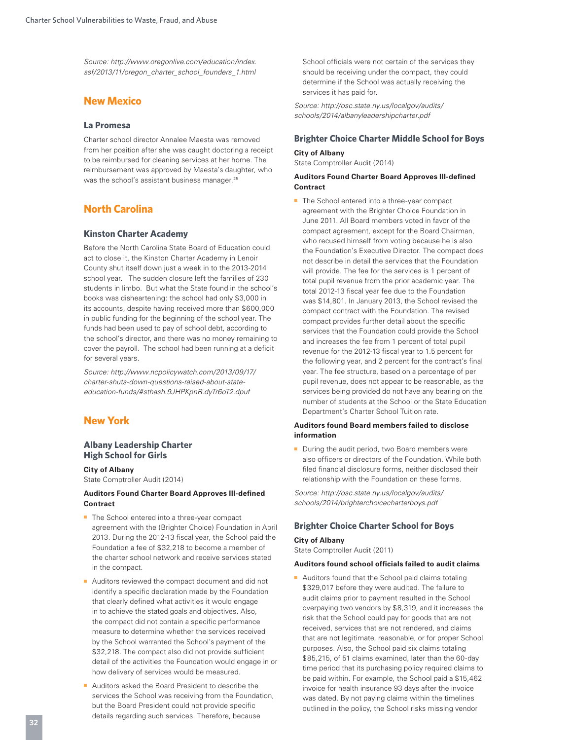*Source: http://www.oregonlive.com/education/index.ssf/2013/11/oregon_charter_school_founders_1.html*

## New Mexico

### La Promesa

Charter school director Annalee Maesta was removed from her position after she was caught doctoring a receipt to be reimbursed for cleaning services at her home. The reimbursement was approved by Maesta's daughter, who was the school's assistant business manager.[25]

## North Carolina

### Kinston Charter Academy

Before the North Carolina State Board of Education could act to close it, the Kinston Charter Academy in Lenoir County shut itself down just a week in to the 2013-2014 school year. The sudden closure left the families of 230 students in limbo. But what the State found in the school's books was disheartening: the school had only $3,000 in its accounts, despite having received more than $600,000 in public funding for the beginning of the school year. The funds had been used to pay of school debt, according to the school's director, and there was no money remaining to cover the payroll. The school had been running at a deficit for several years.

*Source: http://www.ncpolicywatch.com/2013/09/17/charter-shuts-down-questions-raised-about-state-education-funds/#sthash.9JHPKpnR.dyTr6oT2.dpuf*

## New York

### Albany Leadership Charter High School for Girls

**City of Albany**
State Comptroller Audit (2014)

**Auditors Found Charter Board Approves Ill-defined Contract**

- The School entered into a three-year compact agreement with the (Brighter Choice) Foundation in April 2013. During the 2012-13 fiscal year, the School paid the Foundation a fee of $32,218 to become a member of the charter school network and receive services stated in the compact.
- Auditors reviewed the compact document and did not identify a specific declaration made by the Foundation that clearly defined what activities it would engage in to achieve the stated goals and objectives. Also, the compact did not contain a specific performance measure to determine whether the services received by the School warranted the School's payment of the $32,218. The compact also did not provide sufficient detail of the activities the Foundation would engage in or how delivery of services would be measured.
- Auditors asked the Board President to describe the services the School was receiving from the Foundation, but the Board President could not provide specific details regarding such services. Therefore, because School officials were not certain of the services they should be receiving under the compact, they could determine if the School was actually receiving the services it has paid for.

*Source: http://osc.state.ny.us/localgov/audits/schools/2014/albanyleadershipcharter.pdf*

### Brighter Choice Charter Middle School for Boys

**City of Albany**
State Comptroller Audit (2014)

**Auditors Found Charter Board Approves Ill-defined Contract**

- The School entered into a three-year compact agreement with the Brighter Choice Foundation in June 2011. All Board members voted in favor of the compact agreement, except for the Board Chairman, who recused himself from voting because he is also the Foundation's Executive Director. The compact does not describe in detail the services that the Foundation will provide. The fee for the services is 1 percent of total pupil revenue from the prior academic year. The total 2012-13 fiscal year fee due to the Foundation was $14,801. In January 2013, the School revised the compact contract with the Foundation. The revised compact provides further detail about the specific services that the Foundation could provide the School and increases the fee from 1 percent of total pupil revenue for the 2012-13 fiscal year to 1.5 percent for the following year, and 2 percent for the contract's final year. The fee structure, based on a percentage of per pupil revenue, does not appear to be reasonable, as the services being provided do not have any bearing on the number of students at the School or the State Education Department's Charter School Tuition rate.

**Auditors found Board members failed to disclose information**

- During the audit period, two Board members were also officers or directors of the Foundation. While both filed financial disclosure forms, neither disclosed their relationship with the Foundation on these forms.

*Source: http://osc.state.ny.us/localgov/audits/schools/2014/brighterchoicecharterboys.pdf*

### Brighter Choice Charter School for Boys

**City of Albany**
State Comptroller Audit (2011)

**Auditors found school officials failed to audit claims**

- Auditors found that the School paid claims totaling $329,017 before they were audited. The failure to audit claims prior to payment resulted in the School overpaying two vendors by $8,319, and it increases the risk that the School could pay for goods that are not received, services that are not rendered, and claims that are not legitimate, reasonable, or for proper School purposes. Also, the School paid six claims totaling $85,215, of 51 claims examined, later than the 60-day time period that its purchasing policy required claims to be paid within. For example, the School paid a $15,462 invoice for health insurance 93 days after the invoice was dated. By not paying claims within the timelines outlined in the policy, the School risks missing vendor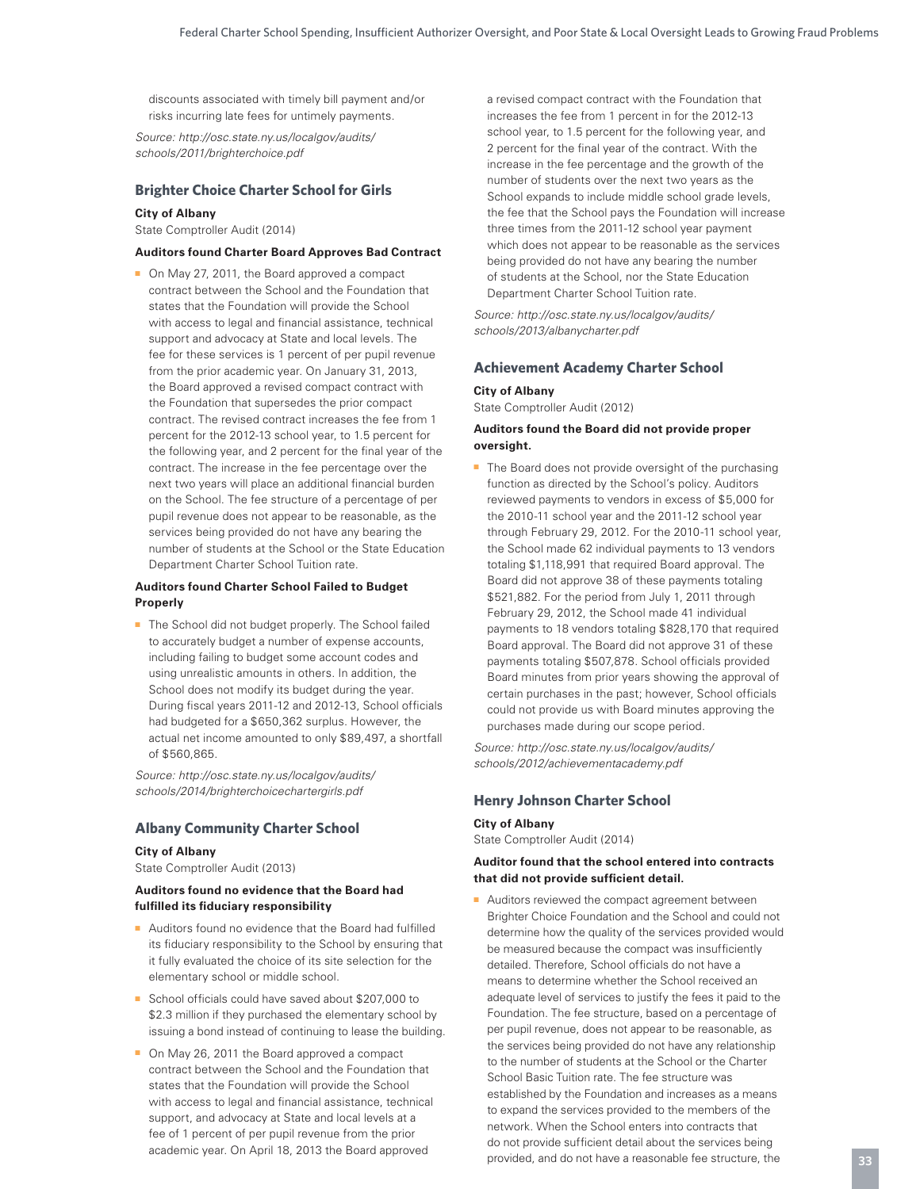discounts associated with timely bill payment and/or risks incurring late fees for untimely payments.

*Source: http://osc.state.ny.us/localgov/audits/schools/2011/brighterchoice.pdf*

### Brighter Choice Charter School for Girls

**City of Albany**

State Comptroller Audit (2014)

**Auditors found Charter Board Approves Bad Contract**

- On May 27, 2011, the Board approved a compact contract between the School and the Foundation that states that the Foundation will provide the School with access to legal and financial assistance, technical support and advocacy at State and local levels. The fee for these services is 1 percent of per pupil revenue from the prior academic year. On January 31, 2013, the Board approved a revised compact contract with the Foundation that supersedes the prior compact contract. The revised contract increases the fee from 1 percent for the 2012-13 school year, to 1.5 percent for the following year, and 2 percent for the final year of the contract. The increase in the fee percentage over the next two years will place an additional financial burden on the School. The fee structure of a percentage of per pupil revenue does not appear to be reasonable, as the services being provided do not have any bearing the number of students at the School or the State Education Department Charter School Tuition rate.

**Auditors found Charter School Failed to Budget Properly**

- The School did not budget properly. The School failed to accurately budget a number of expense accounts, including failing to budget some account codes and using unrealistic amounts in others. In addition, the School does not modify its budget during the year. During fiscal years 2011-12 and 2012-13, School officials had budgeted for a $650,362 surplus. However, the actual net income amounted to only $89,497, a shortfall of $560,865.

*Source: http://osc.state.ny.us/localgov/audits/schools/2014/brighterchoicechartergirls.pdf*

### Albany Community Charter School

**City of Albany**

State Comptroller Audit (2013)

**Auditors found no evidence that the Board had fulfilled its fiduciary responsibility**

- Auditors found no evidence that the Board had fulfilled its fiduciary responsibility to the School by ensuring that it fully evaluated the choice of its site selection for the elementary school or middle school.
- School officials could have saved about $207,000 to $2.3 million if they purchased the elementary school by issuing a bond instead of continuing to lease the building.
- On May 26, 2011 the Board approved a compact contract between the School and the Foundation that states that the Foundation will provide the School with access to legal and financial assistance, technical support, and advocacy at State and local levels at a fee of 1 percent of per pupil revenue from the prior academic year. On April 18, 2013 the Board approved a revised compact contract with the Foundation that increases the fee from 1 percent in for the 2012-13 school year, to 1.5 percent for the following year, and 2 percent for the final year of the contract. With the increase in the fee percentage and the growth of the number of students over the next two years as the School expands to include middle school grade levels, the fee that the School pays the Foundation will increase three times from the 2011-12 school year payment which does not appear to be reasonable as the services being provided do not have any bearing the number of students at the School, nor the State Education Department Charter School Tuition rate.

*Source: http://osc.state.ny.us/localgov/audits/schools/2013/albanycharter.pdf*

### Achievement Academy Charter School

**City of Albany**

State Comptroller Audit (2012)

**Auditors found the Board did not provide proper oversight.**

- The Board does not provide oversight of the purchasing function as directed by the School's policy. Auditors reviewed payments to vendors in excess of $5,000 for the 2010-11 school year and the 2011-12 school year through February 29, 2012. For the 2010-11 school year, the School made 62 individual payments to 13 vendors totaling $1,118,991 that required Board approval. The Board did not approve 38 of these payments totaling $521,882. For the period from July 1, 2011 through February 29, 2012, the School made 41 individual payments to 18 vendors totaling $828,170 that required Board approval. The Board did not approve 31 of these payments totaling $507,878. School officials provided Board minutes from prior years showing the approval of certain purchases in the past; however, School officials could not provide us with Board minutes approving the purchases made during our scope period.

*Source: http://osc.state.ny.us/localgov/audits/schools/2012/achievementacademy.pdf*

### Henry Johnson Charter School

**City of Albany**

State Comptroller Audit (2014)

**Auditor found that the school entered into contracts that did not provide sufficient detail.**

- Auditors reviewed the compact agreement between Brighter Choice Foundation and the School and could not determine how the quality of the services provided would be measured because the compact was insufficiently detailed. Therefore, School officials do not have a means to determine whether the School received an adequate level of services to justify the fees it paid to the Foundation. The fee structure, based on a percentage of per pupil revenue, does not appear to be reasonable, as the services being provided do not have any relationship to the number of students at the School or the Charter School Basic Tuition rate. The fee structure was established by the Foundation and increases as a means to expand the services provided to the members of the network. When the School enters into contracts that do not provide sufficient detail about the services being provided, and do not have a reasonable fee structure, the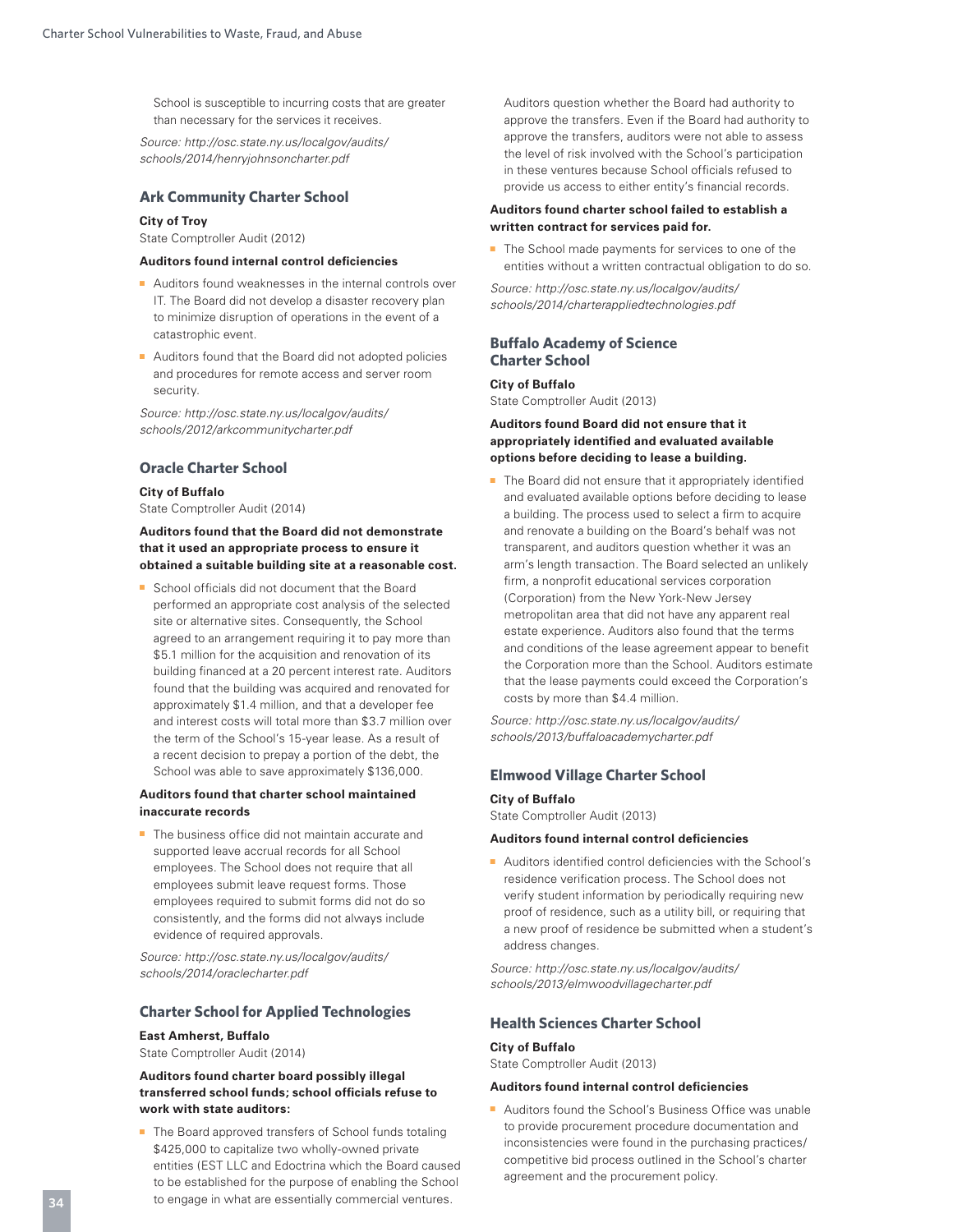School is susceptible to incurring costs that are greater than necessary for the services it receives.

*Source: http://osc.state.ny.us/localgov/audits/schools/2014/henryjohnsoncharter.pdf*

### Ark Community Charter School

**City of Troy**
State Comptroller Audit (2012)

**Auditors found internal control deficiencies**

- Auditors found weaknesses in the internal controls over IT. The Board did not develop a disaster recovery plan to minimize disruption of operations in the event of a catastrophic event.
- Auditors found that the Board did not adopted policies and procedures for remote access and server room security.

*Source: http://osc.state.ny.us/localgov/audits/schools/2012/arkcommunitycharter.pdf*

### Oracle Charter School

**City of Buffalo**
State Comptroller Audit (2014)

**Auditors found that the Board did not demonstrate that it used an appropriate process to ensure it obtained a suitable building site at a reasonable cost.**

- School officials did not document that the Board performed an appropriate cost analysis of the selected site or alternative sites. Consequently, the School agreed to an arrangement requiring it to pay more than $5.1 million for the acquisition and renovation of its building financed at a 20 percent interest rate. Auditors found that the building was acquired and renovated for approximately $1.4 million, and that a developer fee and interest costs will total more than $3.7 million over the term of the School's 15-year lease. As a result of a recent decision to prepay a portion of the debt, the School was able to save approximately $136,000.

**Auditors found that charter school maintained inaccurate records**

- The business office did not maintain accurate and supported leave accrual records for all School employees. The School does not require that all employees submit leave request forms. Those employees required to submit forms did not do so consistently, and the forms did not always include evidence of required approvals.

*Source: http://osc.state.ny.us/localgov/audits/schools/2014/oraclecharter.pdf*

### Charter School for Applied Technologies

**East Amherst, Buffalo**
State Comptroller Audit (2014)

**Auditors found charter board possibly illegal transferred school funds; school officials refuse to work with state auditors:**

- The Board approved transfers of School funds totaling $425,000 to capitalize two wholly-owned private entities (EST LLC and Edoctrina which the Board caused to be established for the purpose of enabling the School to engage in what are essentially commercial ventures.

  Auditors question whether the Board had authority to approve the transfers. Even if the Board had authority to approve the transfers, auditors were not able to assess the level of risk involved with the School's participation in these ventures because School officials refused to provide us access to either entity's financial records.

**Auditors found charter school failed to establish a written contract for services paid for.**

- The School made payments for services to one of the entities without a written contractual obligation to do so.

*Source: http://osc.state.ny.us/localgov/audits/schools/2014/charterappliedtechnologies.pdf*

### Buffalo Academy of Science Charter School

**City of Buffalo**
State Comptroller Audit (2013)

**Auditors found Board did not ensure that it appropriately identified and evaluated available options before deciding to lease a building.**

- The Board did not ensure that it appropriately identified and evaluated available options before deciding to lease a building. The process used to select a firm to acquire and renovate a building on the Board's behalf was not transparent, and auditors question whether it was an arm's length transaction. The Board selected an unlikely firm, a nonprofit educational services corporation (Corporation) from the New York-New Jersey metropolitan area that did not have any apparent real estate experience. Auditors also found that the terms and conditions of the lease agreement appear to benefit the Corporation more than the School. Auditors estimate that the lease payments could exceed the Corporation's costs by more than $4.4 million.

*Source: http://osc.state.ny.us/localgov/audits/schools/2013/buffaloacademycharter.pdf*

### Elmwood Village Charter School

**City of Buffalo**
State Comptroller Audit (2013)

**Auditors found internal control deficiencies**

- Auditors identified control deficiencies with the School's residence verification process. The School does not verify student information by periodically requiring new proof of residence, such as a utility bill, or requiring that a new proof of residence be submitted when a student's address changes.

*Source: http://osc.state.ny.us/localgov/audits/schools/2013/elmwoodvillagecharter.pdf*

### Health Sciences Charter School

**City of Buffalo**
State Comptroller Audit (2013)

**Auditors found internal control deficiencies**

- Auditors found the School's Business Office was unable to provide procurement procedure documentation and inconsistencies were found in the purchasing practices/competitive bid process outlined in the School's charter agreement and the procurement policy.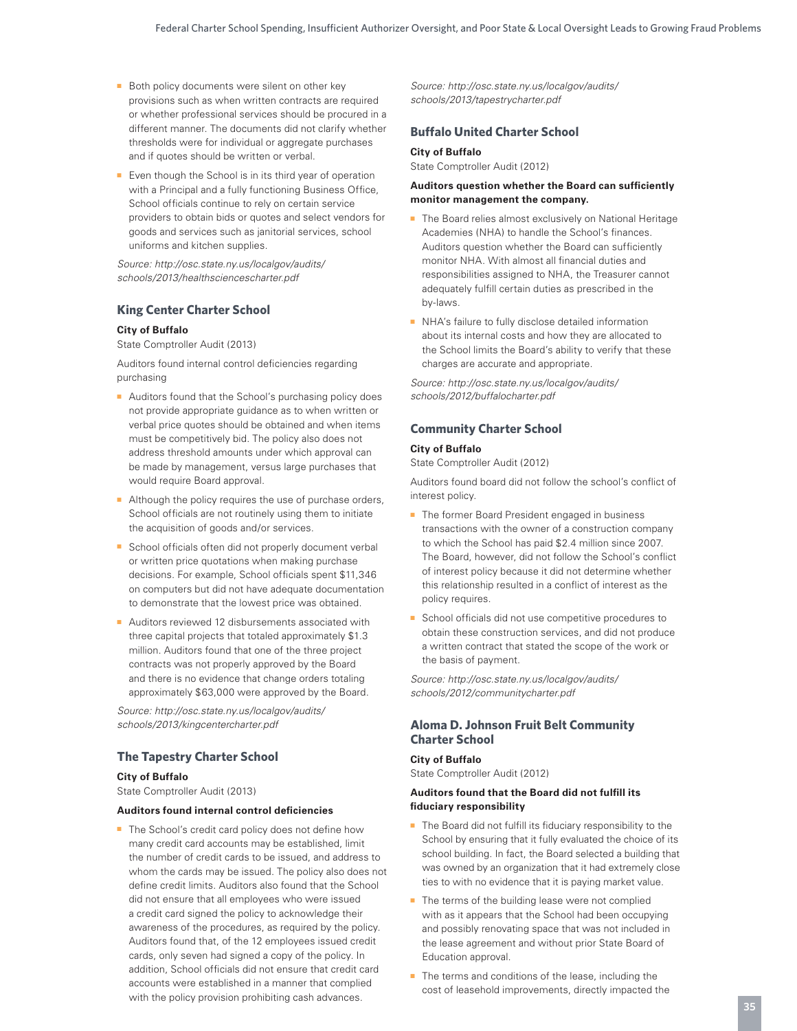- Both policy documents were silent on other key provisions such as when written contracts are required or whether professional services should be procured in a different manner. The documents did not clarify whether thresholds were for individual or aggregate purchases and if quotes should be written or verbal.
- Even though the School is in its third year of operation with a Principal and a fully functioning Business Office, School officials continue to rely on certain service providers to obtain bids or quotes and select vendors for goods and services such as janitorial services, school uniforms and kitchen supplies.

*Source: http://osc.state.ny.us/localgov/audits/schools/2013/healthsciencescharter.pdf*

### King Center Charter School

**City of Buffalo**

State Comptroller Audit (2013)

Auditors found internal control deficiencies regarding purchasing

- Auditors found that the School's purchasing policy does not provide appropriate guidance as to when written or verbal price quotes should be obtained and when items must be competitively bid. The policy also does not address threshold amounts under which approval can be made by management, versus large purchases that would require Board approval.
- Although the policy requires the use of purchase orders, School officials are not routinely using them to initiate the acquisition of goods and/or services.
- School officials often did not properly document verbal or written price quotations when making purchase decisions. For example, School officials spent $11,346 on computers but did not have adequate documentation to demonstrate that the lowest price was obtained.
- Auditors reviewed 12 disbursements associated with three capital projects that totaled approximately $1.3 million. Auditors found that one of the three project contracts was not properly approved by the Board and there is no evidence that change orders totaling approximately $63,000 were approved by the Board.

*Source: http://osc.state.ny.us/localgov/audits/schools/2013/kingcentercharter.pdf*

### The Tapestry Charter School

**City of Buffalo**

State Comptroller Audit (2013)

**Auditors found internal control deficiencies**

- The School's credit card policy does not define how many credit card accounts may be established, limit the number of credit cards to be issued, and address to whom the cards may be issued. The policy also does not define credit limits. Auditors also found that the School did not ensure that all employees who were issued a credit card signed the policy to acknowledge their awareness of the procedures, as required by the policy. Auditors found that, of the 12 employees issued credit cards, only seven had signed a copy of the policy. In addition, School officials did not ensure that credit card accounts were established in a manner that complied with the policy provision prohibiting cash advances.

*Source: http://osc.state.ny.us/localgov/audits/schools/2013/tapestrycharter.pdf*

### Buffalo United Charter School

**City of Buffalo**

State Comptroller Audit (2012)

**Auditors question whether the Board can sufficiently monitor management the company.**

- The Board relies almost exclusively on National Heritage Academies (NHA) to handle the School's finances. Auditors question whether the Board can sufficiently monitor NHA. With almost all financial duties and responsibilities assigned to NHA, the Treasurer cannot adequately fulfill certain duties as prescribed in the by-laws.
- NHA's failure to fully disclose detailed information about its internal costs and how they are allocated to the School limits the Board's ability to verify that these charges are accurate and appropriate.

*Source: http://osc.state.ny.us/localgov/audits/schools/2012/buffalocharter.pdf*

### Community Charter School

**City of Buffalo**

State Comptroller Audit (2012)

Auditors found board did not follow the school's conflict of interest policy.

- The former Board President engaged in business transactions with the owner of a construction company to which the School has paid $2.4 million since 2007. The Board, however, did not follow the School's conflict of interest policy because it did not determine whether this relationship resulted in a conflict of interest as the policy requires.
- School officials did not use competitive procedures to obtain these construction services, and did not produce a written contract that stated the scope of the work or the basis of payment.

*Source: http://osc.state.ny.us/localgov/audits/schools/2012/communitycharter.pdf*

### Aloma D. Johnson Fruit Belt Community Charter School

**City of Buffalo**

State Comptroller Audit (2012)

**Auditors found that the Board did not fulfill its fiduciary responsibility**

- The Board did not fulfill its fiduciary responsibility to the School by ensuring that it fully evaluated the choice of its school building. In fact, the Board selected a building that was owned by an organization that it had extremely close ties to with no evidence that it is paying market value.
- The terms of the building lease were not complied with as it appears that the School had been occupying and possibly renovating space that was not included in the lease agreement and without prior State Board of Education approval.
- The terms and conditions of the lease, including the cost of leasehold improvements, directly impacted the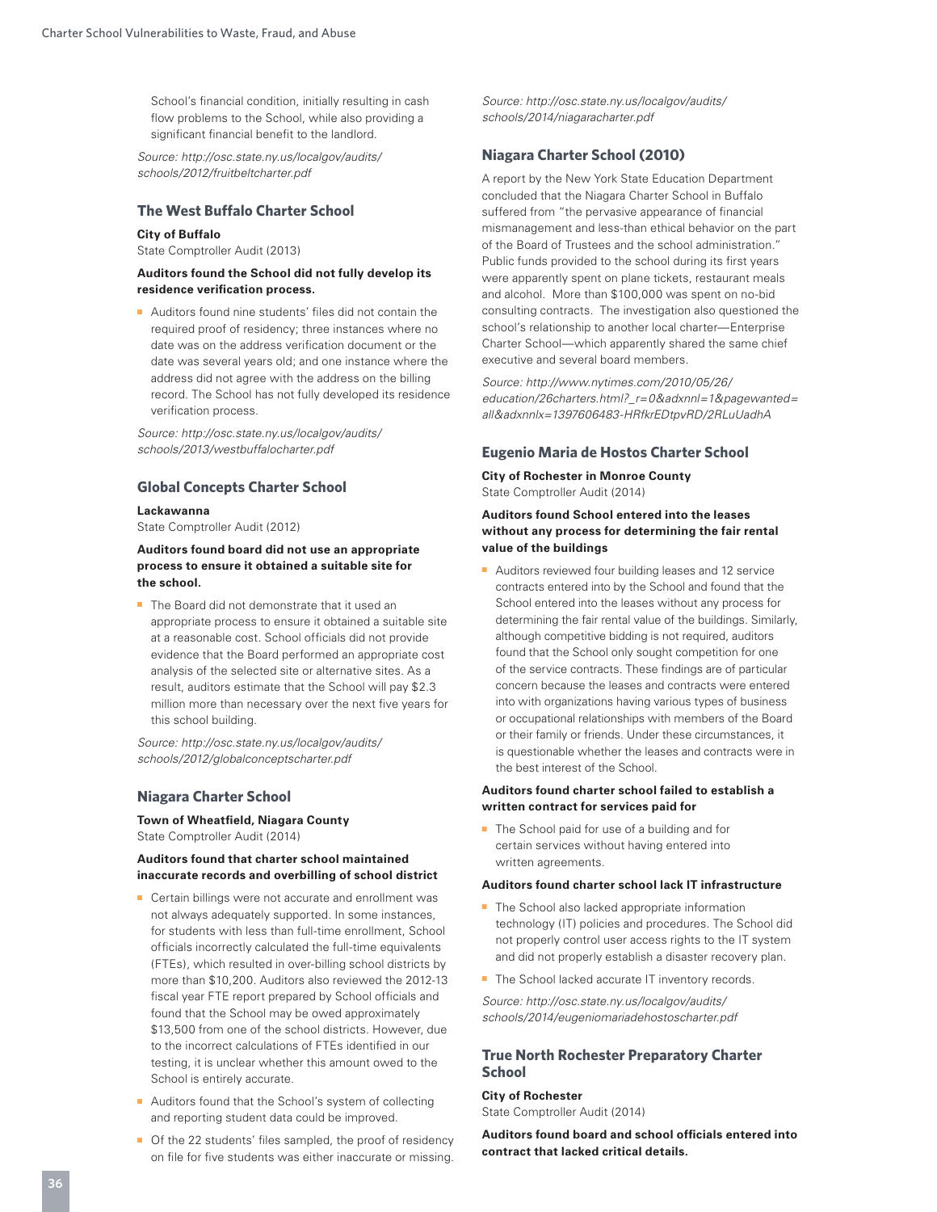School's financial condition, initially resulting in cash flow problems to the School, while also providing a significant financial benefit to the landlord.

*Source: http://osc.state.ny.us/localgov/audits/schools/2012/fruitbeltcharter.pdf*

### The West Buffalo Charter School

**City of Buffalo**
State Comptroller Audit (2013)

**Auditors found the School did not fully develop its residence verification process.**

- Auditors found nine students' files did not contain the required proof of residency; three instances where no date was on the address verification document or the date was several years old; and one instance where the address did not agree with the address on the billing record. The School has not fully developed its residence verification process.

*Source: http://osc.state.ny.us/localgov/audits/schools/2013/westbuffalocharter.pdf*

### Global Concepts Charter School

**Lackawanna**
State Comptroller Audit (2012)

**Auditors found board did not use an appropriate process to ensure it obtained a suitable site for the school.**

- The Board did not demonstrate that it used an appropriate process to ensure it obtained a suitable site at a reasonable cost. School officials did not provide evidence that the Board performed an appropriate cost analysis of the selected site or alternative sites. As a result, auditors estimate that the School will pay $2.3 million more than necessary over the next five years for this school building.

*Source: http://osc.state.ny.us/localgov/audits/schools/2012/globalconceptscharter.pdf*

### Niagara Charter School

**Town of Wheatfield, Niagara County**
State Comptroller Audit (2014)

**Auditors found that charter school maintained inaccurate records and overbilling of school district**

- Certain billings were not accurate and enrollment was not always adequately supported. In some instances, for students with less than full-time enrollment, School officials incorrectly calculated the full-time equivalents (FTEs), which resulted in over-billing school districts by more than $10,200. Auditors also reviewed the 2012-13 fiscal year FTE report prepared by School officials and found that the School may be owed approximately $13,500 from one of the school districts. However, due to the incorrect calculations of FTEs identified in our testing, it is unclear whether this amount owed to the School is entirely accurate.
- Auditors found that the School's system of collecting and reporting student data could be improved.
- Of the 22 students' files sampled, the proof of residency on file for five students was either inaccurate or missing.

*Source: http://osc.state.ny.us/localgov/audits/schools/2014/niagaracharter.pdf*

### Niagara Charter School (2010)

A report by the New York State Education Department concluded that the Niagara Charter School in Buffalo suffered from "the pervasive appearance of financial mismanagement and less-than ethical behavior on the part of the Board of Trustees and the school administration." Public funds provided to the school during its first years were apparently spent on plane tickets, restaurant meals and alcohol. More than $100,000 was spent on no-bid consulting contracts. The investigation also questioned the school's relationship to another local charter—Enterprise Charter School—which apparently shared the same chief executive and several board members.

*Source: http://www.nytimes.com/2010/05/26/education/26charters.html?_r=0&adxnnl=1&pagewanted=all&adxnnlx=1397606483-HRfkrEDtpvRD/2RLuUadhA*

### Eugenio Maria de Hostos Charter School

**City of Rochester in Monroe County**
State Comptroller Audit (2014)

**Auditors found School entered into the leases without any process for determining the fair rental value of the buildings**

- Auditors reviewed four building leases and 12 service contracts entered into by the School and found that the School entered into the leases without any process for determining the fair rental value of the buildings. Similarly, although competitive bidding is not required, auditors found that the School only sought competition for one of the service contracts. These findings are of particular concern because the leases and contracts were entered into with organizations having various types of business or occupational relationships with members of the Board or their family or friends. Under these circumstances, it is questionable whether the leases and contracts were in the best interest of the School.

**Auditors found charter school failed to establish a written contract for services paid for**

- The School paid for use of a building and for certain services without having entered into written agreements.

**Auditors found charter school lack IT infrastructure**

- The School also lacked appropriate information technology (IT) policies and procedures. The School did not properly control user access rights to the IT system and did not properly establish a disaster recovery plan.
- The School lacked accurate IT inventory records.

*Source: http://osc.state.ny.us/localgov/audits/schools/2014/eugeniomariadehostoscharter.pdf*

### True North Rochester Preparatory Charter School

**City of Rochester**
State Comptroller Audit (2014)

**Auditors found board and school officials entered into contract that lacked critical details.**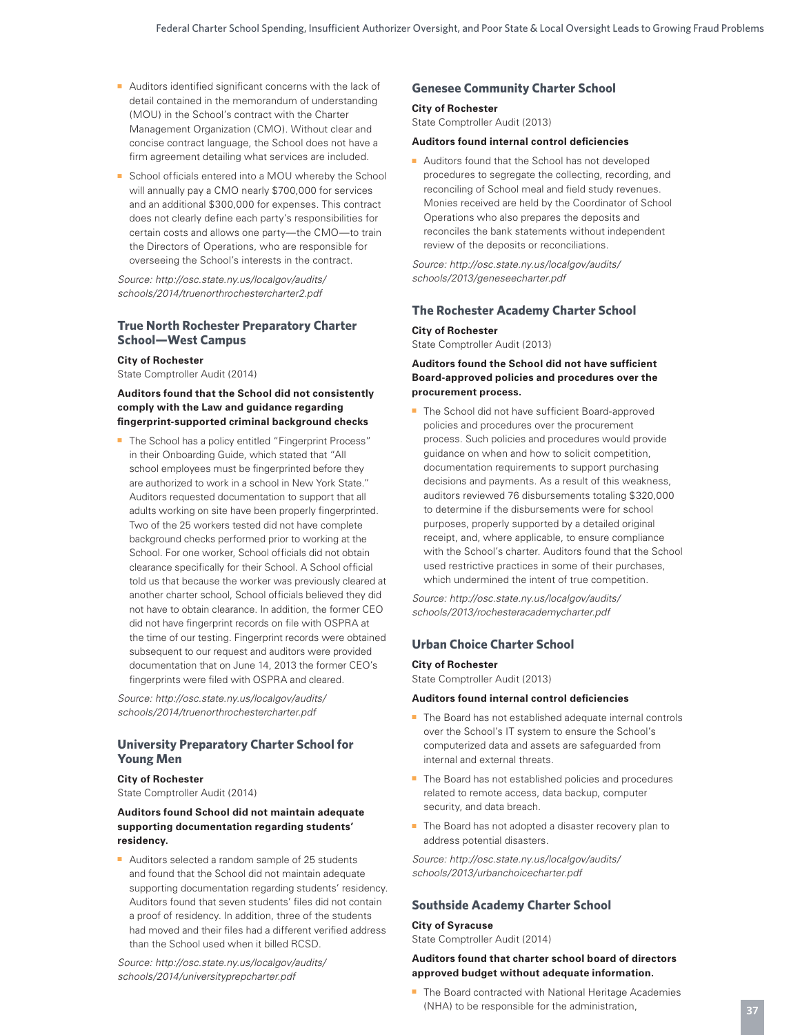- Auditors identified significant concerns with the lack of detail contained in the memorandum of understanding (MOU) in the School's contract with the Charter Management Organization (CMO). Without clear and concise contract language, the School does not have a firm agreement detailing what services are included.
- School officials entered into a MOU whereby the School will annually pay a CMO nearly $700,000 for services and an additional $300,000 for expenses. This contract does not clearly define each party's responsibilities for certain costs and allows one party—the CMO—to train the Directors of Operations, who are responsible for overseeing the School's interests in the contract.

*Source: http://osc.state.ny.us/localgov/audits/schools/2014/truenorthrochestercharter2.pdf*

### True North Rochester Preparatory Charter School—West Campus

**City of Rochester**
State Comptroller Audit (2014)

**Auditors found that the School did not consistently comply with the Law and guidance regarding fingerprint-supported criminal background checks**

- The School has a policy entitled "Fingerprint Process" in their Onboarding Guide, which stated that "All school employees must be fingerprinted before they are authorized to work in a school in New York State." Auditors requested documentation to support that all adults working on site have been properly fingerprinted. Two of the 25 workers tested did not have complete background checks performed prior to working at the School. For one worker, School officials did not obtain clearance specifically for their School. A School official told us that because the worker was previously cleared at another charter school, School officials believed they did not have to obtain clearance. In addition, the former CEO did not have fingerprint records on file with OSPRA at the time of our testing. Fingerprint records were obtained subsequent to our request and auditors were provided documentation that on June 14, 2013 the former CEO's fingerprints were filed with OSPRA and cleared.

*Source: http://osc.state.ny.us/localgov/audits/schools/2014/truenorthrochestercharter.pdf*

### University Preparatory Charter School for Young Men

**City of Rochester**
State Comptroller Audit (2014)

**Auditors found School did not maintain adequate supporting documentation regarding students' residency.**

- Auditors selected a random sample of 25 students and found that the School did not maintain adequate supporting documentation regarding students' residency. Auditors found that seven students' files did not contain a proof of residency. In addition, three of the students had moved and their files had a different verified address than the School used when it billed RCSD.

*Source: http://osc.state.ny.us/localgov/audits/schools/2014/universityprepcharter.pdf*

### Genesee Community Charter School

**City of Rochester**
State Comptroller Audit (2013)

**Auditors found internal control deficiencies**

- Auditors found that the School has not developed procedures to segregate the collecting, recording, and reconciling of School meal and field study revenues. Monies received are held by the Coordinator of School Operations who also prepares the deposits and reconciles the bank statements without independent review of the deposits or reconciliations.

*Source: http://osc.state.ny.us/localgov/audits/schools/2013/geneseecharter.pdf*

### The Rochester Academy Charter School

**City of Rochester**
State Comptroller Audit (2013)

**Auditors found the School did not have sufficient Board-approved policies and procedures over the procurement process.**

- The School did not have sufficient Board-approved policies and procedures over the procurement process. Such policies and procedures would provide guidance on when and how to solicit competition, documentation requirements to support purchasing decisions and payments. As a result of this weakness, auditors reviewed 76 disbursements totaling $320,000 to determine if the disbursements were for school purposes, properly supported by a detailed original receipt, and, where applicable, to ensure compliance with the School's charter. Auditors found that the School used restrictive practices in some of their purchases, which undermined the intent of true competition.

*Source: http://osc.state.ny.us/localgov/audits/schools/2013/rochesteracademycharter.pdf*

### Urban Choice Charter School

**City of Rochester**
State Comptroller Audit (2013)

**Auditors found internal control deficiencies**

- The Board has not established adequate internal controls over the School's IT system to ensure the School's computerized data and assets are safeguarded from internal and external threats.
- The Board has not established policies and procedures related to remote access, data backup, computer security, and data breach.
- The Board has not adopted a disaster recovery plan to address potential disasters.

*Source: http://osc.state.ny.us/localgov/audits/schools/2013/urbanchoicecharter.pdf*

### Southside Academy Charter School

**City of Syracuse**
State Comptroller Audit (2014)

**Auditors found that charter school board of directors approved budget without adequate information.**

- The Board contracted with National Heritage Academies (NHA) to be responsible for the administration,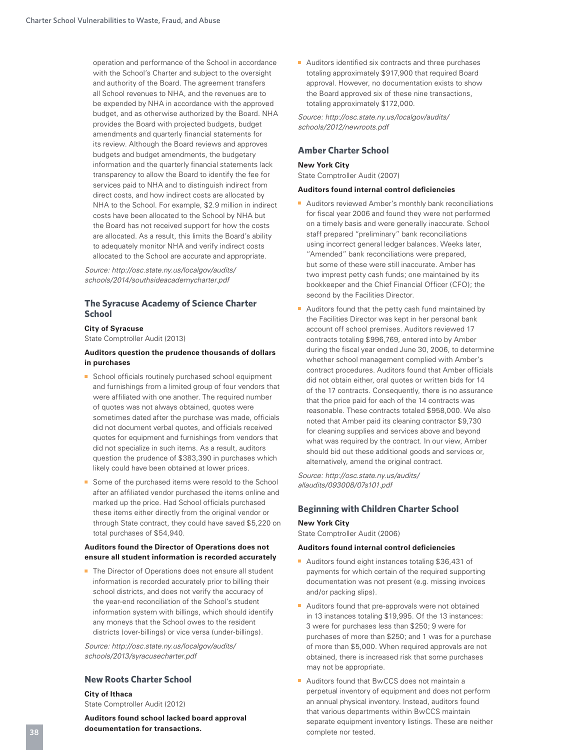operation and performance of the School in accordance with the School's Charter and subject to the oversight and authority of the Board. The agreement transfers all School revenues to NHA, and the revenues are to be expended by NHA in accordance with the approved budget, and as otherwise authorized by the Board. NHA provides the Board with projected budgets, budget amendments and quarterly financial statements for its review. Although the Board reviews and approves budgets and budget amendments, the budgetary information and the quarterly financial statements lack transparency to allow the Board to identify the fee for services paid to NHA and to distinguish indirect from direct costs, and how indirect costs are allocated by NHA to the School. For example, $2.9 million in indirect costs have been allocated to the School by NHA but the Board has not received support for how the costs are allocated. As a result, this limits the Board's ability to adequately monitor NHA and verify indirect costs allocated to the School are accurate and appropriate.

*Source: http://osc.state.ny.us/localgov/audits/schools/2014/southsideacademycharter.pdf*

### The Syracuse Academy of Science Charter School

**City of Syracuse**

State Comptroller Audit (2013)

**Auditors question the prudence thousands of dollars in purchases**

- School officials routinely purchased school equipment and furnishings from a limited group of four vendors that were affiliated with one another. The required number of quotes was not always obtained, quotes were sometimes dated after the purchase was made, officials did not document verbal quotes, and officials received quotes for equipment and furnishings from vendors that did not specialize in such items. As a result, auditors question the prudence of $383,390 in purchases which likely could have been obtained at lower prices.
- Some of the purchased items were resold to the School after an affiliated vendor purchased the items online and marked up the price. Had School officials purchased these items either directly from the original vendor or through State contract, they could have saved $5,220 on total purchases of $54,940.

**Auditors found the Director of Operations does not ensure all student information is recorded accurately**

- The Director of Operations does not ensure all student information is recorded accurately prior to billing their school districts, and does not verify the accuracy of the year-end reconciliation of the School's student information system with billings, which should identify any moneys that the School owes to the resident districts (over-billings) or vice versa (under-billings).

*Source: http://osc.state.ny.us/localgov/audits/schools/2013/syracusecharter.pdf*

### New Roots Charter School

**City of Ithaca**

State Comptroller Audit (2012)

**Auditors found school lacked board approval documentation for transactions.**

- Auditors identified six contracts and three purchases totaling approximately $917,900 that required Board approval. However, no documentation exists to show the Board approved six of these nine transactions, totaling approximately $172,000.

*Source: http://osc.state.ny.us/localgov/audits/schools/2012/newroots.pdf*

### Amber Charter School

**New York City**

State Comptroller Audit (2007)

**Auditors found internal control deficiencies**

- Auditors reviewed Amber's monthly bank reconciliations for fiscal year 2006 and found they were not performed on a timely basis and were generally inaccurate. School staff prepared "preliminary" bank reconciliations using incorrect general ledger balances. Weeks later, "Amended" bank reconciliations were prepared, but some of these were still inaccurate. Amber has two imprest petty cash funds; one maintained by its bookkeeper and the Chief Financial Officer (CFO); the second by the Facilities Director.
- Auditors found that the petty cash fund maintained by the Facilities Director was kept in her personal bank account off school premises. Auditors reviewed 17 contracts totaling $996,769, entered into by Amber during the fiscal year ended June 30, 2006, to determine whether school management complied with Amber's contract procedures. Auditors found that Amber officials did not obtain either, oral quotes or written bids for 14 of the 17 contracts. Consequently, there is no assurance that the price paid for each of the 14 contracts was reasonable. These contracts totaled $958,000. We also noted that Amber paid its cleaning contractor $9,730 for cleaning supplies and services above and beyond what was required by the contract. In our view, Amber should bid out these additional goods and services or, alternatively, amend the original contract.

*Source: http://osc.state.ny.us/audits/allaudits/093008/07s101.pdf*

### Beginning with Children Charter School

**New York City**

State Comptroller Audit (2006)

**Auditors found internal control deficiencies**

- Auditors found eight instances totaling $36,431 of payments for which certain of the required supporting documentation was not present (e.g. missing invoices and/or packing slips).
- Auditors found that pre-approvals were not obtained in 13 instances totaling $19,995. Of the 13 instances: 3 were for purchases less than $250; 9 were for purchases of more than $250; and 1 was for a purchase of more than $5,000. When required approvals are not obtained, there is increased risk that some purchases may not be appropriate.
- Auditors found that BwCCS does not maintain a perpetual inventory of equipment and does not perform an annual physical inventory. Instead, auditors found that various departments within BwCCS maintain separate equipment inventory listings. These are neither complete nor tested.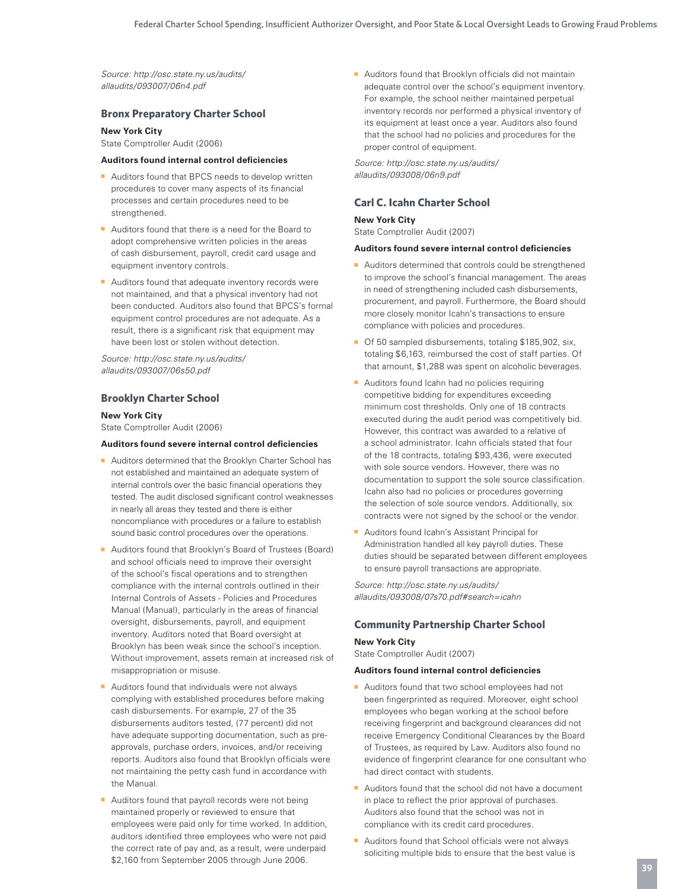*Source: http://osc.state.ny.us/audits/allaudits/093007/06n4.pdf*

### Bronx Preparatory Charter School

**New York City**
State Comptroller Audit (2006)

**Auditors found internal control deficiencies**

- Auditors found that BPCS needs to develop written procedures to cover many aspects of its financial processes and certain procedures need to be strengthened.
- Auditors found that there is a need for the Board to adopt comprehensive written policies in the areas of cash disbursement, payroll, credit card usage and equipment inventory controls.
- Auditors found that adequate inventory records were not maintained, and that a physical inventory had not been conducted. Auditors also found that BPCS's formal equipment control procedures are not adequate. As a result, there is a significant risk that equipment may have been lost or stolen without detection.

*Source: http://osc.state.ny.us/audits/allaudits/093007/06s50.pdf*

### Brooklyn Charter School

**New York City**
State Comptroller Audit (2006)

**Auditors found severe internal control deficiencies**

- Auditors determined that the Brooklyn Charter School has not established and maintained an adequate system of internal controls over the basic financial operations they tested. The audit disclosed significant control weaknesses in nearly all areas they tested and there is either noncompliance with procedures or a failure to establish sound basic control procedures over the operations.
- Auditors found that Brooklyn's Board of Trustees (Board) and school officials need to improve their oversight of the school's fiscal operations and to strengthen compliance with the internal controls outlined in their Internal Controls of Assets - Policies and Procedures Manual (Manual), particularly in the areas of financial oversight, disbursements, payroll, and equipment inventory. Auditors noted that Board oversight at Brooklyn has been weak since the school's inception. Without improvement, assets remain at increased risk of misappropriation or misuse.
- Auditors found that individuals were not always complying with established procedures before making cash disbursements. For example, 27 of the 35 disbursements auditors tested, (77 percent) did not have adequate supporting documentation, such as pre-approvals, purchase orders, invoices, and/or receiving reports. Auditors also found that Brooklyn officials were not maintaining the petty cash fund in accordance with the Manual.
- Auditors found that payroll records were not being maintained properly or reviewed to ensure that employees were paid only for time worked. In addition, auditors identified three employees who were not paid the correct rate of pay and, as a result, were underpaid $2,160 from September 2005 through June 2006.
- Auditors found that Brooklyn officials did not maintain adequate control over the school's equipment inventory. For example, the school neither maintained perpetual inventory records nor performed a physical inventory of its equipment at least once a year. Auditors also found that the school had no policies and procedures for the proper control of equipment.

*Source: http://osc.state.ny.us/audits/allaudits/093008/06n9.pdf*

### Carl C. Icahn Charter School

**New York City**
State Comptroller Audit (2007)

**Auditors found severe internal control deficiencies**

- Auditors determined that controls could be strengthened to improve the school's financial management. The areas in need of strengthening included cash disbursements, procurement, and payroll. Furthermore, the Board should more closely monitor Icahn's transactions to ensure compliance with policies and procedures.
- Of 50 sampled disbursements, totaling $185,902, six, totaling $6,163, reimbursed the cost of staff parties. Of that amount, $1,288 was spent on alcoholic beverages.
- Auditors found Icahn had no policies requiring competitive bidding for expenditures exceeding minimum cost thresholds. Only one of 18 contracts executed during the audit period was competitively bid. However, this contract was awarded to a relative of a school administrator. Icahn officials stated that four of the 18 contracts, totaling $93,436, were executed with sole source vendors. However, there was no documentation to support the sole source classification. Icahn also had no policies or procedures governing the selection of sole source vendors. Additionally, six contracts were not signed by the school or the vendor.
- Auditors found Icahn's Assistant Principal for Administration handled all key payroll duties. These duties should be separated between different employees to ensure payroll transactions are appropriate.

*Source: http://osc.state.ny.us/audits/allaudits/093008/07s70.pdf#search=icahn*

### Community Partnership Charter School

**New York City**
State Comptroller Audit (2007)

**Auditors found internal control deficiencies**

- Auditors found that two school employees had not been fingerprinted as required. Moreover, eight school employees who began working at the school before receiving fingerprint and background clearances did not receive Emergency Conditional Clearances by the Board of Trustees, as required by Law. Auditors also found no evidence of fingerprint clearance for one consultant who had direct contact with students.
- Auditors found that the school did not have a document in place to reflect the prior approval of purchases. Auditors also found that the school was not in compliance with its credit card procedures.
- Auditors found that School officials were not always soliciting multiple bids to ensure that the best value is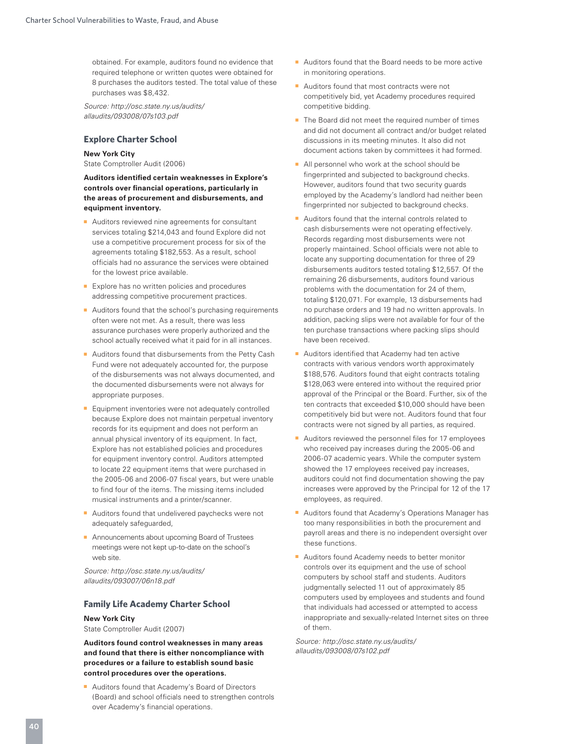obtained. For example, auditors found no evidence that required telephone or written quotes were obtained for 8 purchases the auditors tested. The total value of these purchases was $8,432.

*Source: http://osc.state.ny.us/audits/allaudits/093008/07s103.pdf*

### Explore Charter School

**New York City**
State Comptroller Audit (2006)

**Auditors identified certain weaknesses in Explore's controls over financial operations, particularly in the areas of procurement and disbursements, and equipment inventory.**

- Auditors reviewed nine agreements for consultant services totaling $214,043 and found Explore did not use a competitive procurement process for six of the agreements totaling $182,553. As a result, school officials had no assurance the services were obtained for the lowest price available.
- Explore has no written policies and procedures addressing competitive procurement practices.
- Auditors found that the school's purchasing requirements often were not met. As a result, there was less assurance purchases were properly authorized and the school actually received what it paid for in all instances.
- Auditors found that disbursements from the Petty Cash Fund were not adequately accounted for, the purpose of the disbursements was not always documented, and the documented disbursements were not always for appropriate purposes.
- Equipment inventories were not adequately controlled because Explore does not maintain perpetual inventory records for its equipment and does not perform an annual physical inventory of its equipment. In fact, Explore has not established policies and procedures for equipment inventory control. Auditors attempted to locate 22 equipment items that were purchased in the 2005-06 and 2006-07 fiscal years, but were unable to find four of the items. The missing items included musical instruments and a printer/scanner.
- Auditors found that undelivered paychecks were not adequately safeguarded,
- Announcements about upcoming Board of Trustees meetings were not kept up-to-date on the school's web site.

*Source: http://osc.state.ny.us/audits/allaudits/093007/06n18.pdf*

### Family Life Academy Charter School

**New York City**
State Comptroller Audit (2007)

**Auditors found control weaknesses in many areas and found that there is either noncompliance with procedures or a failure to establish sound basic control procedures over the operations.**

- Auditors found that Academy's Board of Directors (Board) and school officials need to strengthen controls over Academy's financial operations.
- Auditors found that the Board needs to be more active in monitoring operations.
- Auditors found that most contracts were not competitively bid, yet Academy procedures required competitive bidding.
- The Board did not meet the required number of times and did not document all contract and/or budget related discussions in its meeting minutes. It also did not document actions taken by committees it had formed.
- All personnel who work at the school should be fingerprinted and subjected to background checks. However, auditors found that two security guards employed by the Academy's landlord had neither been fingerprinted nor subjected to background checks.
- Auditors found that the internal controls related to cash disbursements were not operating effectively. Records regarding most disbursements were not properly maintained. School officials were not able to locate any supporting documentation for three of 29 disbursements auditors tested totaling $12,557. Of the remaining 26 disbursements, auditors found various problems with the documentation for 24 of them, totaling $120,071. For example, 13 disbursements had no purchase orders and 19 had no written approvals. In addition, packing slips were not available for four of the ten purchase transactions where packing slips should have been received.
- Auditors identified that Academy had ten active contracts with various vendors worth approximately $188,576. Auditors found that eight contracts totaling $128,063 were entered into without the required prior approval of the Principal or the Board. Further, six of the ten contracts that exceeded $10,000 should have been competitively bid but were not. Auditors found that four contracts were not signed by all parties, as required.
- Auditors reviewed the personnel files for 17 employees who received pay increases during the 2005-06 and 2006-07 academic years. While the computer system showed the 17 employees received pay increases, auditors could not find documentation showing the pay increases were approved by the Principal for 12 of the 17 employees, as required.
- Auditors found that Academy's Operations Manager has too many responsibilities in both the procurement and payroll areas and there is no independent oversight over these functions.
- Auditors found Academy needs to better monitor controls over its equipment and the use of school computers by school staff and students. Auditors judgmentally selected 11 out of approximately 85 computers used by employees and students and found that individuals had accessed or attempted to access inappropriate and sexually-related Internet sites on three of them.

*Source: http://osc.state.ny.us/audits/allaudits/093008/07s102.pdf*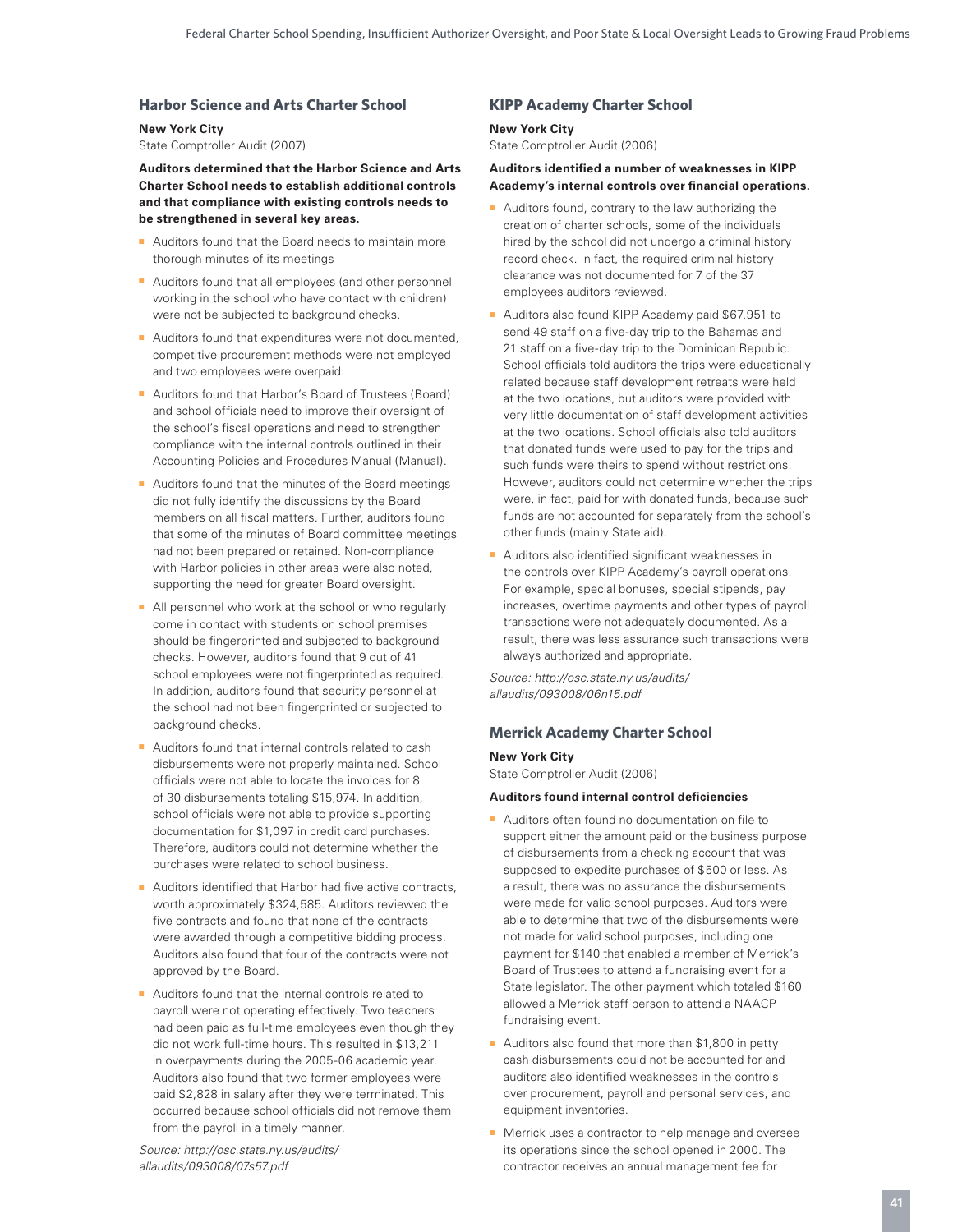### Harbor Science and Arts Charter School

**New York City**
State Comptroller Audit (2007)

**Auditors determined that the Harbor Science and Arts Charter School needs to establish additional controls and that compliance with existing controls needs to be strengthened in several key areas.**

- Auditors found that the Board needs to maintain more thorough minutes of its meetings
- Auditors found that all employees (and other personnel working in the school who have contact with children) were not be subjected to background checks.
- Auditors found that expenditures were not documented, competitive procurement methods were not employed and two employees were overpaid.
- Auditors found that Harbor's Board of Trustees (Board) and school officials need to improve their oversight of the school's fiscal operations and need to strengthen compliance with the internal controls outlined in their Accounting Policies and Procedures Manual (Manual).
- Auditors found that the minutes of the Board meetings did not fully identify the discussions by the Board members on all fiscal matters. Further, auditors found that some of the minutes of Board committee meetings had not been prepared or retained. Non-compliance with Harbor policies in other areas were also noted, supporting the need for greater Board oversight.
- All personnel who work at the school or who regularly come in contact with students on school premises should be fingerprinted and subjected to background checks. However, auditors found that 9 out of 41 school employees were not fingerprinted as required. In addition, auditors found that security personnel at the school had not been fingerprinted or subjected to background checks.
- Auditors found that internal controls related to cash disbursements were not properly maintained. School officials were not able to locate the invoices for 8 of 30 disbursements totaling $15,974. In addition, school officials were not able to provide supporting documentation for $1,097 in credit card purchases. Therefore, auditors could not determine whether the purchases were related to school business.
- Auditors identified that Harbor had five active contracts, worth approximately $324,585. Auditors reviewed the five contracts and found that none of the contracts were awarded through a competitive bidding process. Auditors also found that four of the contracts were not approved by the Board.
- Auditors found that the internal controls related to payroll were not operating effectively. Two teachers had been paid as full-time employees even though they did not work full-time hours. This resulted in $13,211 in overpayments during the 2005-06 academic year. Auditors also found that two former employees were paid $2,828 in salary after they were terminated. This occurred because school officials did not remove them from the payroll in a timely manner.

*Source: http://osc.state.ny.us/audits/allaudits/093008/07s57.pdf*

### KIPP Academy Charter School

**New York City**
State Comptroller Audit (2006)

**Auditors identified a number of weaknesses in KIPP Academy's internal controls over financial operations.**

- Auditors found, contrary to the law authorizing the creation of charter schools, some of the individuals hired by the school did not undergo a criminal history record check. In fact, the required criminal history clearance was not documented for 7 of the 37 employees auditors reviewed.
- Auditors also found KIPP Academy paid $67,951 to send 49 staff on a five-day trip to the Bahamas and 21 staff on a five-day trip to the Dominican Republic. School officials told auditors the trips were educationally related because staff development retreats were held at the two locations, but auditors were provided with very little documentation of staff development activities at the two locations. School officials also told auditors that donated funds were used to pay for the trips and such funds were theirs to spend without restrictions. However, auditors could not determine whether the trips were, in fact, paid for with donated funds, because such funds are not accounted for separately from the school's other funds (mainly State aid).
- Auditors also identified significant weaknesses in the controls over KIPP Academy's payroll operations. For example, special bonuses, special stipends, pay increases, overtime payments and other types of payroll transactions were not adequately documented. As a result, there was less assurance such transactions were always authorized and appropriate.

*Source: http://osc.state.ny.us/audits/allaudits/093008/06n15.pdf*

### Merrick Academy Charter School

**New York City**
State Comptroller Audit (2006)

**Auditors found internal control deficiencies**

- Auditors often found no documentation on file to support either the amount paid or the business purpose of disbursements from a checking account that was supposed to expedite purchases of $500 or less. As a result, there was no assurance the disbursements were made for valid school purposes. Auditors were able to determine that two of the disbursements were not made for valid school purposes, including one payment for $140 that enabled a member of Merrick's Board of Trustees to attend a fundraising event for a State legislator. The other payment which totaled $160 allowed a Merrick staff person to attend a NAACP fundraising event.
- Auditors also found that more than $1,800 in petty cash disbursements could not be accounted for and auditors also identified weaknesses in the controls over procurement, payroll and personal services, and equipment inventories.
- Merrick uses a contractor to help manage and oversee its operations since the school opened in 2000. The contractor receives an annual management fee for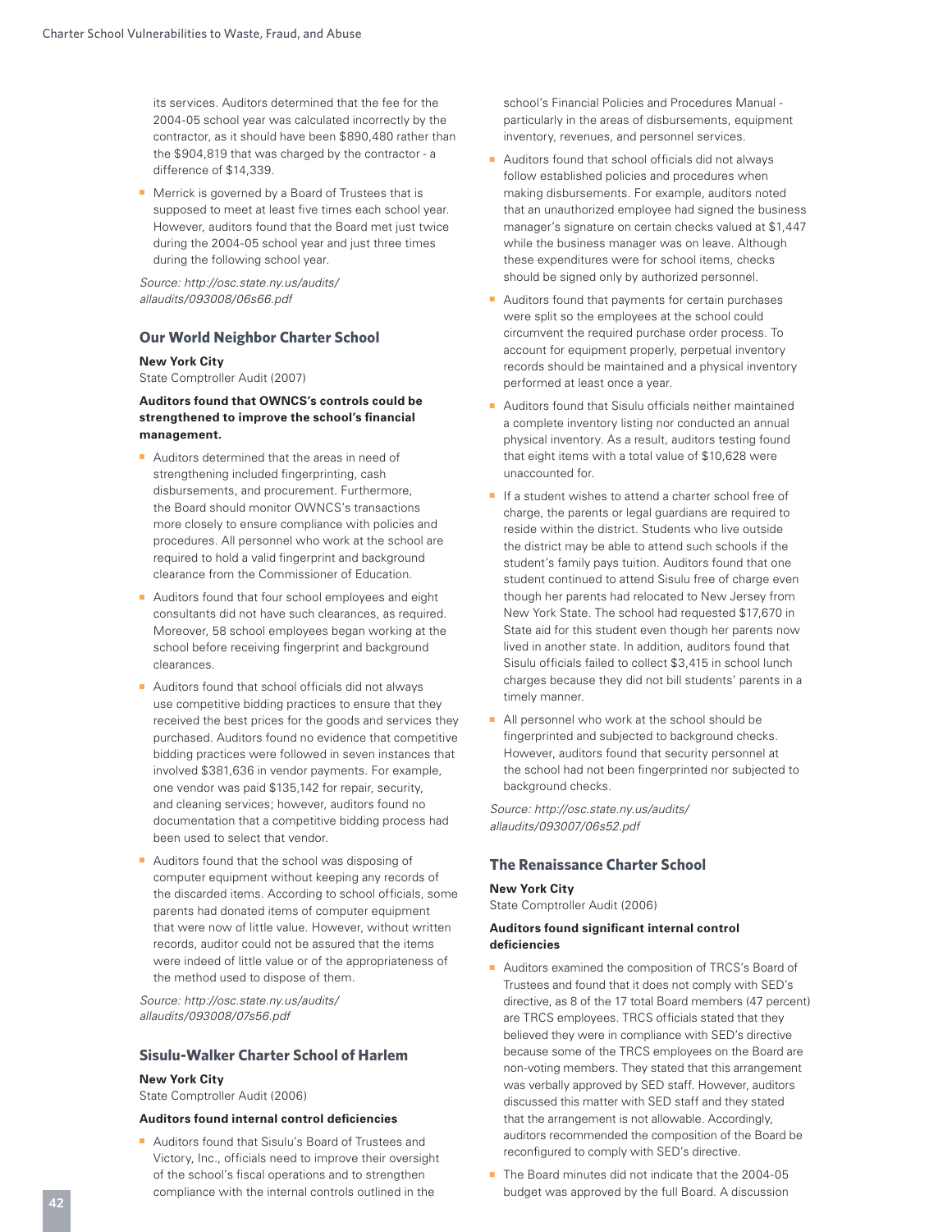its services. Auditors determined that the fee for the 2004-05 school year was calculated incorrectly by the contractor, as it should have been $890,480 rather than the $904,819 that was charged by the contractor - a difference of $14,339.

- Merrick is governed by a Board of Trustees that is supposed to meet at least five times each school year. However, auditors found that the Board met just twice during the 2004-05 school year and just three times during the following school year.

*Source: http://osc.state.ny.us/audits/allaudits/093008/06s66.pdf*

### Our World Neighbor Charter School

**New York City**
State Comptroller Audit (2007)

**Auditors found that OWNCS's controls could be strengthened to improve the school's financial management.**

- Auditors determined that the areas in need of strengthening included fingerprinting, cash disbursements, and procurement. Furthermore, the Board should monitor OWNCS's transactions more closely to ensure compliance with policies and procedures. All personnel who work at the school are required to hold a valid fingerprint and background clearance from the Commissioner of Education.
- Auditors found that four school employees and eight consultants did not have such clearances, as required. Moreover, 58 school employees began working at the school before receiving fingerprint and background clearances.
- Auditors found that school officials did not always use competitive bidding practices to ensure that they received the best prices for the goods and services they purchased. Auditors found no evidence that competitive bidding practices were followed in seven instances that involved $381,636 in vendor payments. For example, one vendor was paid $135,142 for repair, security, and cleaning services; however, auditors found no documentation that a competitive bidding process had been used to select that vendor.
- Auditors found that the school was disposing of computer equipment without keeping any records of the discarded items. According to school officials, some parents had donated items of computer equipment that were now of little value. However, without written records, auditor could not be assured that the items were indeed of little value or of the appropriateness of the method used to dispose of them.

*Source: http://osc.state.ny.us/audits/allaudits/093008/07s56.pdf*

### Sisulu-Walker Charter School of Harlem

**New York City**
State Comptroller Audit (2006)

**Auditors found internal control deficiencies**

- Auditors found that Sisulu's Board of Trustees and Victory, Inc., officials need to improve their oversight of the school's fiscal operations and to strengthen compliance with the internal controls outlined in the school's Financial Policies and Procedures Manual - particularly in the areas of disbursements, equipment inventory, revenues, and personnel services.
- Auditors found that school officials did not always follow established policies and procedures when making disbursements. For example, auditors noted that an unauthorized employee had signed the business manager's signature on certain checks valued at $1,447 while the business manager was on leave. Although these expenditures were for school items, checks should be signed only by authorized personnel.
- Auditors found that payments for certain purchases were split so the employees at the school could circumvent the required purchase order process. To account for equipment properly, perpetual inventory records should be maintained and a physical inventory performed at least once a year.
- Auditors found that Sisulu officials neither maintained a complete inventory listing nor conducted an annual physical inventory. As a result, auditors testing found that eight items with a total value of $10,628 were unaccounted for.
- If a student wishes to attend a charter school free of charge, the parents or legal guardians are required to reside within the district. Students who live outside the district may be able to attend such schools if the student's family pays tuition. Auditors found that one student continued to attend Sisulu free of charge even though her parents had relocated to New Jersey from New York State. The school had requested $17,670 in State aid for this student even though her parents now lived in another state. In addition, auditors found that Sisulu officials failed to collect $3,415 in school lunch charges because they did not bill students' parents in a timely manner.
- All personnel who work at the school should be fingerprinted and subjected to background checks. However, auditors found that security personnel at the school had not been fingerprinted nor subjected to background checks.

*Source: http://osc.state.ny.us/audits/allaudits/093007/06s52.pdf*

### The Renaissance Charter School

**New York City**
State Comptroller Audit (2006)

**Auditors found significant internal control deficiencies**

- Auditors examined the composition of TRCS's Board of Trustees and found that it does not comply with SED's directive, as 8 of the 17 total Board members (47 percent) are TRCS employees. TRCS officials stated that they believed they were in compliance with SED's directive because some of the TRCS employees on the Board are non-voting members. They stated that this arrangement was verbally approved by SED staff. However, auditors discussed this matter with SED staff and they stated that the arrangement is not allowable. Accordingly, auditors recommended the composition of the Board be reconfigured to comply with SED's directive.
- The Board minutes did not indicate that the 2004-05 budget was approved by the full Board. A discussion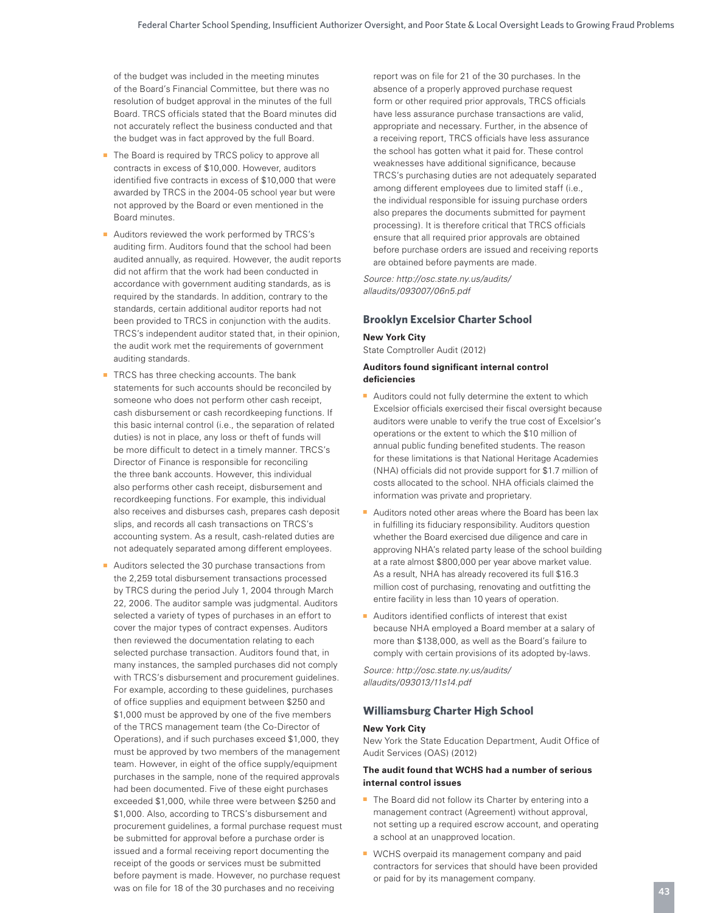of the budget was included in the meeting minutes of the Board's Financial Committee, but there was no resolution of budget approval in the minutes of the full Board. TRCS officials stated that the Board minutes did not accurately reflect the business conducted and that the budget was in fact approved by the full Board.

- The Board is required by TRCS policy to approve all contracts in excess of $10,000. However, auditors identified five contracts in excess of $10,000 that were awarded by TRCS in the 2004-05 school year but were not approved by the Board or even mentioned in the Board minutes.
- Auditors reviewed the work performed by TRCS's auditing firm. Auditors found that the school had been audited annually, as required. However, the audit reports did not affirm that the work had been conducted in accordance with government auditing standards, as is required by the standards. In addition, contrary to the standards, certain additional auditor reports had not been provided to TRCS in conjunction with the audits. TRCS's independent auditor stated that, in their opinion, the audit work met the requirements of government auditing standards.
- TRCS has three checking accounts. The bank statements for such accounts should be reconciled by someone who does not perform other cash receipt, cash disbursement or cash recordkeeping functions. If this basic internal control (i.e., the separation of related duties) is not in place, any loss or theft of funds will be more difficult to detect in a timely manner. TRCS's Director of Finance is responsible for reconciling the three bank accounts. However, this individual also performs other cash receipt, disbursement and recordkeeping functions. For example, this individual also receives and disburses cash, prepares cash deposit slips, and records all cash transactions on TRCS's accounting system. As a result, cash-related duties are not adequately separated among different employees.
- Auditors selected the 30 purchase transactions from the 2,259 total disbursement transactions processed by TRCS during the period July 1, 2004 through March 22, 2006. The auditor sample was judgmental. Auditors selected a variety of types of purchases in an effort to cover the major types of contract expenses. Auditors then reviewed the documentation relating to each selected purchase transaction. Auditors found that, in many instances, the sampled purchases did not comply with TRCS's disbursement and procurement guidelines. For example, according to these guidelines, purchases of office supplies and equipment between $250 and $1,000 must be approved by one of the five members of the TRCS management team (the Co-Director of Operations), and if such purchases exceed $1,000, they must be approved by two members of the management team. However, in eight of the office supply/equipment purchases in the sample, none of the required approvals had been documented. Five of these eight purchases exceeded $1,000, while three were between $250 and $1,000. Also, according to TRCS's disbursement and procurement guidelines, a formal purchase request must be submitted for approval before a purchase order is issued and a formal receiving report documenting the receipt of the goods or services must be submitted before payment is made. However, no purchase request was on file for 18 of the 30 purchases and no receiving report was on file for 21 of the 30 purchases. In the absence of a properly approved purchase request form or other required prior approvals, TRCS officials have less assurance purchase transactions are valid, appropriate and necessary. Further, in the absence of a receiving report, TRCS officials have less assurance the school has gotten what it paid for. These control weaknesses have additional significance, because TRCS's purchasing duties are not adequately separated among different employees due to limited staff (i.e., the individual responsible for issuing purchase orders also prepares the documents submitted for payment processing). It is therefore critical that TRCS officials ensure that all required prior approvals are obtained before purchase orders are issued and receiving reports are obtained before payments are made.

*Source: http://osc.state.ny.us/audits/allaudits/093007/06n5.pdf*

### Brooklyn Excelsior Charter School

**New York City**

State Comptroller Audit (2012)

**Auditors found significant internal control deficiencies**

- Auditors could not fully determine the extent to which Excelsior officials exercised their fiscal oversight because auditors were unable to verify the true cost of Excelsior's operations or the extent to which the $10 million of annual public funding benefited students. The reason for these limitations is that National Heritage Academies (NHA) officials did not provide support for $1.7 million of costs allocated to the school. NHA officials claimed the information was private and proprietary.
- Auditors noted other areas where the Board has been lax in fulfilling its fiduciary responsibility. Auditors question whether the Board exercised due diligence and care in approving NHA's related party lease of the school building at a rate almost $800,000 per year above market value. As a result, NHA has already recovered its full $16.3 million cost of purchasing, renovating and outfitting the entire facility in less than 10 years of operation.
- Auditors identified conflicts of interest that exist because NHA employed a Board member at a salary of more than $138,000, as well as the Board's failure to comply with certain provisions of its adopted by-laws.

*Source: http://osc.state.ny.us/audits/allaudits/093013/11s14.pdf*

### Williamsburg Charter High School

**New York City**

New York the State Education Department, Audit Office of Audit Services (OAS) (2012)

**The audit found that WCHS had a number of serious internal control issues**

- The Board did not follow its Charter by entering into a management contract (Agreement) without approval, not setting up a required escrow account, and operating a school at an unapproved location.
- WCHS overpaid its management company and paid contractors for services that should have been provided or paid for by its management company.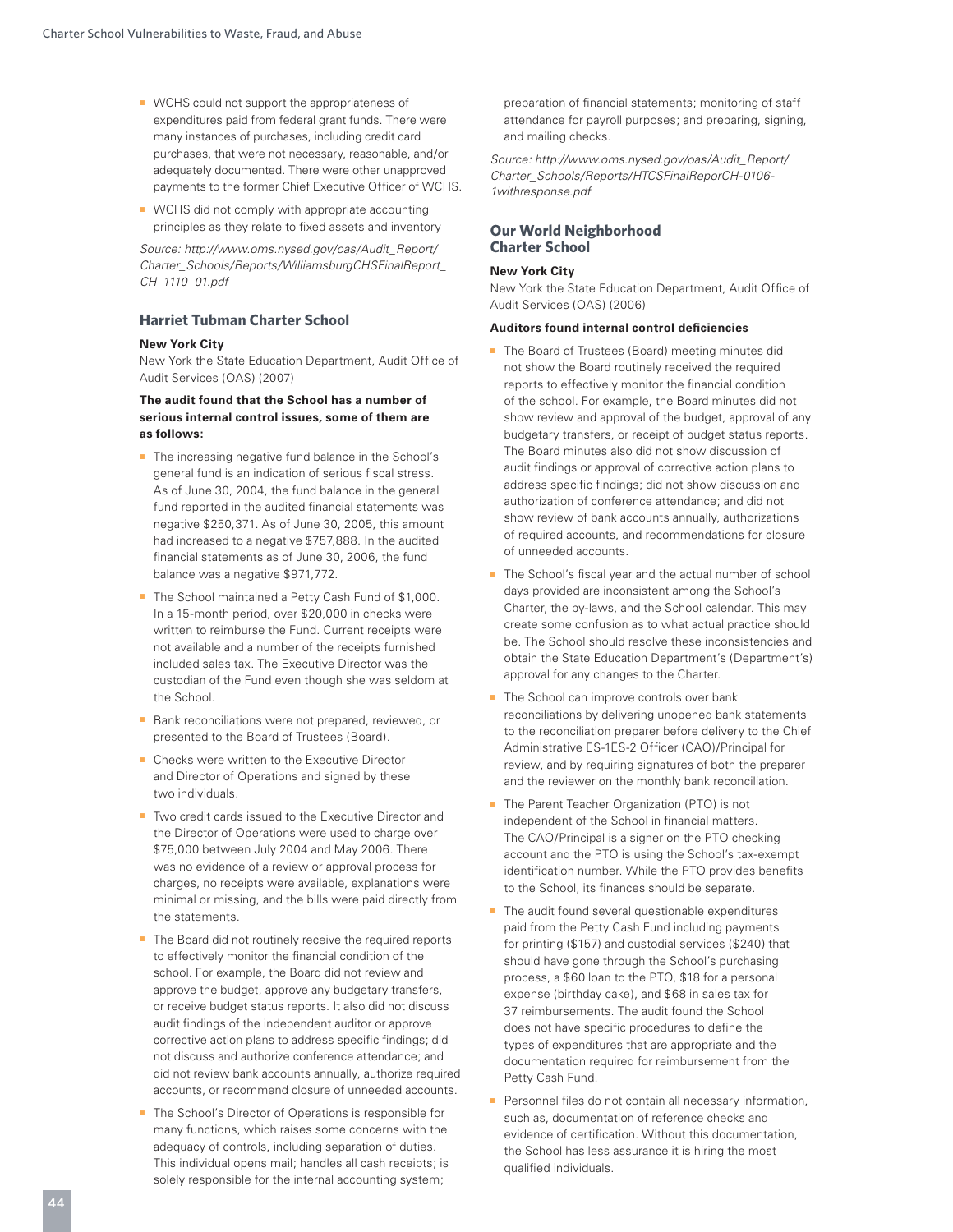- WCHS could not support the appropriateness of expenditures paid from federal grant funds. There were many instances of purchases, including credit card purchases, that were not necessary, reasonable, and/or adequately documented. There were other unapproved payments to the former Chief Executive Officer of WCHS.
- WCHS did not comply with appropriate accounting principles as they relate to fixed assets and inventory

*Source: http://www.oms.nysed.gov/oas/Audit_Report/Charter_Schools/Reports/WilliamsburgCHSFinalReport_CH_1110_01.pdf*

### Harriet Tubman Charter School

**New York City**

New York the State Education Department, Audit Office of Audit Services (OAS) (2007)

**The audit found that the School has a number of serious internal control issues, some of them are as follows:**

- The increasing negative fund balance in the School's general fund is an indication of serious fiscal stress. As of June 30, 2004, the fund balance in the general fund reported in the audited financial statements was negative $250,371. As of June 30, 2005, this amount had increased to a negative $757,888. In the audited financial statements as of June 30, 2006, the fund balance was a negative $971,772.
- The School maintained a Petty Cash Fund of $1,000. In a 15-month period, over $20,000 in checks were written to reimburse the Fund. Current receipts were not available and a number of the receipts furnished included sales tax. The Executive Director was the custodian of the Fund even though she was seldom at the School.
- Bank reconciliations were not prepared, reviewed, or presented to the Board of Trustees (Board).
- Checks were written to the Executive Director and Director of Operations and signed by these two individuals.
- Two credit cards issued to the Executive Director and the Director of Operations were used to charge over $75,000 between July 2004 and May 2006. There was no evidence of a review or approval process for charges, no receipts were available, explanations were minimal or missing, and the bills were paid directly from the statements.
- The Board did not routinely receive the required reports to effectively monitor the financial condition of the school. For example, the Board did not review and approve the budget, approve any budgetary transfers, or receive budget status reports. It also did not discuss audit findings of the independent auditor or approve corrective action plans to address specific findings; did not discuss and authorize conference attendance; and did not review bank accounts annually, authorize required accounts, or recommend closure of unneeded accounts.
- The School's Director of Operations is responsible for many functions, which raises some concerns with the adequacy of controls, including separation of duties. This individual opens mail; handles all cash receipts; is solely responsible for the internal accounting system; preparation of financial statements; monitoring of staff attendance for payroll purposes; and preparing, signing, and mailing checks.

*Source: http://www.oms.nysed.gov/oas/Audit_Report/Charter_Schools/Reports/HTCSFinalReporCH-0106-1withresponse.pdf*

### Our World Neighborhood Charter School

**New York City**

New York the State Education Department, Audit Office of Audit Services (OAS) (2006)

**Auditors found internal control deficiencies**

- The Board of Trustees (Board) meeting minutes did not show the Board routinely received the required reports to effectively monitor the financial condition of the school. For example, the Board minutes did not show review and approval of the budget, approval of any budgetary transfers, or receipt of budget status reports. The Board minutes also did not show discussion of audit findings or approval of corrective action plans to address specific findings; did not show discussion and authorization of conference attendance; and did not show review of bank accounts annually, authorizations of required accounts, and recommendations for closure of unneeded accounts.
- The School's fiscal year and the actual number of school days provided are inconsistent among the School's Charter, the by-laws, and the School calendar. This may create some confusion as to what actual practice should be. The School should resolve these inconsistencies and obtain the State Education Department's (Department's) approval for any changes to the Charter.
- The School can improve controls over bank reconciliations by delivering unopened bank statements to the reconciliation preparer before delivery to the Chief Administrative ES-1ES-2 Officer (CAO)/Principal for review, and by requiring signatures of both the preparer and the reviewer on the monthly bank reconciliation.
- The Parent Teacher Organization (PTO) is not independent of the School in financial matters. The CAO/Principal is a signer on the PTO checking account and the PTO is using the School's tax-exempt identification number. While the PTO provides benefits to the School, its finances should be separate.
- The audit found several questionable expenditures paid from the Petty Cash Fund including payments for printing ($157) and custodial services ($240) that should have gone through the School's purchasing process, a $60 loan to the PTO, $18 for a personal expense (birthday cake), and $68 in sales tax for 37 reimbursements. The audit found the School does not have specific procedures to define the types of expenditures that are appropriate and the documentation required for reimbursement from the Petty Cash Fund.
- Personnel files do not contain all necessary information, such as, documentation of reference checks and evidence of certification. Without this documentation, the School has less assurance it is hiring the most qualified individuals.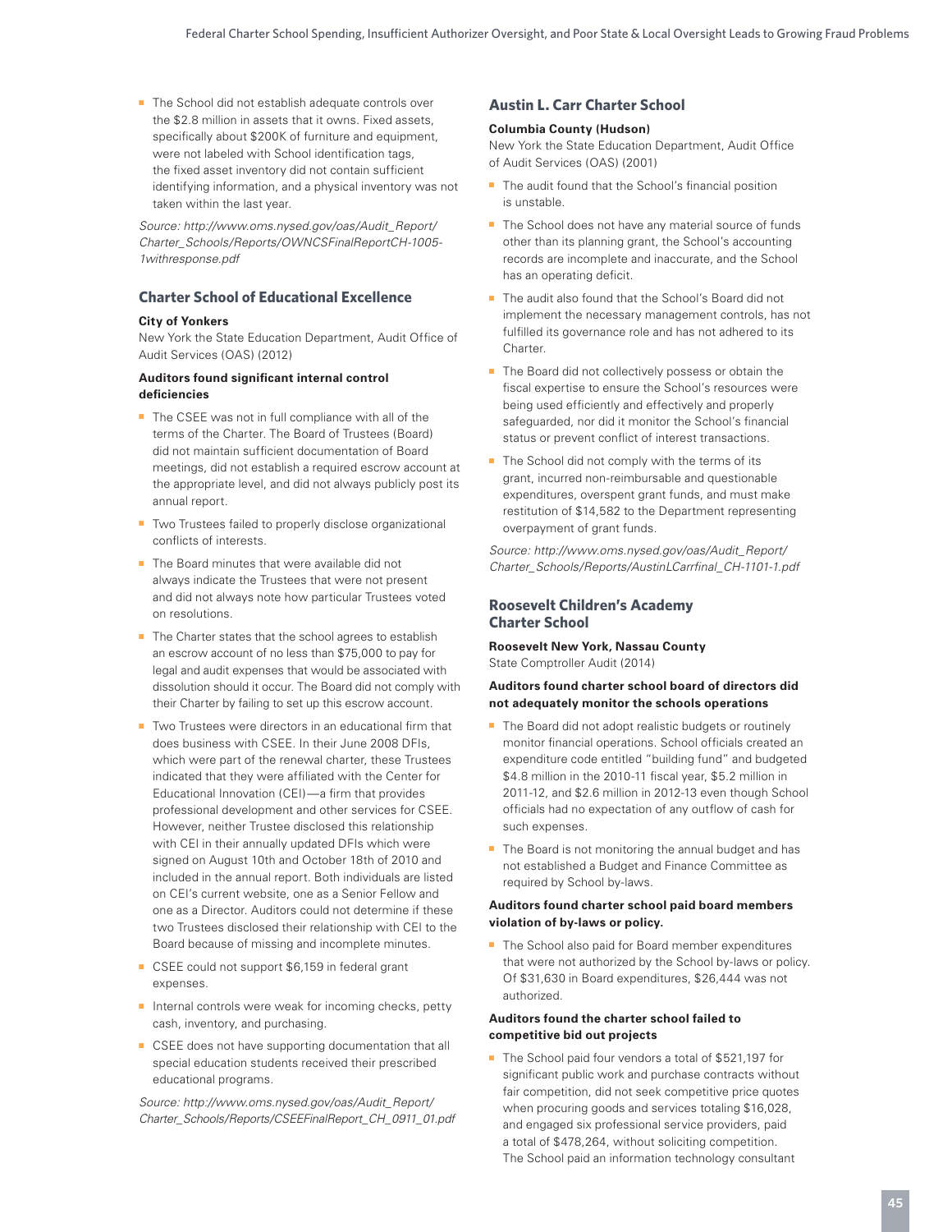- The School did not establish adequate controls over the $2.8 million in assets that it owns. Fixed assets, specifically about $200K of furniture and equipment, were not labeled with School identification tags, the fixed asset inventory did not contain sufficient identifying information, and a physical inventory was not taken within the last year.

*Source: http://www.oms.nysed.gov/oas/Audit_Report/Charter_Schools/Reports/OWNCSFinalReportCH-1005-1withresponse.pdf*

### Charter School of Educational Excellence

**City of Yonkers**
New York the State Education Department, Audit Office of Audit Services (OAS) (2012)

**Auditors found significant internal control deficiencies**

- The CSEE was not in full compliance with all of the terms of the Charter. The Board of Trustees (Board) did not maintain sufficient documentation of Board meetings, did not establish a required escrow account at the appropriate level, and did not always publicly post its annual report.
- Two Trustees failed to properly disclose organizational conflicts of interests.
- The Board minutes that were available did not always indicate the Trustees that were not present and did not always note how particular Trustees voted on resolutions.
- The Charter states that the school agrees to establish an escrow account of no less than $75,000 to pay for legal and audit expenses that would be associated with dissolution should it occur. The Board did not comply with their Charter by failing to set up this escrow account.
- Two Trustees were directors in an educational firm that does business with CSEE. In their June 2008 DFIs, which were part of the renewal charter, these Trustees indicated that they were affiliated with the Center for Educational Innovation (CEI)—a firm that provides professional development and other services for CSEE. However, neither Trustee disclosed this relationship with CEI in their annually updated DFIs which were signed on August 10th and October 18th of 2010 and included in the annual report. Both individuals are listed on CEI's current website, one as a Senior Fellow and one as a Director. Auditors could not determine if these two Trustees disclosed their relationship with CEI to the Board because of missing and incomplete minutes.
- CSEE could not support $6,159 in federal grant expenses.
- Internal controls were weak for incoming checks, petty cash, inventory, and purchasing.
- CSEE does not have supporting documentation that all special education students received their prescribed educational programs.

*Source: http://www.oms.nysed.gov/oas/Audit_Report/Charter_Schools/Reports/CSEEFinalReport_CH_0911_01.pdf*

### Austin L. Carr Charter School

**Columbia County (Hudson)**
New York the State Education Department, Audit Office of Audit Services (OAS) (2001)

- The audit found that the School's financial position is unstable.
- The School does not have any material source of funds other than its planning grant, the School's accounting records are incomplete and inaccurate, and the School has an operating deficit.
- The audit also found that the School's Board did not implement the necessary management controls, has not fulfilled its governance role and has not adhered to its Charter.
- The Board did not collectively possess or obtain the fiscal expertise to ensure the School's resources were being used efficiently and effectively and properly safeguarded, nor did it monitor the School's financial status or prevent conflict of interest transactions.
- The School did not comply with the terms of its grant, incurred non-reimbursable and questionable expenditures, overspent grant funds, and must make restitution of $14,582 to the Department representing overpayment of grant funds.

*Source: http://www.oms.nysed.gov/oas/Audit_Report/Charter_Schools/Reports/AustinLCarrfinal_CH-1101-1.pdf*

### Roosevelt Children's Academy Charter School

**Roosevelt New York, Nassau County**
State Comptroller Audit (2014)

**Auditors found charter school board of directors did not adequately monitor the schools operations**

- The Board did not adopt realistic budgets or routinely monitor financial operations. School officials created an expenditure code entitled "building fund" and budgeted $4.8 million in the 2010-11 fiscal year, $5.2 million in 2011-12, and $2.6 million in 2012-13 even though School officials had no expectation of any outflow of cash for such expenses.
- The Board is not monitoring the annual budget and has not established a Budget and Finance Committee as required by School by-laws.

**Auditors found charter school paid board members violation of by-laws or policy.**

- The School also paid for Board member expenditures that were not authorized by the School by-laws or policy. Of $31,630 in Board expenditures, $26,444 was not authorized.

**Auditors found the charter school failed to competitive bid out projects**

- The School paid four vendors a total of $521,197 for significant public work and purchase contracts without fair competition, did not seek competitive price quotes when procuring goods and services totaling $16,028, and engaged six professional service providers, paid a total of $478,264, without soliciting competition. The School paid an information technology consultant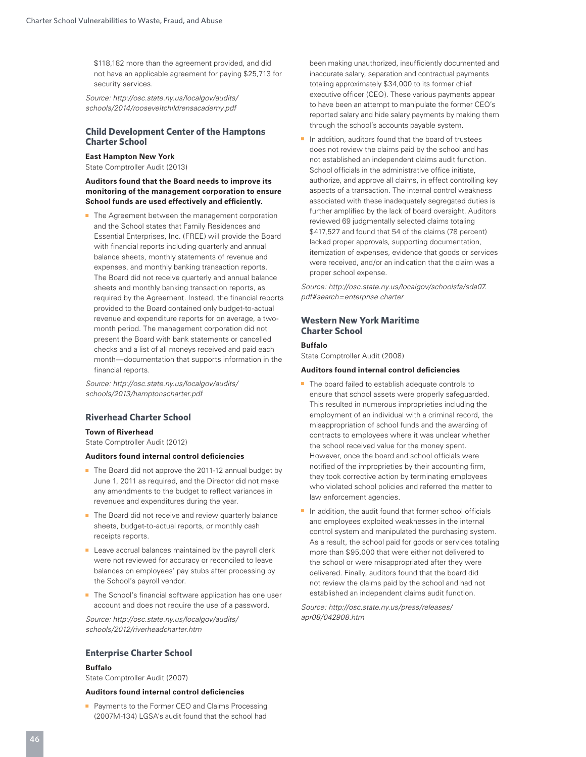$118,182 more than the agreement provided, and did not have an applicable agreement for paying $25,713 for security services.

*Source: http://osc.state.ny.us/localgov/audits/schools/2014/rooseveltchildrensacademy.pdf*

### Child Development Center of the Hamptons Charter School

**East Hampton New York**
State Comptroller Audit (2013)

**Auditors found that the Board needs to improve its monitoring of the management corporation to ensure School funds are used effectively and efficiently.**

- The Agreement between the management corporation and the School states that Family Residences and Essential Enterprises, Inc. (FREE) will provide the Board with financial reports including quarterly and annual balance sheets, monthly statements of revenue and expenses, and monthly banking transaction reports. The Board did not receive quarterly and annual balance sheets and monthly banking transaction reports, as required by the Agreement. Instead, the financial reports provided to the Board contained only budget-to-actual revenue and expenditure reports for on average, a two-month period. The management corporation did not present the Board with bank statements or cancelled checks and a list of all moneys received and paid each month—documentation that supports information in the financial reports.

*Source: http://osc.state.ny.us/localgov/audits/schools/2013/hamptonscharter.pdf*

### Riverhead Charter School

**Town of Riverhead**
State Comptroller Audit (2012)

**Auditors found internal control deficiencies**

- The Board did not approve the 2011-12 annual budget by June 1, 2011 as required, and the Director did not make any amendments to the budget to reflect variances in revenues and expenditures during the year.
- The Board did not receive and review quarterly balance sheets, budget-to-actual reports, or monthly cash receipts reports.
- Leave accrual balances maintained by the payroll clerk were not reviewed for accuracy or reconciled to leave balances on employees' pay stubs after processing by the School's payroll vendor.
- The School's financial software application has one user account and does not require the use of a password.

*Source: http://osc.state.ny.us/localgov/audits/schools/2012/riverheadcharter.htm*

### Enterprise Charter School

**Buffalo**
State Comptroller Audit (2007)

**Auditors found internal control deficiencies**

- Payments to the Former CEO and Claims Processing (2007M-134) LGSA's audit found that the school had been making unauthorized, insufficiently documented and inaccurate salary, separation and contractual payments totaling approximately $34,000 to its former chief executive officer (CEO). These various payments appear to have been an attempt to manipulate the former CEO's reported salary and hide salary payments by making them through the school's accounts payable system.
- In addition, auditors found that the board of trustees does not review the claims paid by the school and has not established an independent claims audit function. School officials in the administrative office initiate, authorize, and approve all claims, in effect controlling key aspects of a transaction. The internal control weakness associated with these inadequately segregated duties is further amplified by the lack of board oversight. Auditors reviewed 69 judgmentally selected claims totaling $417,527 and found that 54 of the claims (78 percent) lacked proper approvals, supporting documentation, itemization of expenses, evidence that goods or services were received, and/or an indication that the claim was a proper school expense.

*Source: http://osc.state.ny.us/localgov/schoolsfa/sda07.pdf#search=enterprise charter*

### Western New York Maritime Charter School

**Buffalo**
State Comptroller Audit (2008)

**Auditors found internal control deficiencies**

- The board failed to establish adequate controls to ensure that school assets were properly safeguarded. This resulted in numerous improprieties including the employment of an individual with a criminal record, the misappropriation of school funds and the awarding of contracts to employees where it was unclear whether the school received value for the money spent. However, once the board and school officials were notified of the improprieties by their accounting firm, they took corrective action by terminating employees who violated school policies and referred the matter to law enforcement agencies.
- In addition, the audit found that former school officials and employees exploited weaknesses in the internal control system and manipulated the purchasing system. As a result, the school paid for goods or services totaling more than $95,000 that were either not delivered to the school or were misappropriated after they were delivered. Finally, auditors found that the board did not review the claims paid by the school and had not established an independent claims audit function.

*Source: http://osc.state.ny.us/press/releases/apr08/042908.htm*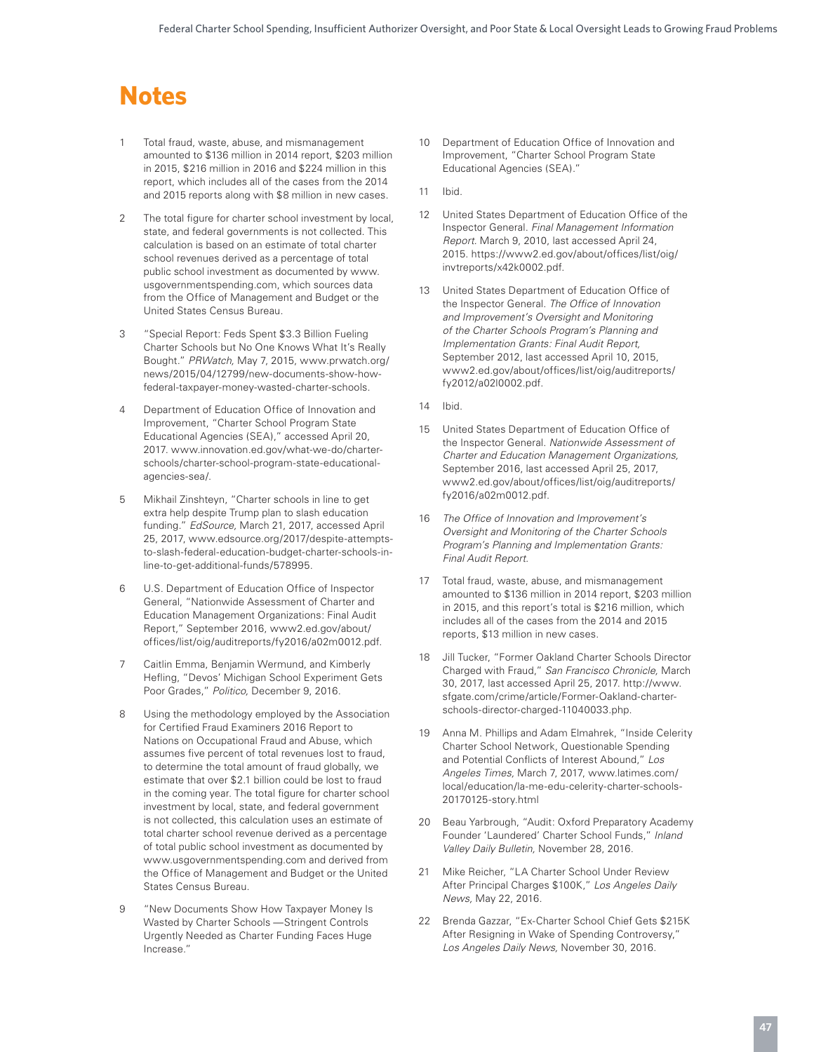# Notes

1. Total fraud, waste, abuse, and mismanagement amounted to $136 million in 2014 report, $203 million in 2015, $216 million in 2016 and $224 million in this report, which includes all of the cases from the 2014 and 2015 reports along with $8 million in new cases.

2. The total figure for charter school investment by local, state, and federal governments is not collected. This calculation is based on an estimate of total charter school revenues derived as a percentage of total public school investment as documented by www.usgovernmentspending.com, which sources data from the Office of Management and Budget or the United States Census Bureau.

3. "Special Report: Feds Spent $3.3 Billion Fueling Charter Schools but No One Knows What It's Really Bought." *PRWatch*, May 7, 2015, www.prwatch.org/news/2015/04/12799/new-documents-show-how-federal-taxpayer-money-wasted-charter-schools.

4. Department of Education Office of Innovation and Improvement, "Charter School Program State Educational Agencies (SEA)," accessed April 20, 2017. www.innovation.ed.gov/what-we-do/charter-schools/charter-school-program-state-educational-agencies-sea/.

5. Mikhail Zinshteyn, "Charter schools in line to get extra help despite Trump plan to slash education funding." *EdSource*, March 21, 2017, accessed April 25, 2017, www.edsource.org/2017/despite-attempts-to-slash-federal-education-budget-charter-schools-in-line-to-get-additional-funds/578995.

6. U.S. Department of Education Office of Inspector General, "Nationwide Assessment of Charter and Education Management Organizations: Final Audit Report," September 2016, www2.ed.gov/about/offices/list/oig/auditreports/fy2016/a02m0012.pdf.

7. Caitlin Emma, Benjamin Wermund, and Kimberly Hefling, "Devos' Michigan School Experiment Gets Poor Grades," *Politico*, December 9, 2016.

8. Using the methodology employed by the Association for Certified Fraud Examiners 2016 Report to Nations on Occupational Fraud and Abuse, which assumes five percent of total revenues lost to fraud, to determine the total amount of fraud globally, we estimate that over $2.1 billion could be lost to fraud in the coming year. The total figure for charter school investment by local, state, and federal government is not collected, this calculation uses an estimate of total charter school revenue derived as a percentage of total public school investment as documented by www.usgovernmentspending.com and derived from the Office of Management and Budget or the United States Census Bureau.

9. "New Documents Show How Taxpayer Money Is Wasted by Charter Schools —Stringent Controls Urgently Needed as Charter Funding Faces Huge Increase."

10. Department of Education Office of Innovation and Improvement, "Charter School Program State Educational Agencies (SEA)."

11. Ibid.

12. United States Department of Education Office of the Inspector General. *Final Management Information Report*. March 9, 2010, last accessed April 24, 2015. https://www2.ed.gov/about/offices/list/oig/invtreports/x42k0002.pdf.

13. United States Department of Education Office of the Inspector General. *The Office of Innovation and Improvement's Oversight and Monitoring of the Charter Schools Program's Planning and Implementation Grants: Final Audit Report,* September 2012, last accessed April 10, 2015, www2.ed.gov/about/offices/list/oig/auditreports/fy2012/a02l0002.pdf.

14. Ibid.

15. United States Department of Education Office of the Inspector General. *Nationwide Assessment of Charter and Education Management Organizations,* September 2016, last accessed April 25, 2017, www2.ed.gov/about/offices/list/oig/auditreports/fy2016/a02m0012.pdf.

16. *The Office of Innovation and Improvement's Oversight and Monitoring of the Charter Schools Program's Planning and Implementation Grants: Final Audit Report.*

17. Total fraud, waste, abuse, and mismanagement amounted to $136 million in 2014 report, $203 million in 2015, and this report's total is $216 million, which includes all of the cases from the 2014 and 2015 reports, $13 million in new cases.

18. Jill Tucker, "Former Oakland Charter Schools Director Charged with Fraud," *San Francisco Chronicle,* March 30, 2017, last accessed April 25, 2017. http://www.sfgate.com/crime/article/Former-Oakland-charter-schools-director-charged-11040033.php.

19. Anna M. Phillips and Adam Elmahrek, "Inside Celerity Charter School Network, Questionable Spending and Potential Conflicts of Interest Abound," *Los Angeles Times,* March 7, 2017, www.latimes.com/local/education/la-me-edu-celerity-charter-schools-20170125-story.html

20. Beau Yarbrough, "Audit: Oxford Preparatory Academy Founder 'Laundered' Charter School Funds," *Inland Valley Daily Bulletin,* November 28, 2016.

21. Mike Reicher, "LA Charter School Under Review After Principal Charges $100K," *Los Angeles Daily News,* May 22, 2016.

22. Brenda Gazzar, "Ex-Charter School Chief Gets $215K After Resigning in Wake of Spending Controversy," *Los Angeles Daily News,* November 30, 2016.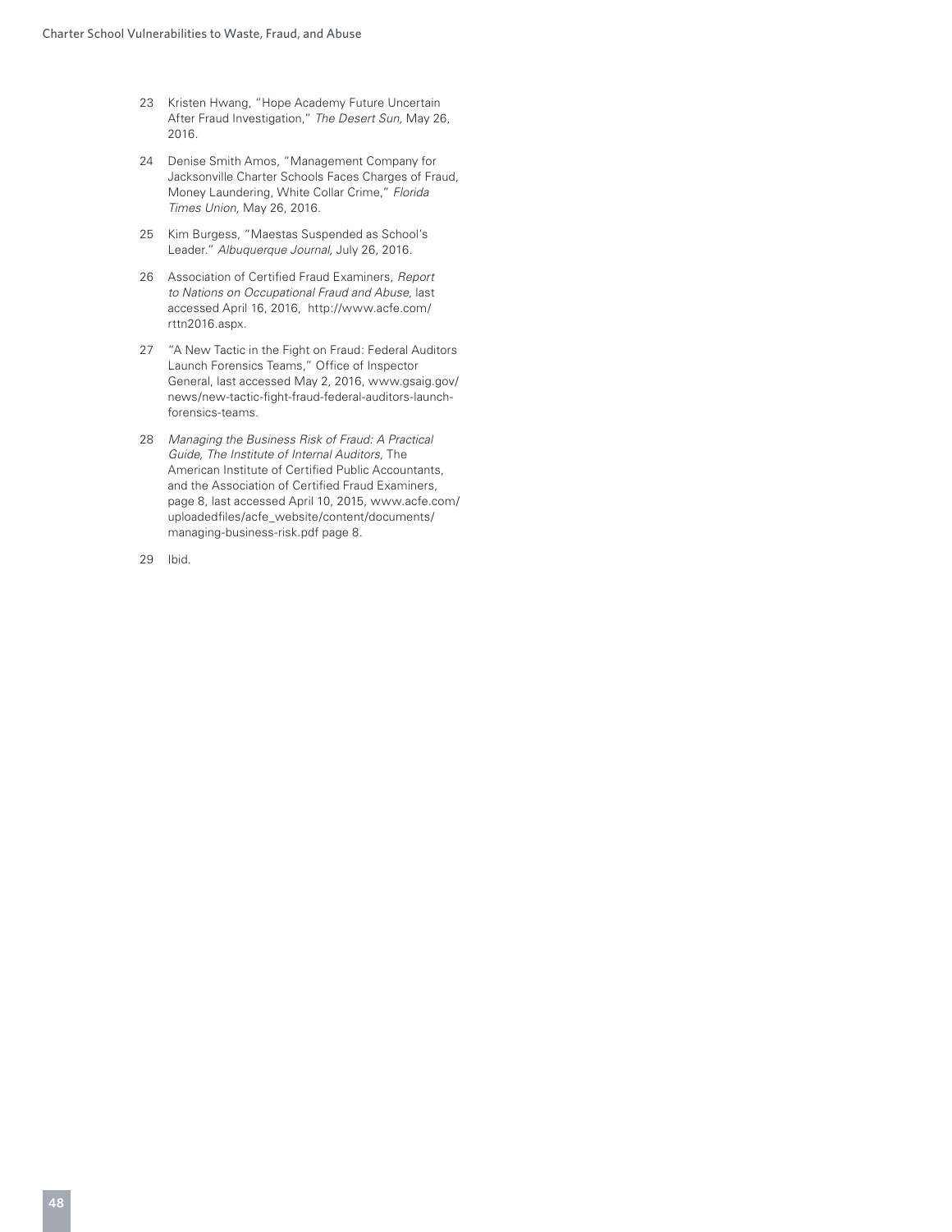23 Kristen Hwang, "Hope Academy Future Uncertain After Fraud Investigation," *The Desert Sun,* May 26, 2016.

24 Denise Smith Amos, "Management Company for Jacksonville Charter Schools Faces Charges of Fraud, Money Laundering, White Collar Crime," *Florida Times Union,* May 26, 2016.

25 Kim Burgess, "Maestas Suspended as School's Leader." *Albuquerque Journal,* July 26, 2016.

26 Association of Certified Fraud Examiners, *Report to Nations on Occupational Fraud and Abuse,* last accessed April 16, 2016, http://www.acfe.com/rttn2016.aspx.

27 "A New Tactic in the Fight on Fraud: Federal Auditors Launch Forensics Teams," Office of Inspector General, last accessed May 2, 2016, www.gsaig.gov/news/new-tactic-fight-fraud-federal-auditors-launch-forensics-teams.

28 *Managing the Business Risk of Fraud: A Practical Guide, The Institute of Internal Auditors,* The American Institute of Certified Public Accountants, and the Association of Certified Fraud Examiners, page 8, last accessed April 10, 2015, www.acfe.com/uploadedfiles/acfe_website/content/documents/managing-business-risk.pdf page 8.

29 Ibid.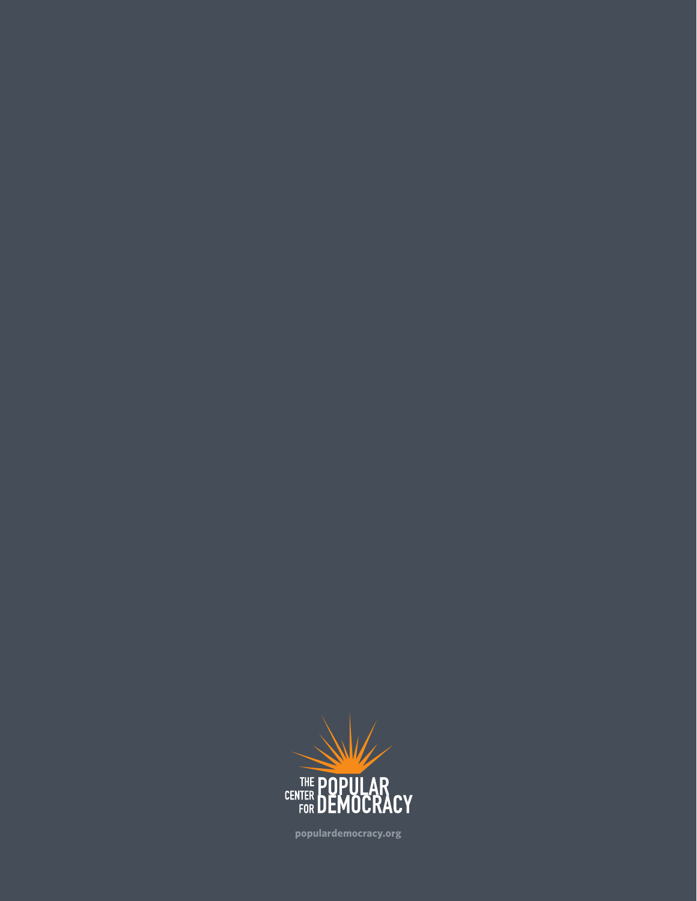THE CENTER FOR POPULAR DEMOCRACY

populardemocracy.org